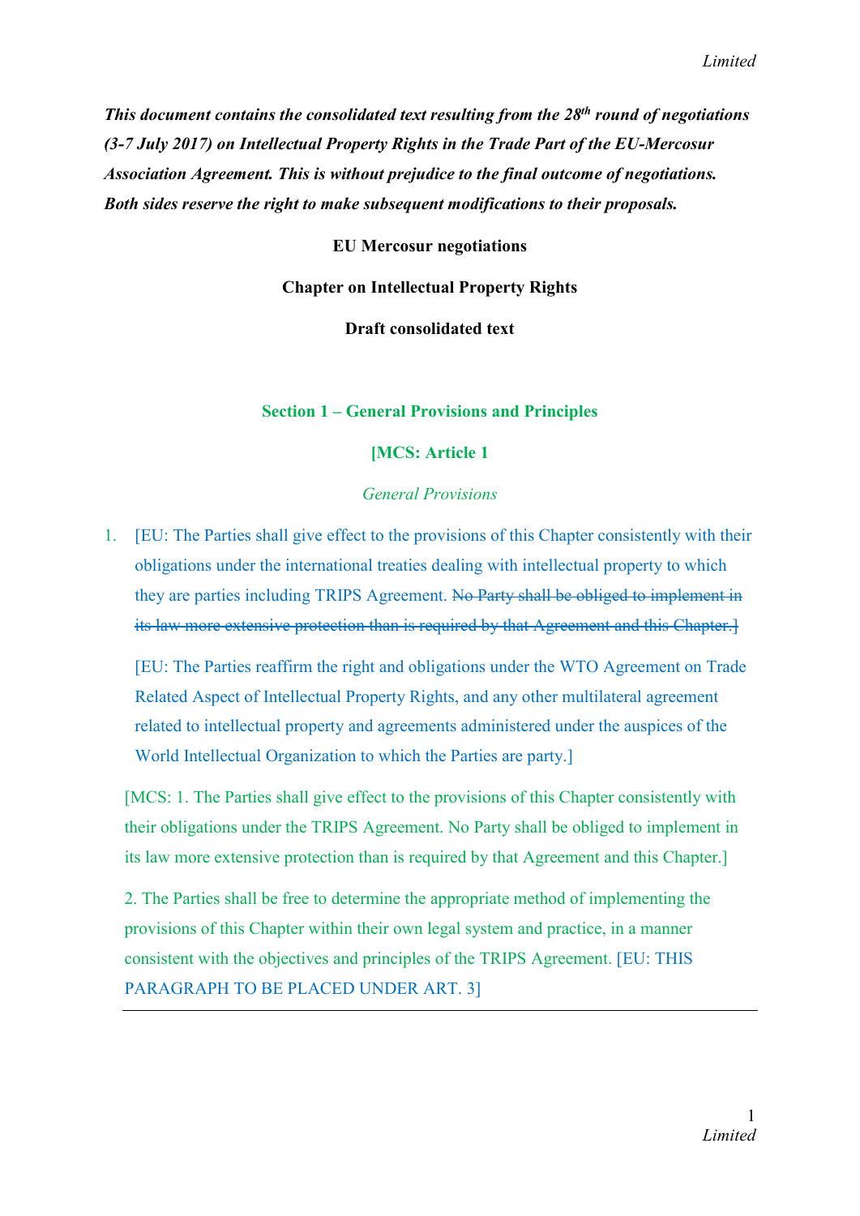***This document contains the consolidated text resulting from the 28th round of negotiations (3-7 July 2017) on Intellectual Property Rights in the Trade Part of the EU-Mercosur Association Agreement. This is without prejudice to the final outcome of negotiations. Both sides reserve the right to make subsequent modifications to their proposals.***

**EU Mercosur negotiations**

**Chapter on Intellectual Property Rights**

**Draft consolidated text**

## Section 1 – General Provisions and Principles

### [MCS: Article 1

*General Provisions*

1. [EU: The Parties shall give effect to the provisions of this Chapter consistently with their obligations under the international treaties dealing with intellectual property to which they are parties including TRIPS Agreement. ~~No Party shall be obliged to implement in its law more extensive protection than is required by that Agreement and this Chapter.]~~

   [EU: The Parties reaffirm the right and obligations under the WTO Agreement on Trade Related Aspect of Intellectual Property Rights, and any other multilateral agreement related to intellectual property and agreements administered under the auspices of the World Intellectual Organization to which the Parties are party.]

[MCS: 1. The Parties shall give effect to the provisions of this Chapter consistently with their obligations under the TRIPS Agreement. No Party shall be obliged to implement in its law more extensive protection than is required by that Agreement and this Chapter.]

2. The Parties shall be free to determine the appropriate method of implementing the provisions of this Chapter within their own legal system and practice, in a manner consistent with the objectives and principles of the TRIPS Agreement. [EU: THIS PARAGRAPH TO BE PLACED UNDER ART. 3]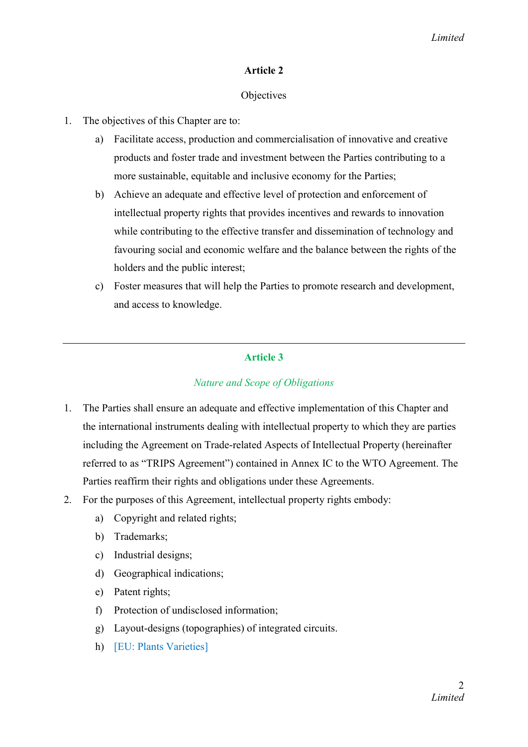## Article 2

Objectives

1. The objectives of this Chapter are to:
   a) Facilitate access, production and commercialisation of innovative and creative products and foster trade and investment between the Parties contributing to a more sustainable, equitable and inclusive economy for the Parties;
   b) Achieve an adequate and effective level of protection and enforcement of intellectual property rights that provides incentives and rewards to innovation while contributing to the effective transfer and dissemination of technology and favouring social and economic welfare and the balance between the rights of the holders and the public interest;
   c) Foster measures that will help the Parties to promote research and development, and access to knowledge.

---

## Article 3

*Nature and Scope of Obligations*

1. The Parties shall ensure an adequate and effective implementation of this Chapter and the international instruments dealing with intellectual property to which they are parties including the Agreement on Trade-related Aspects of Intellectual Property (hereinafter referred to as "TRIPS Agreement") contained in Annex IC to the WTO Agreement. The Parties reaffirm their rights and obligations under these Agreements.
2. For the purposes of this Agreement, intellectual property rights embody:
   a) Copyright and related rights;
   b) Trademarks;
   c) Industrial designs;
   d) Geographical indications;
   e) Patent rights;
   f) Protection of undisclosed information;
   g) Layout-designs (topographies) of integrated circuits.
   h) [EU: Plants Varieties]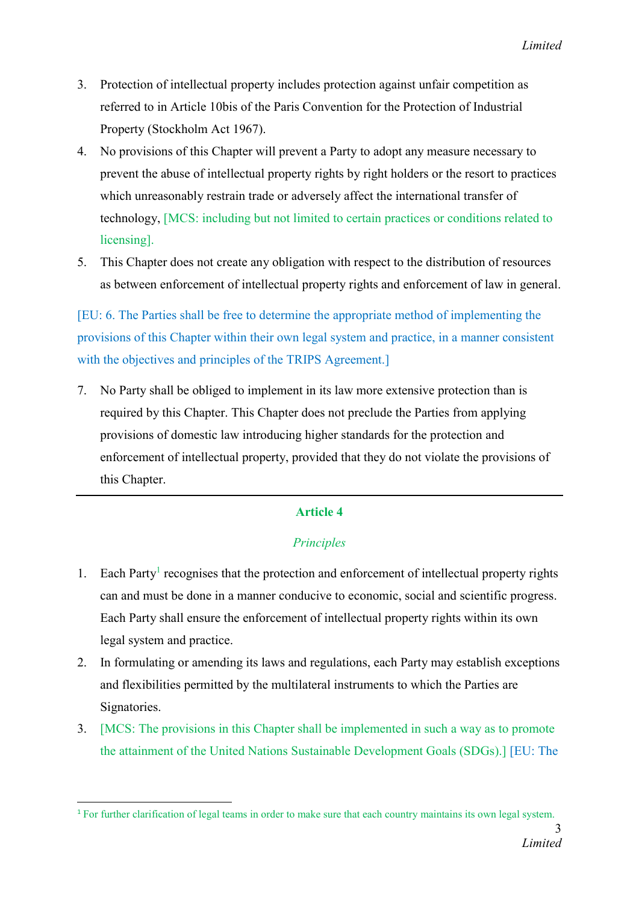3. Protection of intellectual property includes protection against unfair competition as referred to in Article 10bis of the Paris Convention for the Protection of Industrial Property (Stockholm Act 1967).
4. No provisions of this Chapter will prevent a Party to adopt any measure necessary to prevent the abuse of intellectual property rights by right holders or the resort to practices which unreasonably restrain trade or adversely affect the international transfer of technology, [MCS: including but not limited to certain practices or conditions related to licensing].
5. This Chapter does not create any obligation with respect to the distribution of resources as between enforcement of intellectual property rights and enforcement of law in general.

[EU: 6. The Parties shall be free to determine the appropriate method of implementing the provisions of this Chapter within their own legal system and practice, in a manner consistent with the objectives and principles of the TRIPS Agreement.]

7. No Party shall be obliged to implement in its law more extensive protection than is required by this Chapter. This Chapter does not preclude the Parties from applying provisions of domestic law introducing higher standards for the protection and enforcement of intellectual property, provided that they do not violate the provisions of this Chapter.

---

## Article 4

*Principles*

1. Each Party[1] recognises that the protection and enforcement of intellectual property rights can and must be done in a manner conducive to economic, social and scientific progress. Each Party shall ensure the enforcement of intellectual property rights within its own legal system and practice.
2. In formulating or amending its laws and regulations, each Party may establish exceptions and flexibilities permitted by the multilateral instruments to which the Parties are Signatories.
3. [MCS: The provisions in this Chapter shall be implemented in such a way as to promote the attainment of the United Nations Sustainable Development Goals (SDGs).] [EU: The

[1] For further clarification of legal teams in order to make sure that each country maintains its own legal system.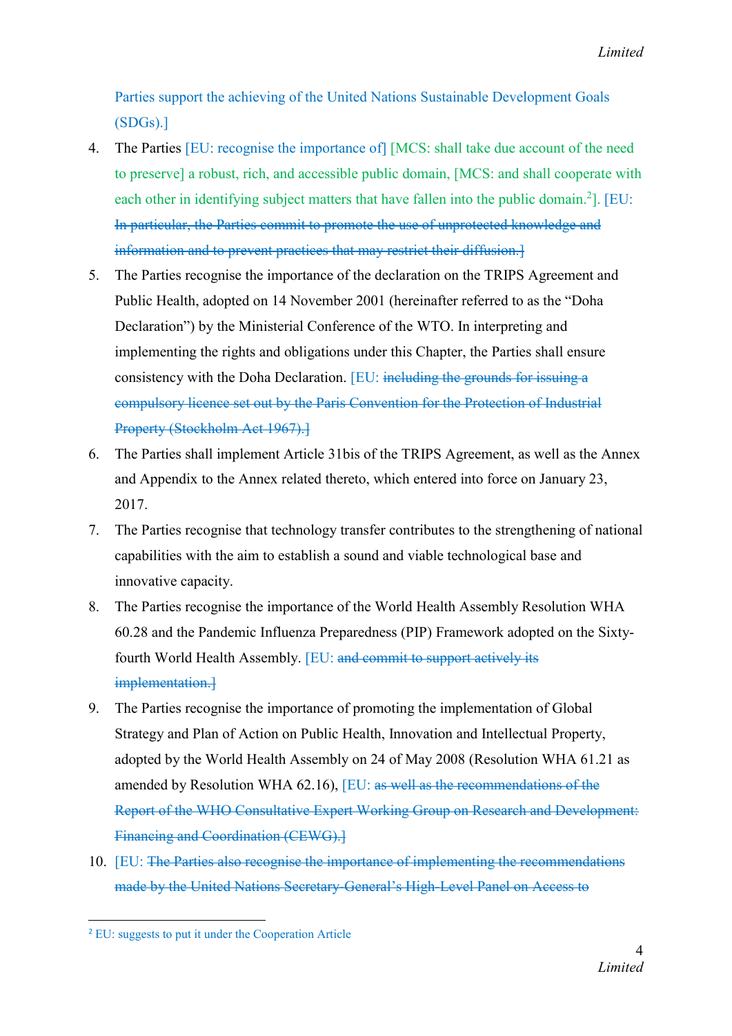Parties support the achieving of the United Nations Sustainable Development Goals (SDGs).]

4. The Parties [EU: recognise the importance of] [MCS: shall take due account of the need to preserve] a robust, rich, and accessible public domain, [MCS: and shall cooperate with each other in identifying subject matters that have fallen into the public domain.[2]]. [EU: ~~In particular, the Parties commit to promote the use of unprotected knowledge and information and to prevent practices that may restrict their diffusion.]~~

5. The Parties recognise the importance of the declaration on the TRIPS Agreement and Public Health, adopted on 14 November 2001 (hereinafter referred to as the "Doha Declaration") by the Ministerial Conference of the WTO. In interpreting and implementing the rights and obligations under this Chapter, the Parties shall ensure consistency with the Doha Declaration. [EU: ~~including the grounds for issuing a compulsory licence set out by the Paris Convention for the Protection of Industrial Property (Stockholm Act 1967).]~~

6. The Parties shall implement Article 31bis of the TRIPS Agreement, as well as the Annex and Appendix to the Annex related thereto, which entered into force on January 23, 2017.

7. The Parties recognise that technology transfer contributes to the strengthening of national capabilities with the aim to establish a sound and viable technological base and innovative capacity.

8. The Parties recognise the importance of the World Health Assembly Resolution WHA 60.28 and the Pandemic Influenza Preparedness (PIP) Framework adopted on the Sixty-fourth World Health Assembly. [EU: ~~and commit to support actively its implementation.]~~

9. The Parties recognise the importance of promoting the implementation of Global Strategy and Plan of Action on Public Health, Innovation and Intellectual Property, adopted by the World Health Assembly on 24 of May 2008 (Resolution WHA 61.21 as amended by Resolution WHA 62.16), [EU: ~~as well as the recommendations of the Report of the WHO Consultative Expert Working Group on Research and Development: Financing and Coordination (CEWG).]~~

10. [EU: ~~The Parties also recognise the importance of implementing the recommendations made by the United Nations Secretary-General's High-Level Panel on Access to~~

[2] EU: suggests to put it under the Cooperation Article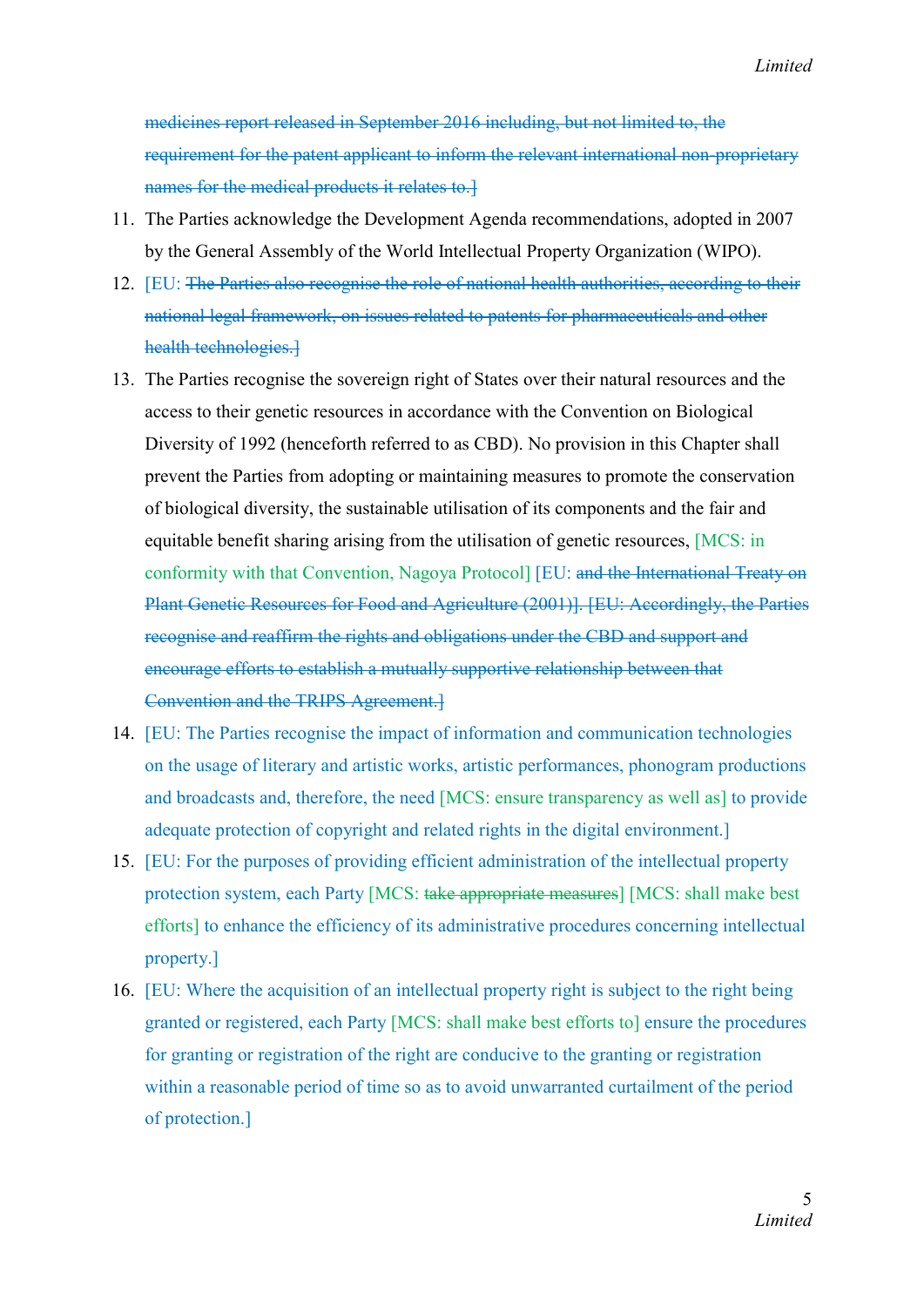~~medicines report released in September 2016 including, but not limited to, the requirement for the patent applicant to inform the relevant international non-proprietary names for the medical products it relates to.]~~

11. The Parties acknowledge the Development Agenda recommendations, adopted in 2007 by the General Assembly of the World Intellectual Property Organization (WIPO).

12. [EU: ~~The Parties also recognise the role of national health authorities, according to their national legal framework, on issues related to patents for pharmaceuticals and other health technologies.]~~

13. The Parties recognise the sovereign right of States over their natural resources and the access to their genetic resources in accordance with the Convention on Biological Diversity of 1992 (henceforth referred to as CBD). No provision in this Chapter shall prevent the Parties from adopting or maintaining measures to promote the conservation of biological diversity, the sustainable utilisation of its components and the fair and equitable benefit sharing arising from the utilisation of genetic resources, [MCS: in conformity with that Convention, Nagoya Protocol] [EU: ~~and the International Treaty on Plant Genetic Resources for Food and Agriculture (2001)]. [EU: Accordingly, the Parties recognise and reaffirm the rights and obligations under the CBD and support and encourage efforts to establish a mutually supportive relationship between that Convention and the TRIPS Agreement.]~~

14. [EU: The Parties recognise the impact of information and communication technologies on the usage of literary and artistic works, artistic performances, phonogram productions and broadcasts and, therefore, the need [MCS: ensure transparency as well as] to provide adequate protection of copyright and related rights in the digital environment.]

15. [EU: For the purposes of providing efficient administration of the intellectual property protection system, each Party [MCS: ~~take appropriate measures~~] [MCS: shall make best efforts] to enhance the efficiency of its administrative procedures concerning intellectual property.]

16. [EU: Where the acquisition of an intellectual property right is subject to the right being granted or registered, each Party [MCS: shall make best efforts to] ensure the procedures for granting or registration of the right are conducive to the granting or registration within a reasonable period of time so as to avoid unwarranted curtailment of the period of protection.]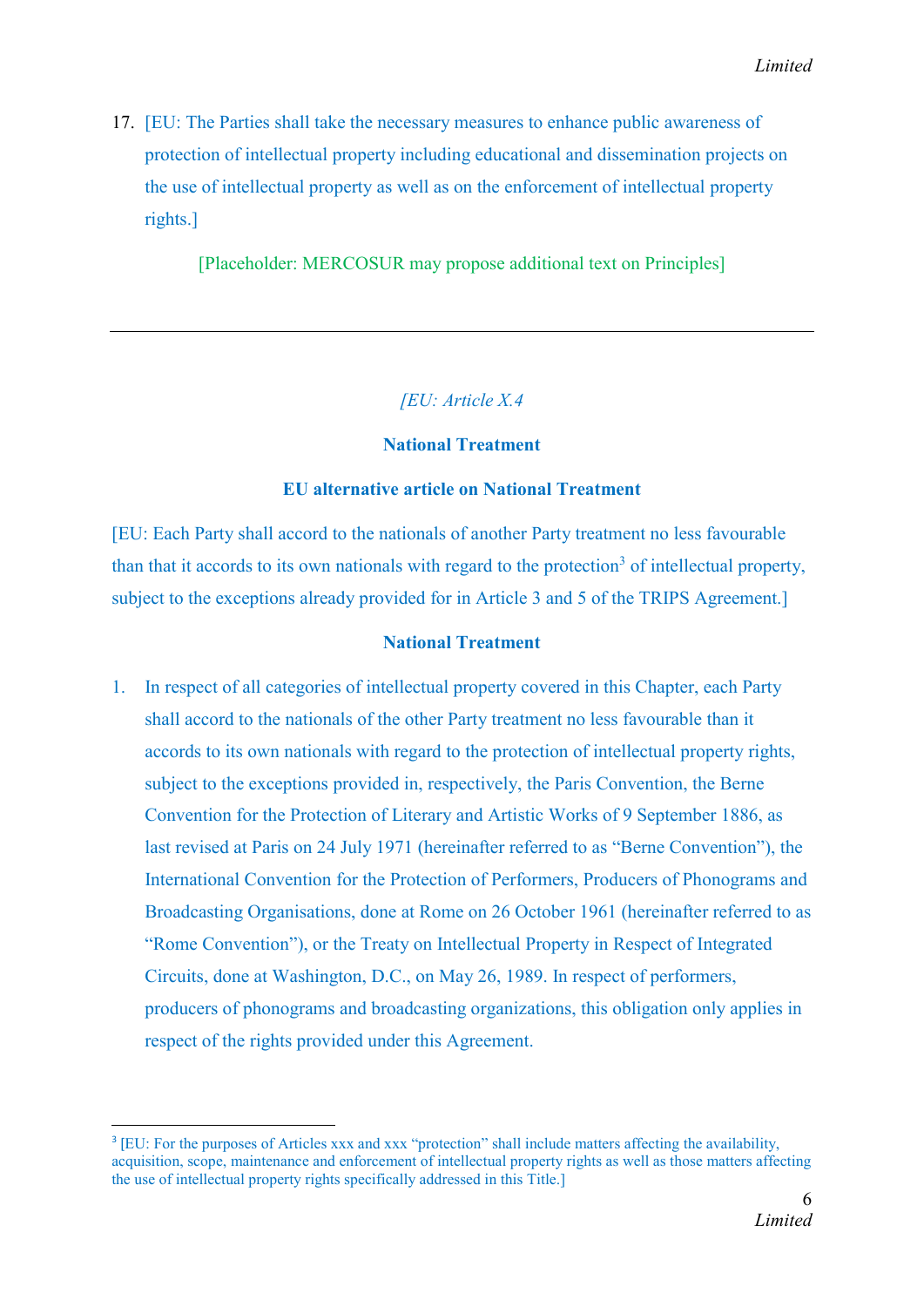17. [EU: The Parties shall take the necessary measures to enhance public awareness of protection of intellectual property including educational and dissemination projects on the use of intellectual property as well as on the enforcement of intellectual property rights.]

[Placeholder: MERCOSUR may propose additional text on Principles]

---

*[EU: Article X.4*

**National Treatment**

**EU alternative article on National Treatment**

[EU: Each Party shall accord to the nationals of another Party treatment no less favourable than that it accords to its own nationals with regard to the protection[3] of intellectual property, subject to the exceptions already provided for in Article 3 and 5 of the TRIPS Agreement.]

**National Treatment**

1. In respect of all categories of intellectual property covered in this Chapter, each Party shall accord to the nationals of the other Party treatment no less favourable than it accords to its own nationals with regard to the protection of intellectual property rights, subject to the exceptions provided in, respectively, the Paris Convention, the Berne Convention for the Protection of Literary and Artistic Works of 9 September 1886, as last revised at Paris on 24 July 1971 (hereinafter referred to as "Berne Convention"), the International Convention for the Protection of Performers, Producers of Phonograms and Broadcasting Organisations, done at Rome on 26 October 1961 (hereinafter referred to as "Rome Convention"), or the Treaty on Intellectual Property in Respect of Integrated Circuits, done at Washington, D.C., on May 26, 1989. In respect of performers, producers of phonograms and broadcasting organizations, this obligation only applies in respect of the rights provided under this Agreement.

---

[3] [EU: For the purposes of Articles xxx and xxx "protection" shall include matters affecting the availability, acquisition, scope, maintenance and enforcement of intellectual property rights as well as those matters affecting the use of intellectual property rights specifically addressed in this Title.]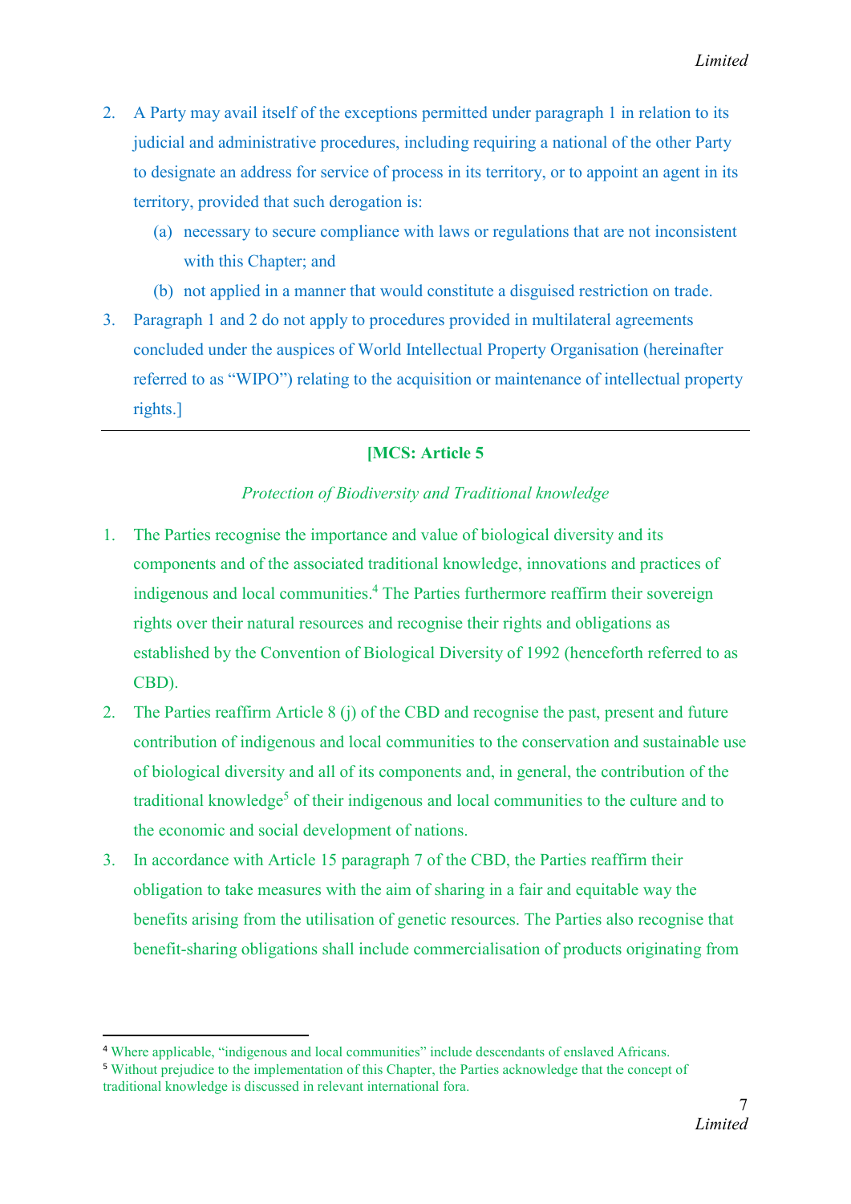2. A Party may avail itself of the exceptions permitted under paragraph 1 in relation to its judicial and administrative procedures, including requiring a national of the other Party to designate an address for service of process in its territory, or to appoint an agent in its territory, provided that such derogation is:

   (a) necessary to secure compliance with laws or regulations that are not inconsistent with this Chapter; and

   (b) not applied in a manner that would constitute a disguised restriction on trade.

3. Paragraph 1 and 2 do not apply to procedures provided in multilateral agreements concluded under the auspices of World Intellectual Property Organisation (hereinafter referred to as "WIPO") relating to the acquisition or maintenance of intellectual property rights.]

---

**[MCS: Article 5**

*Protection of Biodiversity and Traditional knowledge*

1. The Parties recognise the importance and value of biological diversity and its components and of the associated traditional knowledge, innovations and practices of indigenous and local communities.[4] The Parties furthermore reaffirm their sovereign rights over their natural resources and recognise their rights and obligations as established by the Convention of Biological Diversity of 1992 (henceforth referred to as CBD).

2. The Parties reaffirm Article 8 (j) of the CBD and recognise the past, present and future contribution of indigenous and local communities to the conservation and sustainable use of biological diversity and all of its components and, in general, the contribution of the traditional knowledge[5] of their indigenous and local communities to the culture and to the economic and social development of nations.

3. In accordance with Article 15 paragraph 7 of the CBD, the Parties reaffirm their obligation to take measures with the aim of sharing in a fair and equitable way the benefits arising from the utilisation of genetic resources. The Parties also recognise that benefit-sharing obligations shall include commercialisation of products originating from

---

[4] Where applicable, "indigenous and local communities" include descendants of enslaved Africans.

[5] Without prejudice to the implementation of this Chapter, the Parties acknowledge that the concept of traditional knowledge is discussed in relevant international fora.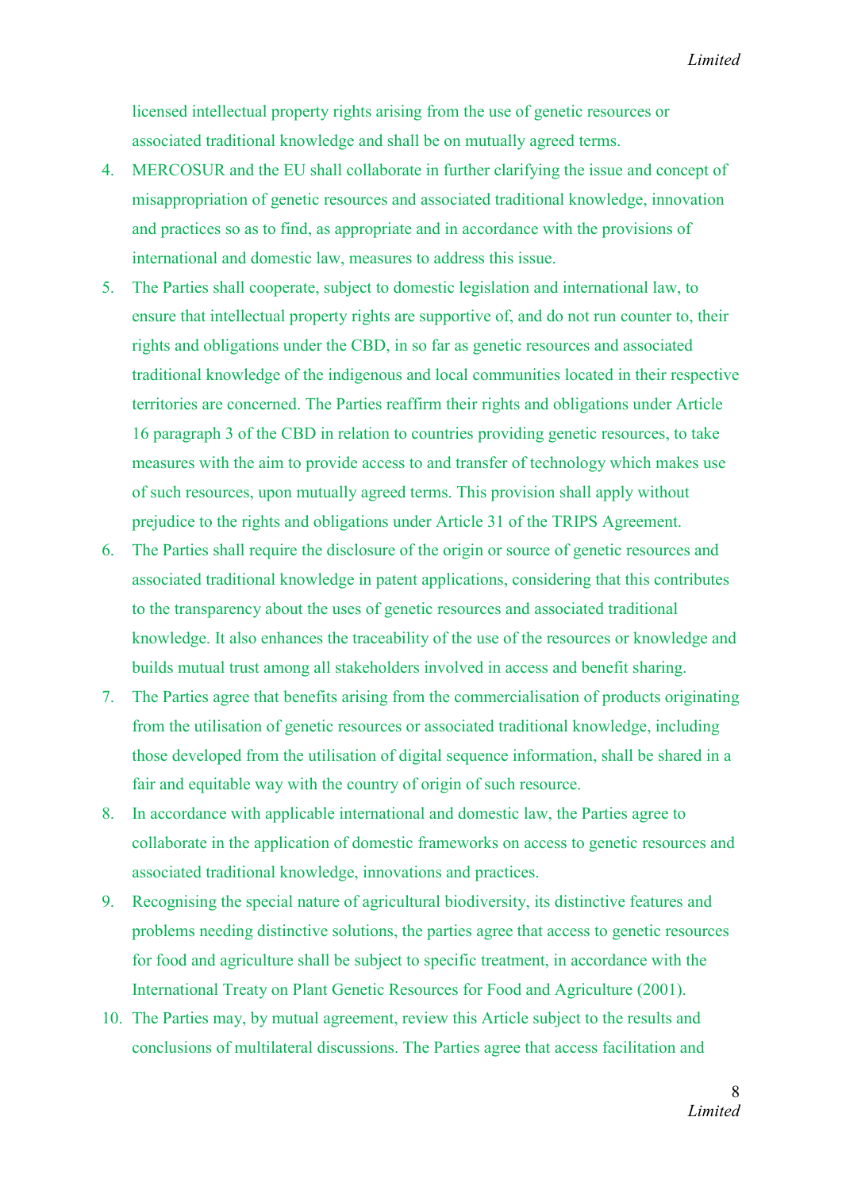licensed intellectual property rights arising from the use of genetic resources or associated traditional knowledge and shall be on mutually agreed terms.

4. MERCOSUR and the EU shall collaborate in further clarifying the issue and concept of misappropriation of genetic resources and associated traditional knowledge, innovation and practices so as to find, as appropriate and in accordance with the provisions of international and domestic law, measures to address this issue.
5. The Parties shall cooperate, subject to domestic legislation and international law, to ensure that intellectual property rights are supportive of, and do not run counter to, their rights and obligations under the CBD, in so far as genetic resources and associated traditional knowledge of the indigenous and local communities located in their respective territories are concerned. The Parties reaffirm their rights and obligations under Article 16 paragraph 3 of the CBD in relation to countries providing genetic resources, to take measures with the aim to provide access to and transfer of technology which makes use of such resources, upon mutually agreed terms. This provision shall apply without prejudice to the rights and obligations under Article 31 of the TRIPS Agreement.
6. The Parties shall require the disclosure of the origin or source of genetic resources and associated traditional knowledge in patent applications, considering that this contributes to the transparency about the uses of genetic resources and associated traditional knowledge. It also enhances the traceability of the use of the resources or knowledge and builds mutual trust among all stakeholders involved in access and benefit sharing.
7. The Parties agree that benefits arising from the commercialisation of products originating from the utilisation of genetic resources or associated traditional knowledge, including those developed from the utilisation of digital sequence information, shall be shared in a fair and equitable way with the country of origin of such resource.
8. In accordance with applicable international and domestic law, the Parties agree to collaborate in the application of domestic frameworks on access to genetic resources and associated traditional knowledge, innovations and practices.
9. Recognising the special nature of agricultural biodiversity, its distinctive features and problems needing distinctive solutions, the parties agree that access to genetic resources for food and agriculture shall be subject to specific treatment, in accordance with the International Treaty on Plant Genetic Resources for Food and Agriculture (2001).
10. The Parties may, by mutual agreement, review this Article subject to the results and conclusions of multilateral discussions. The Parties agree that access facilitation and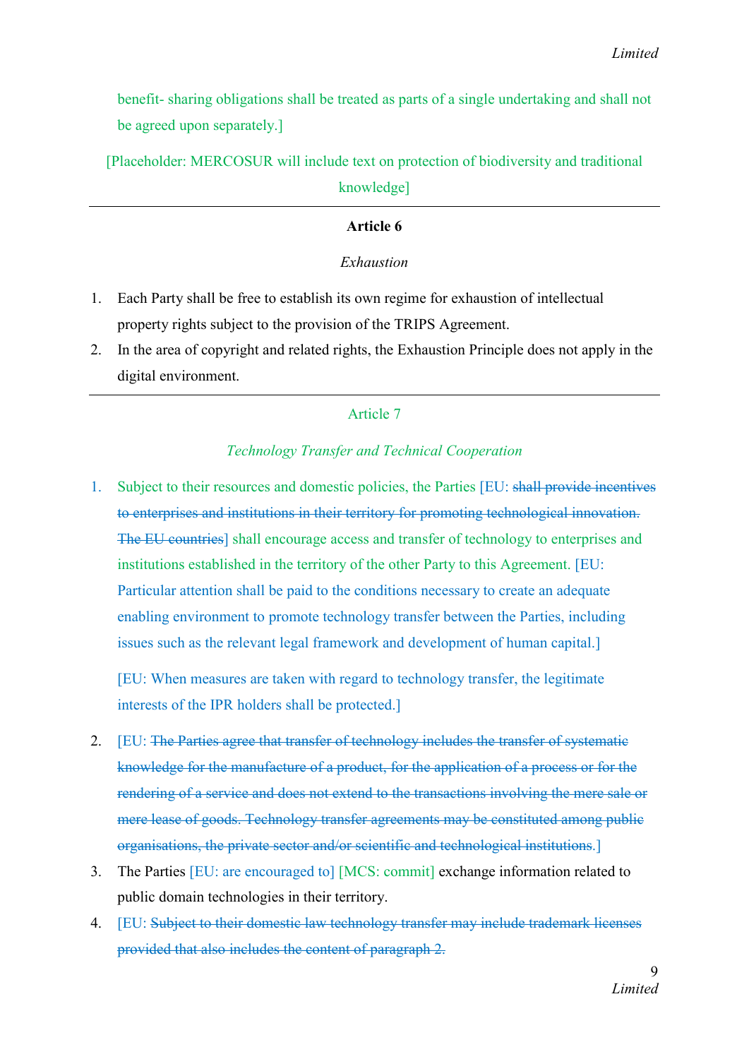benefit- sharing obligations shall be treated as parts of a single undertaking and shall not be agreed upon separately.]

[Placeholder: MERCOSUR will include text on protection of biodiversity and traditional knowledge]

---

**Article 6**

*Exhaustion*

1. Each Party shall be free to establish its own regime for exhaustion of intellectual property rights subject to the provision of the TRIPS Agreement.
2. In the area of copyright and related rights, the Exhaustion Principle does not apply in the digital environment.

---

Article 7

*Technology Transfer and Technical Cooperation*

1. Subject to their resources and domestic policies, the Parties [EU: ~~shall provide incentives to enterprises and institutions in their territory for promoting technological innovation. The EU countries~~] shall encourage access and transfer of technology to enterprises and institutions established in the territory of the other Party to this Agreement. [EU: Particular attention shall be paid to the conditions necessary to create an adequate enabling environment to promote technology transfer between the Parties, including issues such as the relevant legal framework and development of human capital.]

   [EU: When measures are taken with regard to technology transfer, the legitimate interests of the IPR holders shall be protected.]

2. [EU: ~~The Parties agree that transfer of technology includes the transfer of systematic knowledge for the manufacture of a product, for the application of a process or for the rendering of a service and does not extend to the transactions involving the mere sale or mere lease of goods. Technology transfer agreements may be constituted among public organisations, the private sector and/or scientific and technological institutions~~.]
3. The Parties [EU: are encouraged to] [MCS: commit] exchange information related to public domain technologies in their territory.
4. [EU: ~~Subject to their domestic law technology transfer may include trademark licenses provided that also includes the content of paragraph 2.~~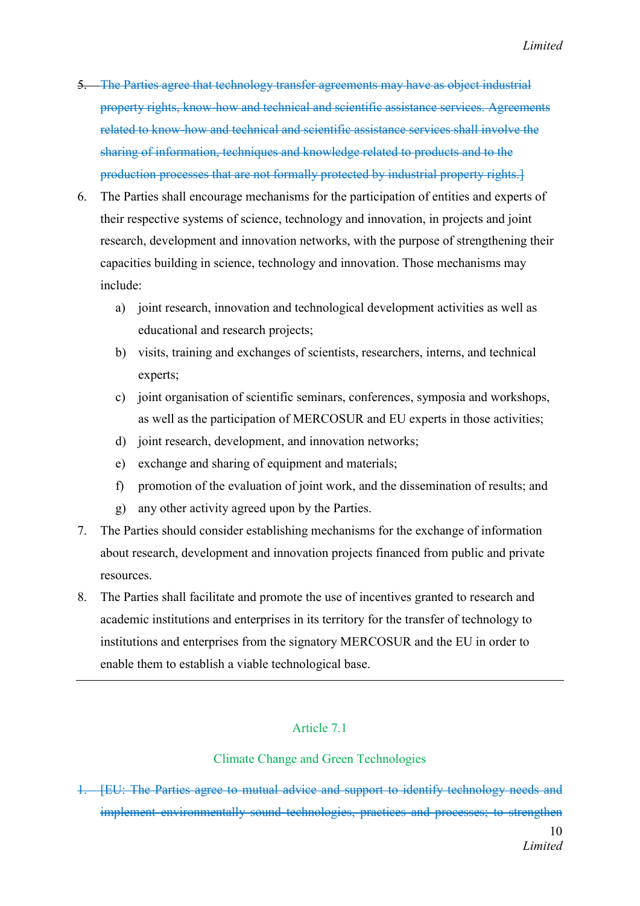5. ~~The Parties agree that technology transfer agreements may have as object industrial property rights, know-how and technical and scientific assistance services. Agreements related to know-how and technical and scientific assistance services shall involve the sharing of information, techniques and knowledge related to products and to the production processes that are not formally protected by industrial property rights.]~~

6. The Parties shall encourage mechanisms for the participation of entities and experts of their respective systems of science, technology and innovation, in projects and joint research, development and innovation networks, with the purpose of strengthening their capacities building in science, technology and innovation. Those mechanisms may include:
   a) joint research, innovation and technological development activities as well as educational and research projects;
   b) visits, training and exchanges of scientists, researchers, interns, and technical experts;
   c) joint organisation of scientific seminars, conferences, symposia and workshops, as well as the participation of MERCOSUR and EU experts in those activities;
   d) joint research, development, and innovation networks;
   e) exchange and sharing of equipment and materials;
   f) promotion of the evaluation of joint work, and the dissemination of results; and
   g) any other activity agreed upon by the Parties.

7. The Parties should consider establishing mechanisms for the exchange of information about research, development and innovation projects financed from public and private resources.

8. The Parties shall facilitate and promote the use of incentives granted to research and academic institutions and enterprises in its territory for the transfer of technology to institutions and enterprises from the signatory MERCOSUR and the EU in order to enable them to establish a viable technological base.

---

## Article 7.1

## Climate Change and Green Technologies

1. ~~[EU: The Parties agree to mutual advice and support to identify technology needs and implement environmentally sound technologies, practices and processes; to strengthen~~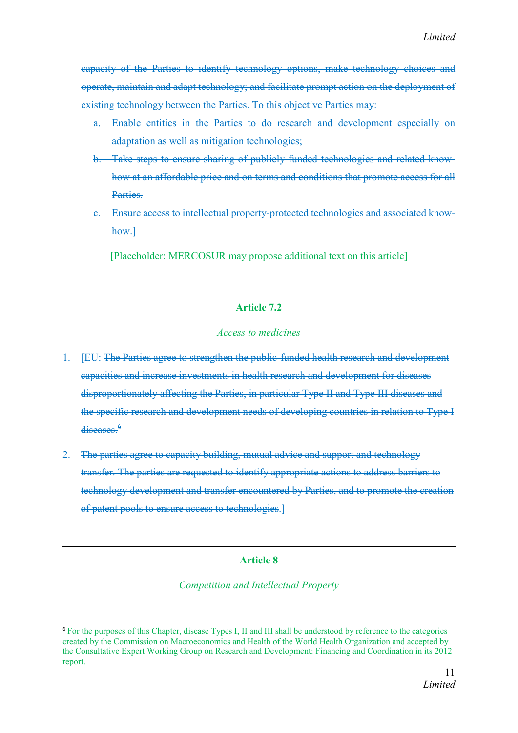~~capacity of the Parties to identify technology options, make technology choices and operate, maintain and adapt technology; and facilitate prompt action on the deployment of existing technology between the Parties. To this objective Parties may:~~

~~a. Enable entities in the Parties to do research and development especially on adaptation as well as mitigation technologies;~~

~~b. Take steps to ensure sharing of publicly funded technologies and related know-how at an affordable price and on terms and conditions that promote access for all Parties.~~

~~c. Ensure access to intellectual property-protected technologies and associated know-how.]~~

[Placeholder: MERCOSUR may propose additional text on this article]

---

**Article 7.2**

*Access to medicines*

1. [EU: ~~The Parties agree to strengthen the public-funded health research and development capacities and increase investments in health research and development for diseases disproportionately affecting the Parties, in particular Type II and Type III diseases and the specific research and development needs of developing countries in relation to Type I diseases.~~[6]

2. ~~The parties agree to capacity building, mutual advice and support and technology transfer. The parties are requested to identify appropriate actions to address barriers to technology development and transfer encountered by Parties, and to promote the creation of patent pools to ensure access to technologies.~~]

---

**Article 8**

*Competition and Intellectual Property*

[6] For the purposes of this Chapter, disease Types I, II and III shall be understood by reference to the categories created by the Commission on Macroeconomics and Health of the World Health Organization and accepted by the Consultative Expert Working Group on Research and Development: Financing and Coordination in its 2012 report.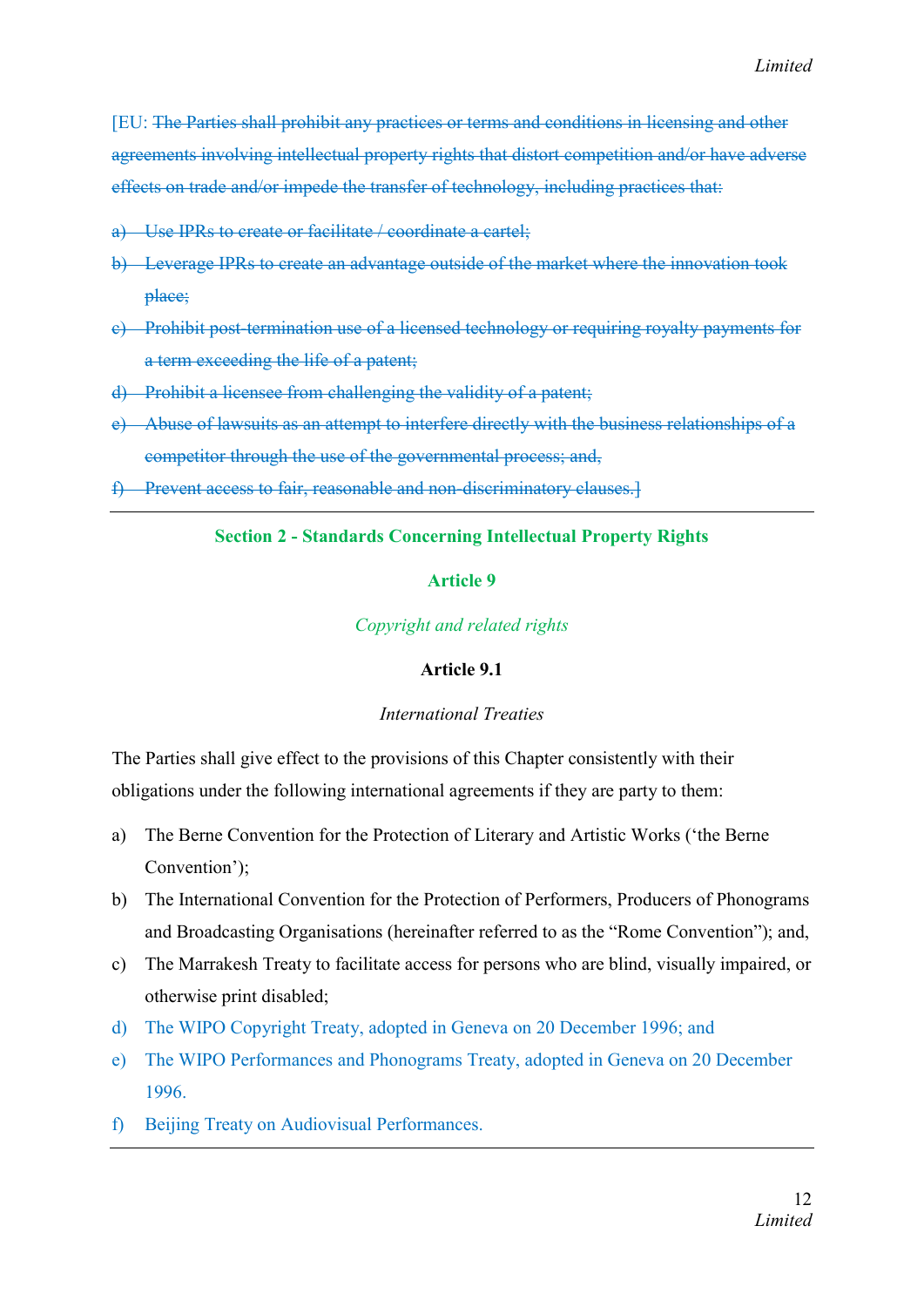[EU: ~~The Parties shall prohibit any practices or terms and conditions in licensing and other agreements involving intellectual property rights that distort competition and/or have adverse effects on trade and/or impede the transfer of technology, including practices that:~~

~~a) Use IPRs to create or facilitate / coordinate a cartel;~~

~~b) Leverage IPRs to create an advantage outside of the market where the innovation took place;~~

~~c) Prohibit post-termination use of a licensed technology or requiring royalty payments for a term exceeding the life of a patent;~~

~~d) Prohibit a licensee from challenging the validity of a patent;~~

~~e) Abuse of lawsuits as an attempt to interfere directly with the business relationships of a competitor through the use of the governmental process; and,~~

~~f) Prevent access to fair, reasonable and non-discriminatory clauses.]~~

---

## Section 2 - Standards Concerning Intellectual Property Rights

### Article 9

*Copyright and related rights*

#### Article 9.1

*International Treaties*

The Parties shall give effect to the provisions of this Chapter consistently with their obligations under the following international agreements if they are party to them:

a) The Berne Convention for the Protection of Literary and Artistic Works ('the Berne Convention');

b) The International Convention for the Protection of Performers, Producers of Phonograms and Broadcasting Organisations (hereinafter referred to as the "Rome Convention"); and,

c) The Marrakesh Treaty to facilitate access for persons who are blind, visually impaired, or otherwise print disabled;

d) The WIPO Copyright Treaty, adopted in Geneva on 20 December 1996; and

e) The WIPO Performances and Phonograms Treaty, adopted in Geneva on 20 December 1996.

f) Beijing Treaty on Audiovisual Performances.

---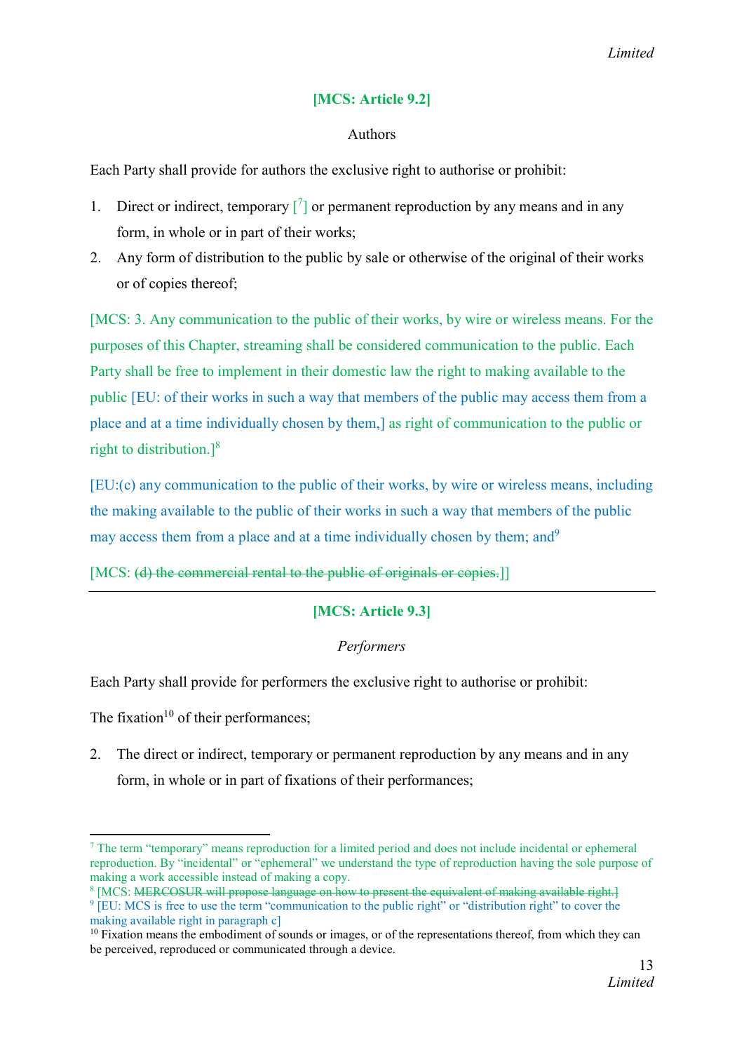**[MCS: Article 9.2]**

Authors

Each Party shall provide for authors the exclusive right to authorise or prohibit:

1. Direct or indirect, temporary [[7]] or permanent reproduction by any means and in any form, in whole or in part of their works;
2. Any form of distribution to the public by sale or otherwise of the original of their works or of copies thereof;

[MCS: 3. Any communication to the public of their works, by wire or wireless means. For the purposes of this Chapter, streaming shall be considered communication to the public. Each Party shall be free to implement in their domestic law the right to making available to the public [EU: of their works in such a way that members of the public may access them from a place and at a time individually chosen by them,] as right of communication to the public or right to distribution.][8]

[EU:(c) any communication to the public of their works, by wire or wireless means, including the making available to the public of their works in such a way that members of the public may access them from a place and at a time individually chosen by them; and[9]

[MCS: ~~(d) the commercial rental to the public of originals or copies.~~]]

---

**[MCS: Article 9.3]**

*Performers*

Each Party shall provide for performers the exclusive right to authorise or prohibit:

The fixation[10] of their performances;

2. The direct or indirect, temporary or permanent reproduction by any means and in any form, in whole or in part of fixations of their performances;

---

[7] The term "temporary" means reproduction for a limited period and does not include incidental or ephemeral reproduction. By "incidental" or "ephemeral" we understand the type of reproduction having the sole purpose of making a work accessible instead of making a copy.

[8] [MCS: ~~MERCOSUR will propose language on how to present the equivalent of making available right.~~]

[9] [EU: MCS is free to use the term "communication to the public right" or "distribution right" to cover the making available right in paragraph c]

[10] Fixation means the embodiment of sounds or images, or of the representations thereof, from which they can be perceived, reproduced or communicated through a device.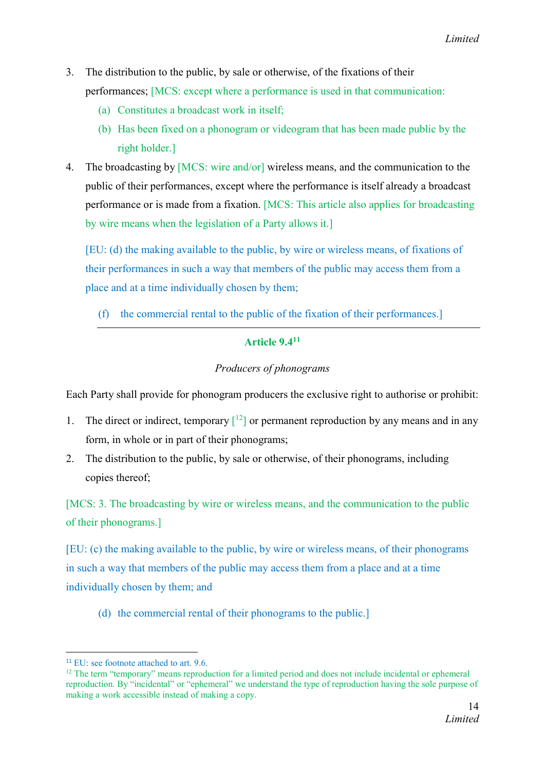3. The distribution to the public, by sale or otherwise, of the fixations of their performances; [MCS: except where a performance is used in that communication:
   - (a) Constitutes a broadcast work in itself;
   - (b) Has been fixed on a phonogram or videogram that has been made public by the right holder.]
4. The broadcasting by [MCS: wire and/or] wireless means, and the communication to the public of their performances, except where the performance is itself already a broadcast performance or is made from a fixation. [MCS: This article also applies for broadcasting by wire means when the legislation of a Party allows it.]

[EU: (d) the making available to the public, by wire or wireless means, of fixations of their performances in such a way that members of the public may access them from a place and at a time individually chosen by them;

(f) the commercial rental to the public of the fixation of their performances.]

---

**Article 9.4**[11]

*Producers of phonograms*

Each Party shall provide for phonogram producers the exclusive right to authorise or prohibit:

1. The direct or indirect, temporary [[12]] or permanent reproduction by any means and in any form, in whole or in part of their phonograms;
2. The distribution to the public, by sale or otherwise, of their phonograms, including copies thereof;

[MCS: 3. The broadcasting by wire or wireless means, and the communication to the public of their phonograms.]

[EU: (c) the making available to the public, by wire or wireless means, of their phonograms in such a way that members of the public may access them from a place and at a time individually chosen by them; and

(d) the commercial rental of their phonograms to the public.]

---

[11] EU: see footnote attached to art. 9.6.

[12] The term "temporary" means reproduction for a limited period and does not include incidental or ephemeral reproduction. By "incidental" or "ephemeral" we understand the type of reproduction having the sole purpose of making a work accessible instead of making a copy.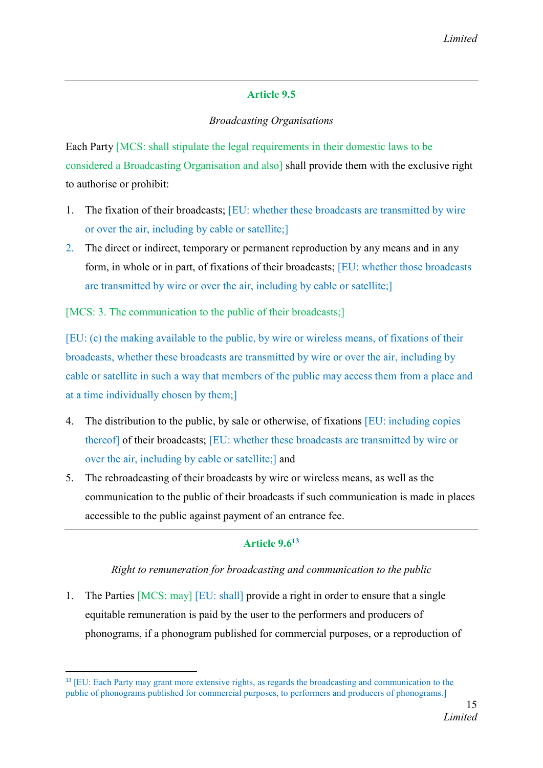## Article 9.5

*Broadcasting Organisations*

Each Party [MCS: shall stipulate the legal requirements in their domestic laws to be considered a Broadcasting Organisation and also] shall provide them with the exclusive right to authorise or prohibit:

1. The fixation of their broadcasts; [EU: whether these broadcasts are transmitted by wire or over the air, including by cable or satellite;]
2. The direct or indirect, temporary or permanent reproduction by any means and in any form, in whole or in part, of fixations of their broadcasts; [EU: whether those broadcasts are transmitted by wire or over the air, including by cable or satellite;]

[MCS: 3. The communication to the public of their broadcasts;]

[EU: (c) the making available to the public, by wire or wireless means, of fixations of their broadcasts, whether these broadcasts are transmitted by wire or over the air, including by cable or satellite in such a way that members of the public may access them from a place and at a time individually chosen by them;]

4. The distribution to the public, by sale or otherwise, of fixations [EU: including copies thereof] of their broadcasts; [EU: whether these broadcasts are transmitted by wire or over the air, including by cable or satellite;] and
5. The rebroadcasting of their broadcasts by wire or wireless means, as well as the communication to the public of their broadcasts if such communication is made in places accessible to the public against payment of an entrance fee.

## Article 9.6[13]

*Right to remuneration for broadcasting and communication to the public*

1. The Parties [MCS: may] [EU: shall] provide a right in order to ensure that a single equitable remuneration is paid by the user to the performers and producers of phonograms, if a phonogram published for commercial purposes, or a reproduction of

[13] [EU: Each Party may grant more extensive rights, as regards the broadcasting and communication to the public of phonograms published for commercial purposes, to performers and producers of phonograms.]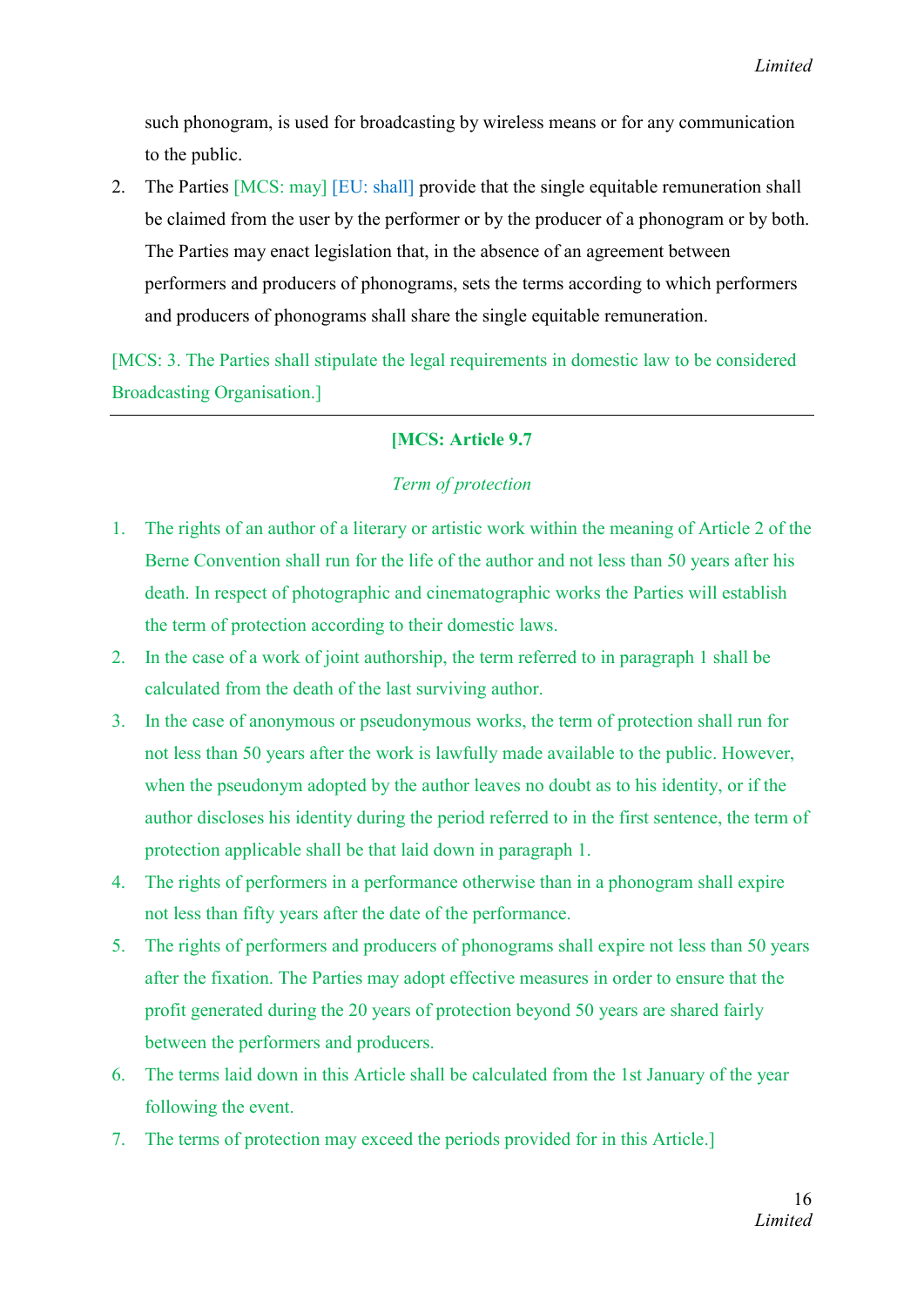such phonogram, is used for broadcasting by wireless means or for any communication to the public.

2. The Parties [MCS: may] [EU: shall] provide that the single equitable remuneration shall be claimed from the user by the performer or by the producer of a phonogram or by both. The Parties may enact legislation that, in the absence of an agreement between performers and producers of phonograms, sets the terms according to which performers and producers of phonograms shall share the single equitable remuneration.

[MCS: 3. The Parties shall stipulate the legal requirements in domestic law to be considered Broadcasting Organisation.]

---

**[MCS: Article 9.7**

*Term of protection*

1. The rights of an author of a literary or artistic work within the meaning of Article 2 of the Berne Convention shall run for the life of the author and not less than 50 years after his death. In respect of photographic and cinematographic works the Parties will establish the term of protection according to their domestic laws.
2. In the case of a work of joint authorship, the term referred to in paragraph 1 shall be calculated from the death of the last surviving author.
3. In the case of anonymous or pseudonymous works, the term of protection shall run for not less than 50 years after the work is lawfully made available to the public. However, when the pseudonym adopted by the author leaves no doubt as to his identity, or if the author discloses his identity during the period referred to in the first sentence, the term of protection applicable shall be that laid down in paragraph 1.
4. The rights of performers in a performance otherwise than in a phonogram shall expire not less than fifty years after the date of the performance.
5. The rights of performers and producers of phonograms shall expire not less than 50 years after the fixation. The Parties may adopt effective measures in order to ensure that the profit generated during the 20 years of protection beyond 50 years are shared fairly between the performers and producers.
6. The terms laid down in this Article shall be calculated from the 1st January of the year following the event.
7. The terms of protection may exceed the periods provided for in this Article.]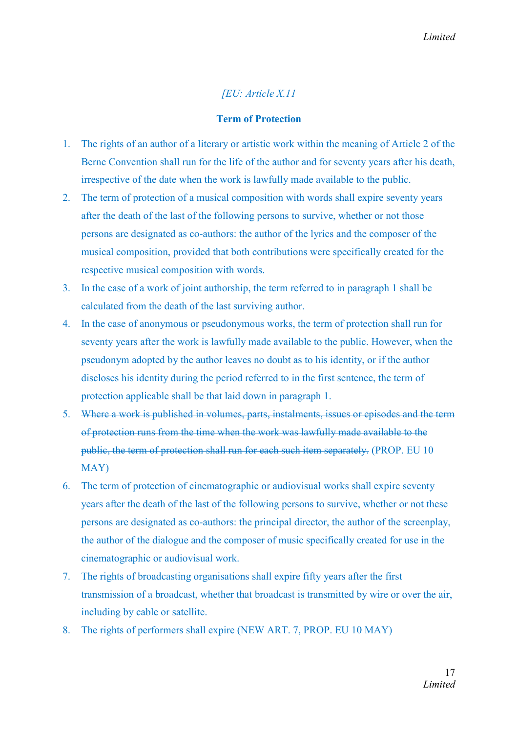*[EU: Article X.11*

**Term of Protection**

1. The rights of an author of a literary or artistic work within the meaning of Article 2 of the Berne Convention shall run for the life of the author and for seventy years after his death, irrespective of the date when the work is lawfully made available to the public.
2. The term of protection of a musical composition with words shall expire seventy years after the death of the last of the following persons to survive, whether or not those persons are designated as co-authors: the author of the lyrics and the composer of the musical composition, provided that both contributions were specifically created for the respective musical composition with words.
3. In the case of a work of joint authorship, the term referred to in paragraph 1 shall be calculated from the death of the last surviving author.
4. In the case of anonymous or pseudonymous works, the term of protection shall run for seventy years after the work is lawfully made available to the public. However, when the pseudonym adopted by the author leaves no doubt as to his identity, or if the author discloses his identity during the period referred to in the first sentence, the term of protection applicable shall be that laid down in paragraph 1.
5. ~~Where a work is published in volumes, parts, instalments, issues or episodes and the term of protection runs from the time when the work was lawfully made available to the public, the term of protection shall run for each such item separately.~~ (PROP. EU 10 MAY)
6. The term of protection of cinematographic or audiovisual works shall expire seventy years after the death of the last of the following persons to survive, whether or not these persons are designated as co-authors: the principal director, the author of the screenplay, the author of the dialogue and the composer of music specifically created for use in the cinematographic or audiovisual work.
7. The rights of broadcasting organisations shall expire fifty years after the first transmission of a broadcast, whether that broadcast is transmitted by wire or over the air, including by cable or satellite.
8. The rights of performers shall expire (NEW ART. 7, PROP. EU 10 MAY)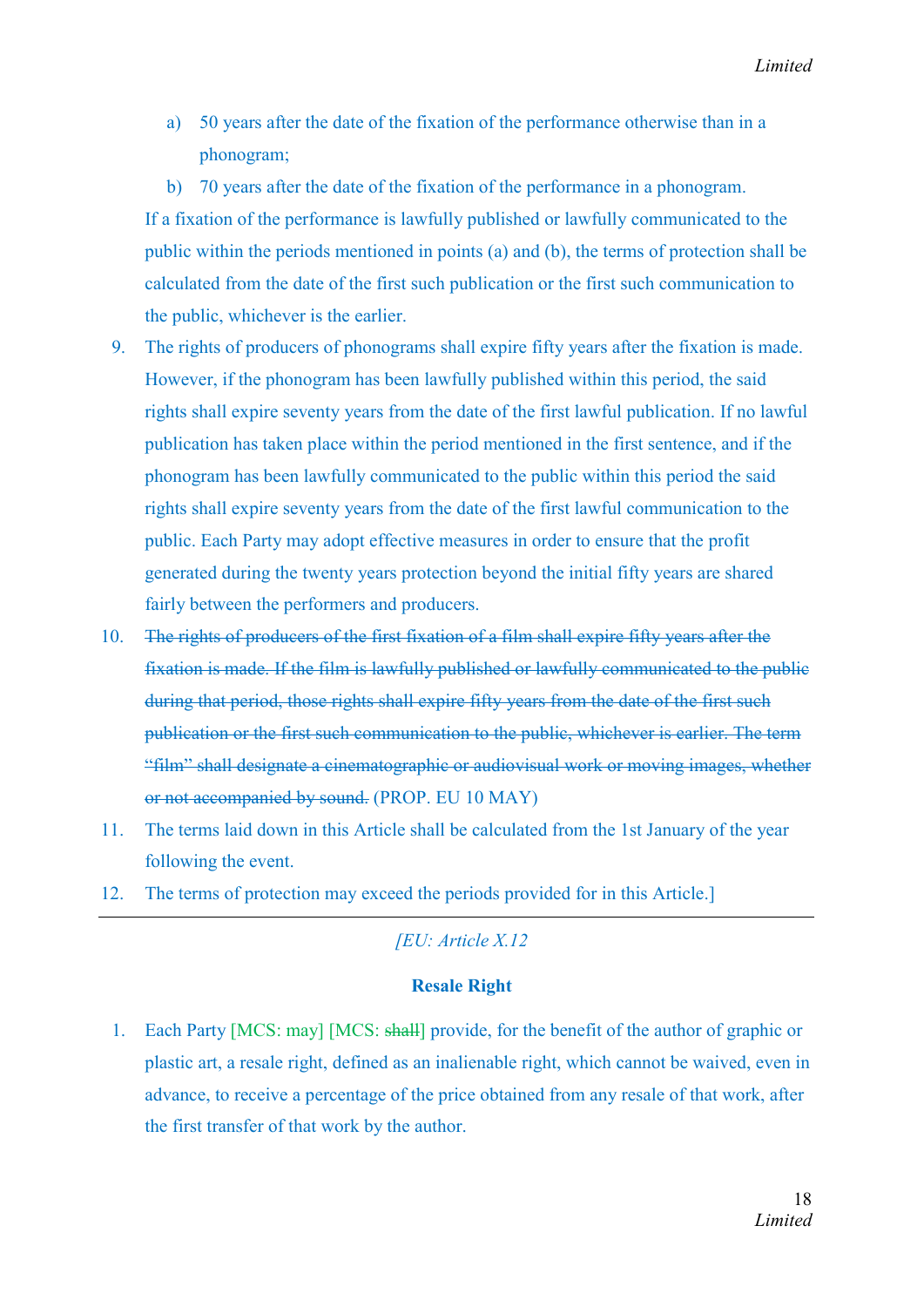a) 50 years after the date of the fixation of the performance otherwise than in a phonogram;

b) 70 years after the date of the fixation of the performance in a phonogram.

If a fixation of the performance is lawfully published or lawfully communicated to the public within the periods mentioned in points (a) and (b), the terms of protection shall be calculated from the date of the first such publication or the first such communication to the public, whichever is the earlier.

9. The rights of producers of phonograms shall expire fifty years after the fixation is made. However, if the phonogram has been lawfully published within this period, the said rights shall expire seventy years from the date of the first lawful publication. If no lawful publication has taken place within the period mentioned in the first sentence, and if the phonogram has been lawfully communicated to the public within this period the said rights shall expire seventy years from the date of the first lawful communication to the public. Each Party may adopt effective measures in order to ensure that the profit generated during the twenty years protection beyond the initial fifty years are shared fairly between the performers and producers.

10. ~~The rights of producers of the first fixation of a film shall expire fifty years after the fixation is made. If the film is lawfully published or lawfully communicated to the public during that period, those rights shall expire fifty years from the date of the first such publication or the first such communication to the public, whichever is earlier. The term "film" shall designate a cinematographic or audiovisual work or moving images, whether or not accompanied by sound.~~ (PROP. EU 10 MAY)

11. The terms laid down in this Article shall be calculated from the 1st January of the year following the event.

12. The terms of protection may exceed the periods provided for in this Article.]

---

*[EU: Article X.12*

**Resale Right**

1. Each Party [MCS: may] [MCS: ~~shall~~] provide, for the benefit of the author of graphic or plastic art, a resale right, defined as an inalienable right, which cannot be waived, even in advance, to receive a percentage of the price obtained from any resale of that work, after the first transfer of that work by the author.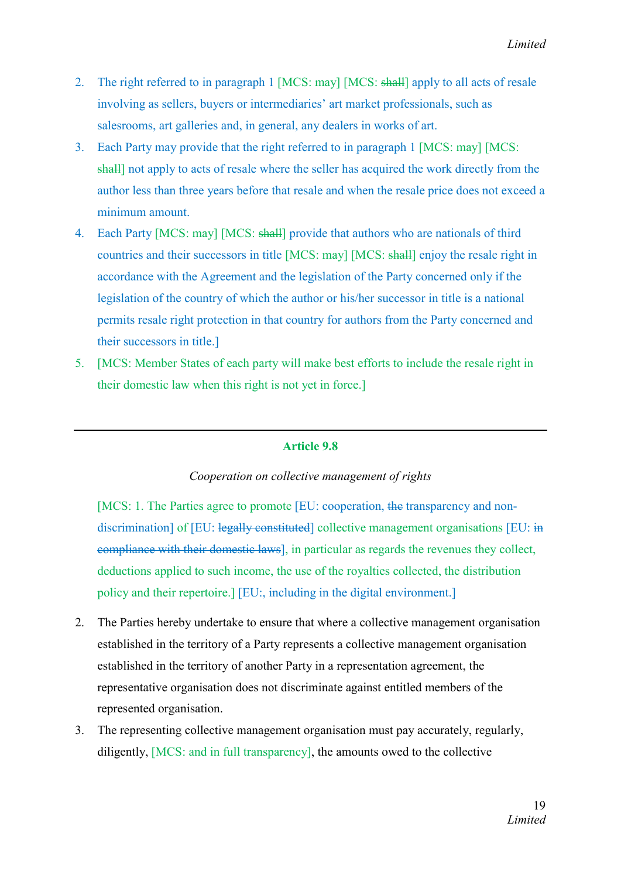2. The right referred to in paragraph 1 [MCS: may] [MCS: ~~shall~~] apply to all acts of resale involving as sellers, buyers or intermediaries' art market professionals, such as salesrooms, art galleries and, in general, any dealers in works of art.
3. Each Party may provide that the right referred to in paragraph 1 [MCS: may] [MCS: ~~shall~~] not apply to acts of resale where the seller has acquired the work directly from the author less than three years before that resale and when the resale price does not exceed a minimum amount.
4. Each Party [MCS: may] [MCS: ~~shall~~] provide that authors who are nationals of third countries and their successors in title [MCS: may] [MCS: ~~shall~~] enjoy the resale right in accordance with the Agreement and the legislation of the Party concerned only if the legislation of the country of which the author or his/her successor in title is a national permits resale right protection in that country for authors from the Party concerned and their successors in title.]
5. [MCS: Member States of each party will make best efforts to include the resale right in their domestic law when this right is not yet in force.]

---

**Article 9.8**

*Cooperation on collective management of rights*

[MCS: 1. The Parties agree to promote [EU: cooperation, ~~the~~ transparency and non-discrimination] of [EU: ~~legally constituted~~] collective management organisations [EU: ~~in compliance with their domestic laws~~], in particular as regards the revenues they collect, deductions applied to such income, the use of the royalties collected, the distribution policy and their repertoire.] [EU:, including in the digital environment.]

2. The Parties hereby undertake to ensure that where a collective management organisation established in the territory of a Party represents a collective management organisation established in the territory of another Party in a representation agreement, the representative organisation does not discriminate against entitled members of the represented organisation.
3. The representing collective management organisation must pay accurately, regularly, diligently, [MCS: and in full transparency], the amounts owed to the collective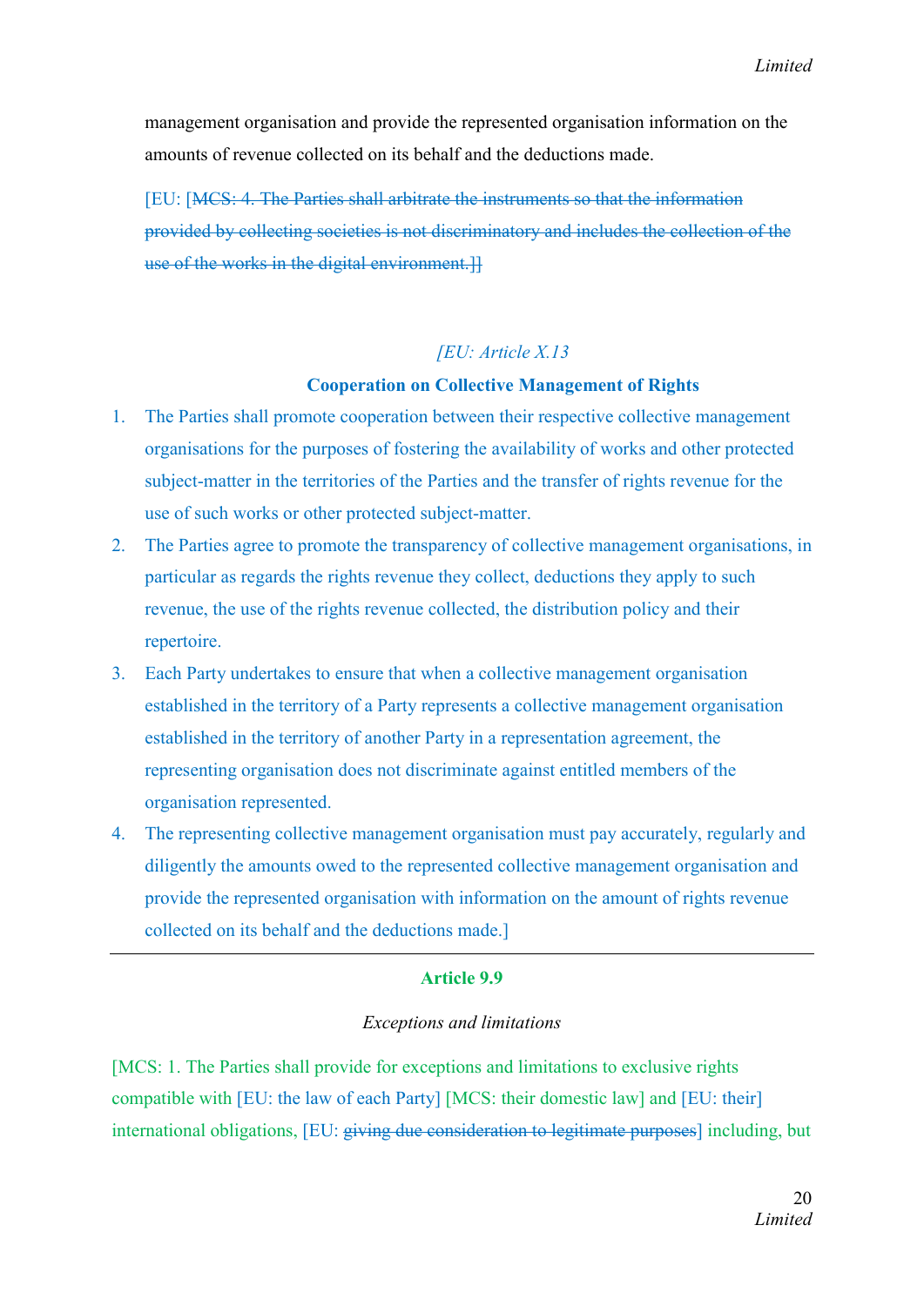management organisation and provide the represented organisation information on the amounts of revenue collected on its behalf and the deductions made.

[EU: [~~MCS: 4. The Parties shall arbitrate the instruments so that the information provided by collecting societies is not discriminatory and includes the collection of the use of the works in the digital environment.]]~~

*[EU: Article X.13*

**Cooperation on Collective Management of Rights**

1. The Parties shall promote cooperation between their respective collective management organisations for the purposes of fostering the availability of works and other protected subject-matter in the territories of the Parties and the transfer of rights revenue for the use of such works or other protected subject-matter.
2. The Parties agree to promote the transparency of collective management organisations, in particular as regards the rights revenue they collect, deductions they apply to such revenue, the use of the rights revenue collected, the distribution policy and their repertoire.
3. Each Party undertakes to ensure that when a collective management organisation established in the territory of a Party represents a collective management organisation established in the territory of another Party in a representation agreement, the representing organisation does not discriminate against entitled members of the organisation represented.
4. The representing collective management organisation must pay accurately, regularly and diligently the amounts owed to the represented collective management organisation and provide the represented organisation with information on the amount of rights revenue collected on its behalf and the deductions made.]

---

**Article 9.9**

*Exceptions and limitations*

[MCS: 1. The Parties shall provide for exceptions and limitations to exclusive rights compatible with [EU: the law of each Party] [MCS: their domestic law] and [EU: their] international obligations, [EU: ~~giving due consideration to legitimate purposes~~] including, but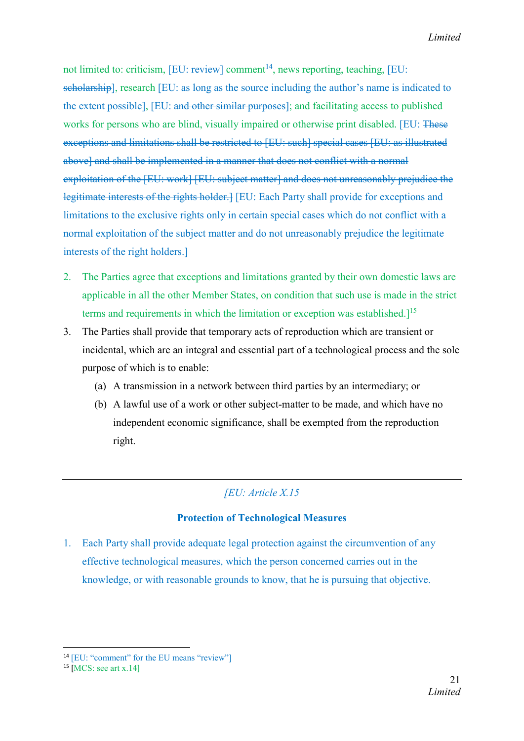not limited to: criticism, [EU: review] comment[14], news reporting, teaching, [EU: ~~scholarship~~], research [EU: as long as the source including the author's name is indicated to the extent possible], [EU: ~~and other similar purposes~~]; and facilitating access to published works for persons who are blind, visually impaired or otherwise print disabled. [EU: ~~These exceptions and limitations shall be restricted to [EU: such] special cases [EU: as illustrated above] and shall be implemented in a manner that does not conflict with a normal exploitation of the [EU: work] [EU: subject matter] and does not unreasonably prejudice the legitimate interests of the rights holder.]~~ [EU: Each Party shall provide for exceptions and limitations to the exclusive rights only in certain special cases which do not conflict with a normal exploitation of the subject matter and do not unreasonably prejudice the legitimate interests of the right holders.]

2. The Parties agree that exceptions and limitations granted by their own domestic laws are applicable in all the other Member States, on condition that such use is made in the strict terms and requirements in which the limitation or exception was established.][15]
3. The Parties shall provide that temporary acts of reproduction which are transient or incidental, which are an integral and essential part of a technological process and the sole purpose of which is to enable:
   - (a) A transmission in a network between third parties by an intermediary; or
   - (b) A lawful use of a work or other subject-matter to be made, and which have no independent economic significance, shall be exempted from the reproduction right.

---

*[EU: Article X.15*

**Protection of Technological Measures**

1. Each Party shall provide adequate legal protection against the circumvention of any effective technological measures, which the person concerned carries out in the knowledge, or with reasonable grounds to know, that he is pursuing that objective.

---

[14] [EU: "comment" for the EU means "review"]

[15] [MCS: see art x.14]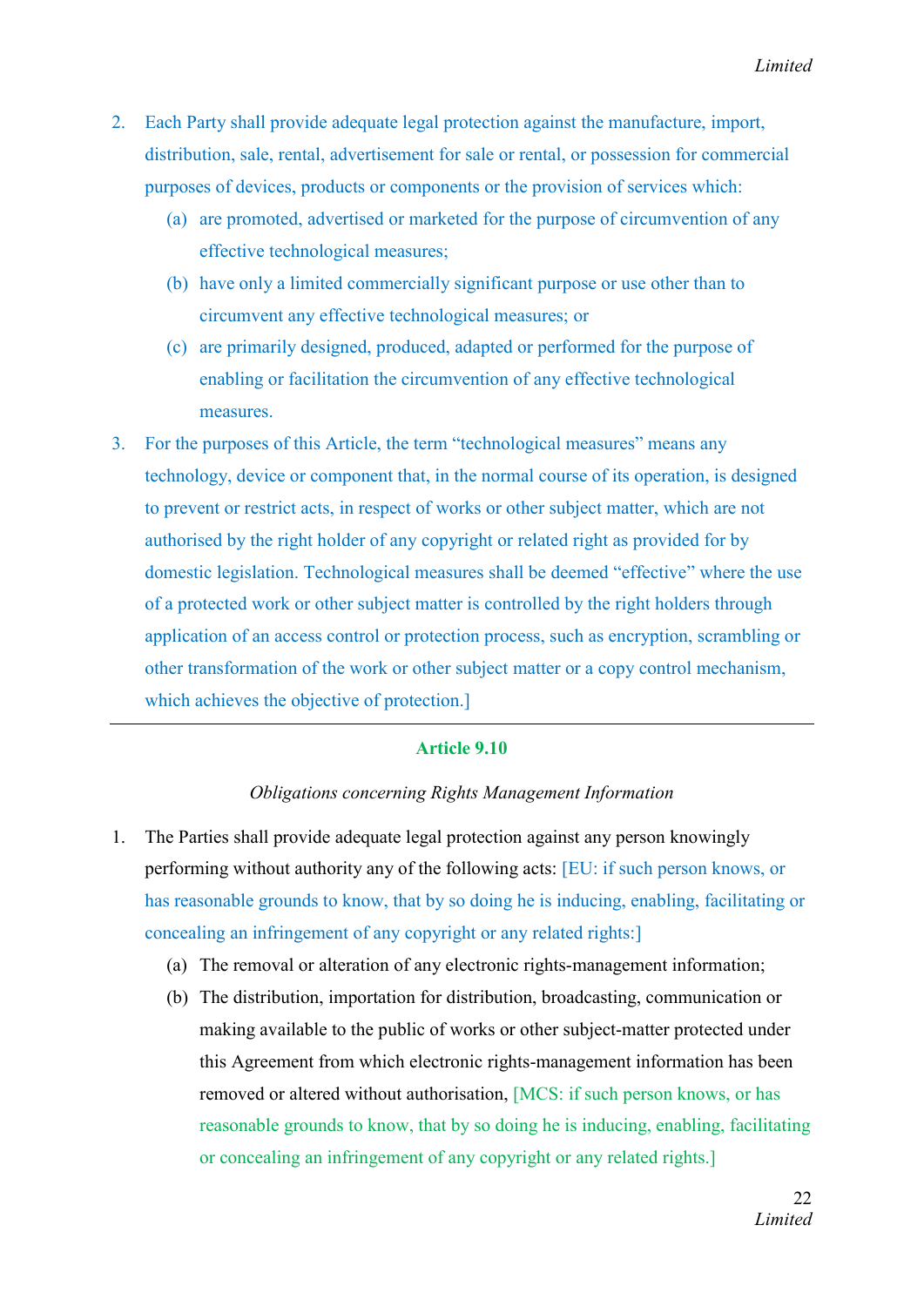2. Each Party shall provide adequate legal protection against the manufacture, import, distribution, sale, rental, advertisement for sale or rental, or possession for commercial purposes of devices, products or components or the provision of services which:
   (a) are promoted, advertised or marketed for the purpose of circumvention of any effective technological measures;
   (b) have only a limited commercially significant purpose or use other than to circumvent any effective technological measures; or
   (c) are primarily designed, produced, adapted or performed for the purpose of enabling or facilitation the circumvention of any effective technological measures.

3. For the purposes of this Article, the term "technological measures" means any technology, device or component that, in the normal course of its operation, is designed to prevent or restrict acts, in respect of works or other subject matter, which are not authorised by the right holder of any copyright or related right as provided for by domestic legislation. Technological measures shall be deemed "effective" where the use of a protected work or other subject matter is controlled by the right holders through application of an access control or protection process, such as encryption, scrambling or other transformation of the work or other subject matter or a copy control mechanism, which achieves the objective of protection.]

---

**Article 9.10**

*Obligations concerning Rights Management Information*

1. The Parties shall provide adequate legal protection against any person knowingly performing without authority any of the following acts: [EU: if such person knows, or has reasonable grounds to know, that by so doing he is inducing, enabling, facilitating or concealing an infringement of any copyright or any related rights:]
   (a) The removal or alteration of any electronic rights-management information;
   (b) The distribution, importation for distribution, broadcasting, communication or making available to the public of works or other subject-matter protected under this Agreement from which electronic rights-management information has been removed or altered without authorisation, [MCS: if such person knows, or has reasonable grounds to know, that by so doing he is inducing, enabling, facilitating or concealing an infringement of any copyright or any related rights.]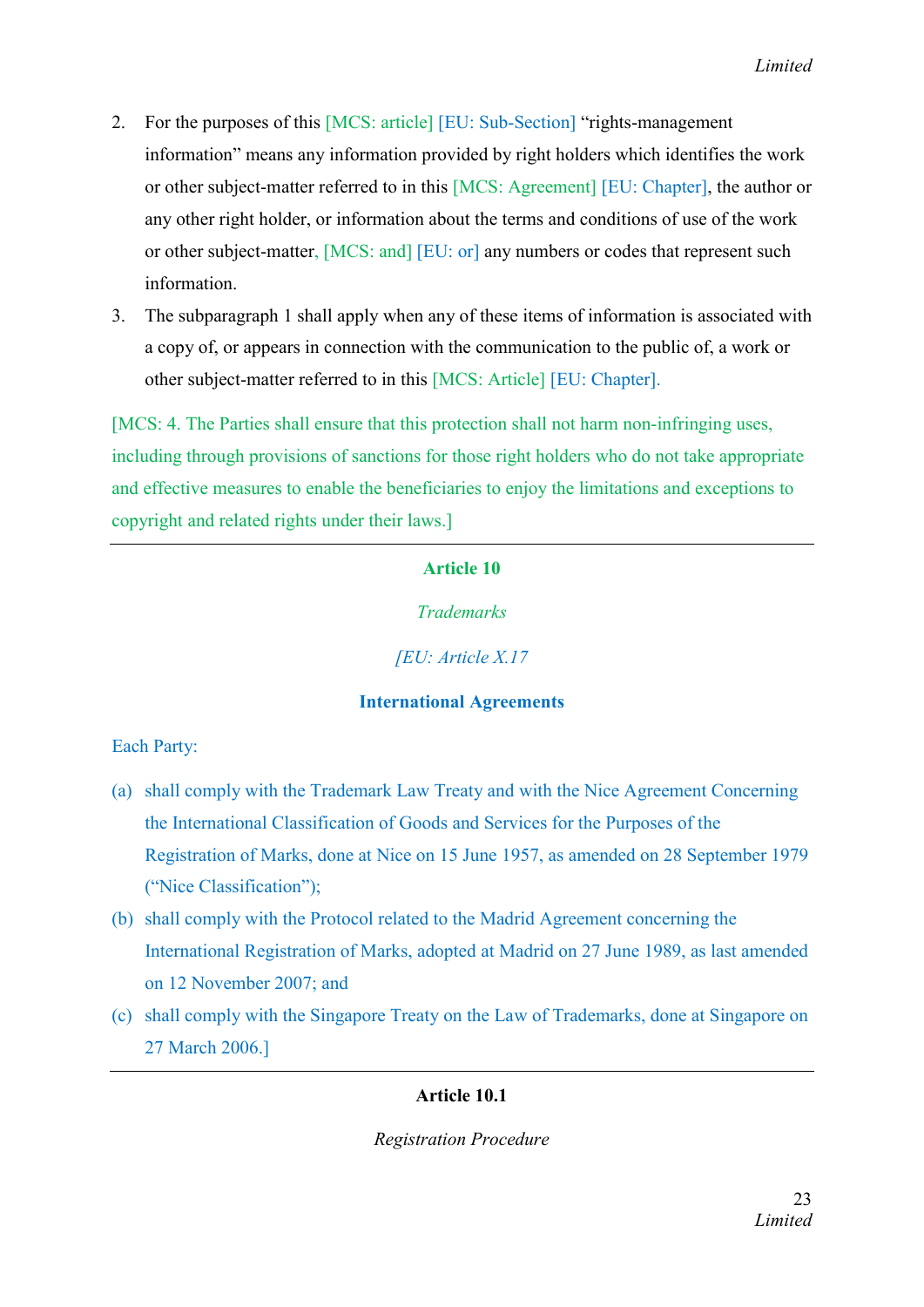2. For the purposes of this [MCS: article] [EU: Sub-Section] “rights-management information” means any information provided by right holders which identifies the work or other subject-matter referred to in this [MCS: Agreement] [EU: Chapter], the author or any other right holder, or information about the terms and conditions of use of the work or other subject-matter, [MCS: and] [EU: or] any numbers or codes that represent such information.
3. The subparagraph 1 shall apply when any of these items of information is associated with a copy of, or appears in connection with the communication to the public of, a work or other subject-matter referred to in this [MCS: Article] [EU: Chapter].

[MCS: 4. The Parties shall ensure that this protection shall not harm non-infringing uses, including through provisions of sanctions for those right holders who do not take appropriate and effective measures to enable the beneficiaries to enjoy the limitations and exceptions to copyright and related rights under their laws.]

---

**Article 10**

*Trademarks*

*[EU: Article X.17*

**International Agreements**

Each Party:

(a) shall comply with the Trademark Law Treaty and with the Nice Agreement Concerning the International Classification of Goods and Services for the Purposes of the Registration of Marks, done at Nice on 15 June 1957, as amended on 28 September 1979 (“Nice Classification”);

(b) shall comply with the Protocol related to the Madrid Agreement concerning the International Registration of Marks, adopted at Madrid on 27 June 1989, as last amended on 12 November 2007; and

(c) shall comply with the Singapore Treaty on the Law of Trademarks, done at Singapore on 27 March 2006.]

---

**Article 10.1**

*Registration Procedure*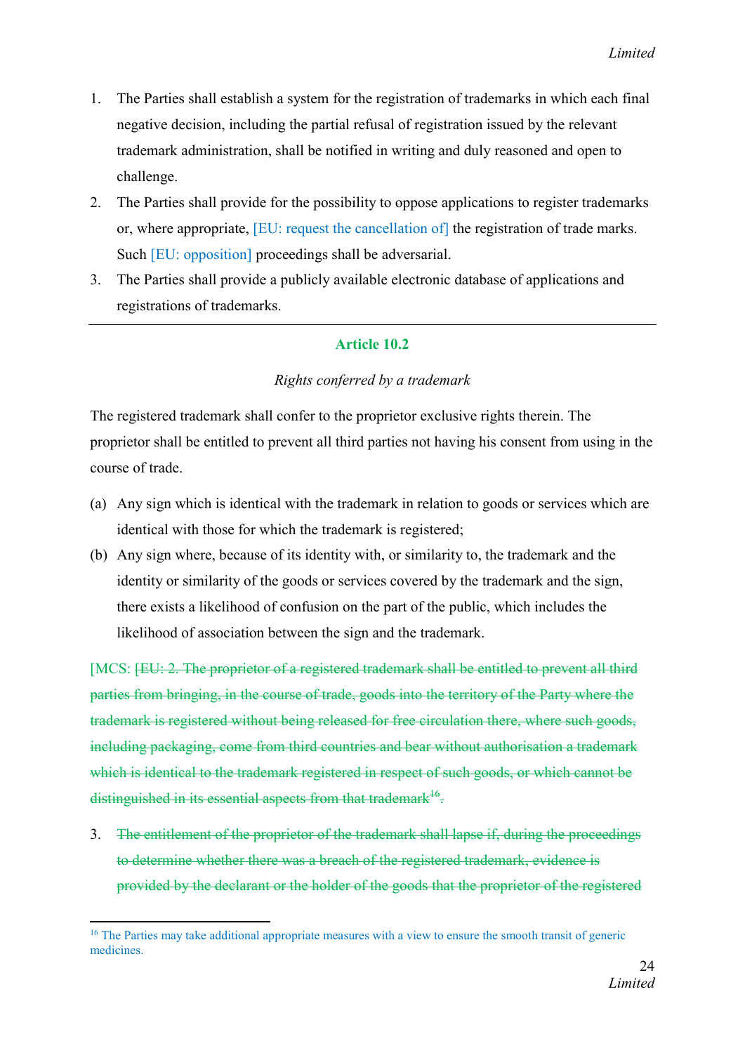1. The Parties shall establish a system for the registration of trademarks in which each final negative decision, including the partial refusal of registration issued by the relevant trademark administration, shall be notified in writing and duly reasoned and open to challenge.
2. The Parties shall provide for the possibility to oppose applications to register trademarks or, where appropriate, [EU: request the cancellation of] the registration of trade marks. Such [EU: opposition] proceedings shall be adversarial.
3. The Parties shall provide a publicly available electronic database of applications and registrations of trademarks.

---

**Article 10.2**

*Rights conferred by a trademark*

The registered trademark shall confer to the proprietor exclusive rights therein. The proprietor shall be entitled to prevent all third parties not having his consent from using in the course of trade.

(a) Any sign which is identical with the trademark in relation to goods or services which are identical with those for which the trademark is registered;

(b) Any sign where, because of its identity with, or similarity to, the trademark and the identity or similarity of the goods or services covered by the trademark and the sign, there exists a likelihood of confusion on the part of the public, which includes the likelihood of association between the sign and the trademark.

[MCS: ~~[EU: 2. The proprietor of a registered trademark shall be entitled to prevent all third parties from bringing, in the course of trade, goods into the territory of the Party where the trademark is registered without being released for free circulation there, where such goods, including packaging, come from third countries and bear without authorisation a trademark which is identical to the trademark registered in respect of such goods, or which cannot be distinguished in its essential aspects from that trademark[16].~~

3. ~~The entitlement of the proprietor of the trademark shall lapse if, during the proceedings to determine whether there was a breach of the registered trademark, evidence is provided by the declarant or the holder of the goods that the proprietor of the registered~~

---

[16] The Parties may take additional appropriate measures with a view to ensure the smooth transit of generic medicines.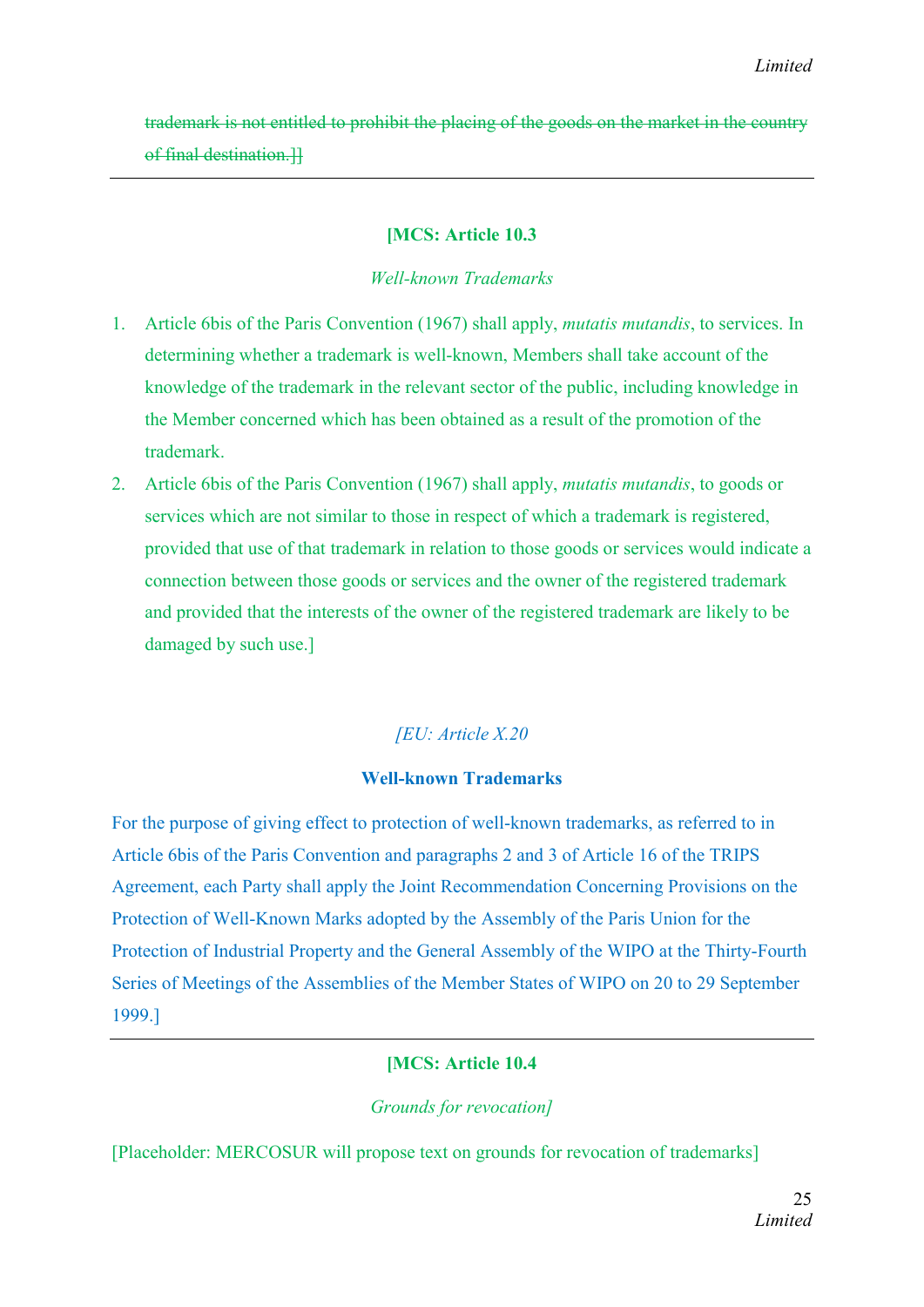~~trademark is not entitled to prohibit the placing of the goods on the market in the country of final destination.]]~~

---

**[MCS: Article 10.3**

*Well-known Trademarks*

1. Article 6bis of the Paris Convention (1967) shall apply, *mutatis mutandis*, to services. In determining whether a trademark is well-known, Members shall take account of the knowledge of the trademark in the relevant sector of the public, including knowledge in the Member concerned which has been obtained as a result of the promotion of the trademark.
2. Article 6bis of the Paris Convention (1967) shall apply, *mutatis mutandis*, to goods or services which are not similar to those in respect of which a trademark is registered, provided that use of that trademark in relation to those goods or services would indicate a connection between those goods or services and the owner of the registered trademark and provided that the interests of the owner of the registered trademark are likely to be damaged by such use.]

*[EU: Article X.20*

**Well-known Trademarks**

For the purpose of giving effect to protection of well-known trademarks, as referred to in Article 6bis of the Paris Convention and paragraphs 2 and 3 of Article 16 of the TRIPS Agreement, each Party shall apply the Joint Recommendation Concerning Provisions on the Protection of Well-Known Marks adopted by the Assembly of the Paris Union for the Protection of Industrial Property and the General Assembly of the WIPO at the Thirty-Fourth Series of Meetings of the Assemblies of the Member States of WIPO on 20 to 29 September 1999.]

---

**[MCS: Article 10.4**

*Grounds for revocation]*

[Placeholder: MERCOSUR will propose text on grounds for revocation of trademarks]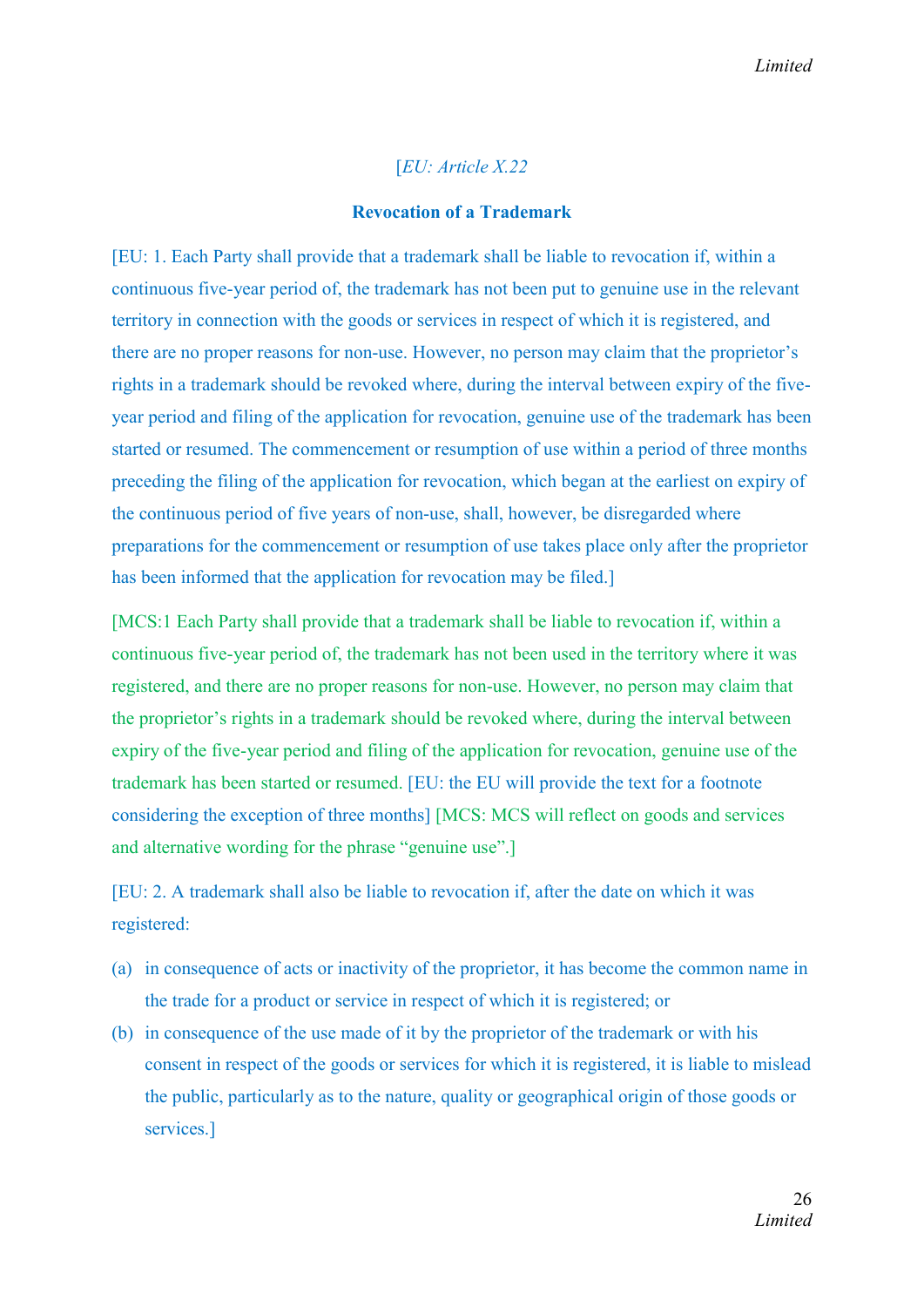*[EU: Article X.22*

**Revocation of a Trademark**

[EU: 1. Each Party shall provide that a trademark shall be liable to revocation if, within a continuous five-year period of, the trademark has not been put to genuine use in the relevant territory in connection with the goods or services in respect of which it is registered, and there are no proper reasons for non-use. However, no person may claim that the proprietor's rights in a trademark should be revoked where, during the interval between expiry of the five-year period and filing of the application for revocation, genuine use of the trademark has been started or resumed. The commencement or resumption of use within a period of three months preceding the filing of the application for revocation, which began at the earliest on expiry of the continuous period of five years of non-use, shall, however, be disregarded where preparations for the commencement or resumption of use takes place only after the proprietor has been informed that the application for revocation may be filed.]

[MCS:1 Each Party shall provide that a trademark shall be liable to revocation if, within a continuous five-year period of, the trademark has not been used in the territory where it was registered, and there are no proper reasons for non-use. However, no person may claim that the proprietor's rights in a trademark should be revoked where, during the interval between expiry of the five-year period and filing of the application for revocation, genuine use of the trademark has been started or resumed. [EU: the EU will provide the text for a footnote considering the exception of three months] [MCS: MCS will reflect on goods and services and alternative wording for the phrase "genuine use".]

[EU: 2. A trademark shall also be liable to revocation if, after the date on which it was registered:

(a) in consequence of acts or inactivity of the proprietor, it has become the common name in the trade for a product or service in respect of which it is registered; or
(b) in consequence of the use made of it by the proprietor of the trademark or with his consent in respect of the goods or services for which it is registered, it is liable to mislead the public, particularly as to the nature, quality or geographical origin of those goods or services.]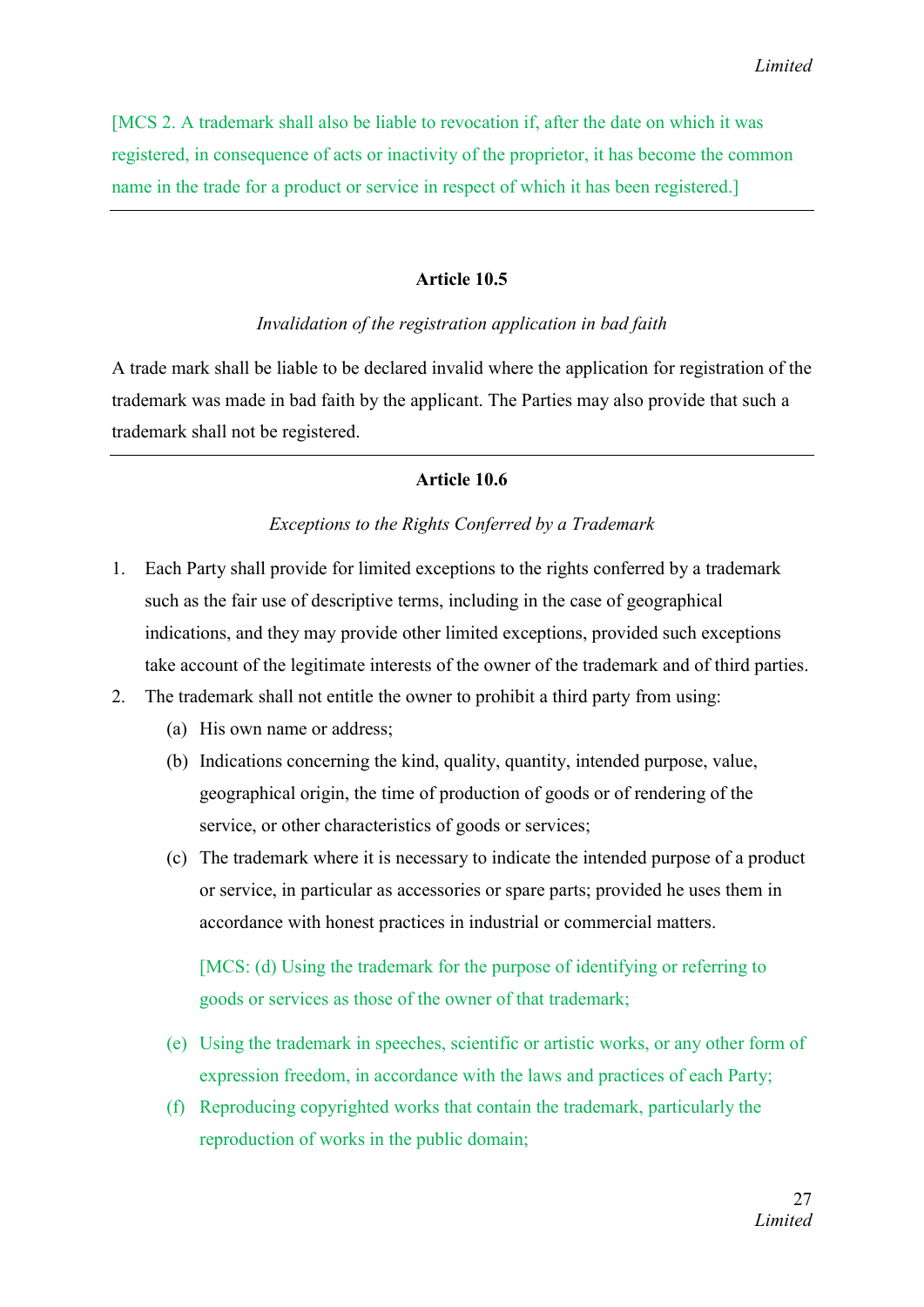[MCS 2. A trademark shall also be liable to revocation if, after the date on which it was registered, in consequence of acts or inactivity of the proprietor, it has become the common name in the trade for a product or service in respect of which it has been registered.]

---

**Article 10.5**

*Invalidation of the registration application in bad faith*

A trade mark shall be liable to be declared invalid where the application for registration of the trademark was made in bad faith by the applicant. The Parties may also provide that such a trademark shall not be registered.

---

**Article 10.6**

*Exceptions to the Rights Conferred by a Trademark*

1. Each Party shall provide for limited exceptions to the rights conferred by a trademark such as the fair use of descriptive terms, including in the case of geographical indications, and they may provide other limited exceptions, provided such exceptions take account of the legitimate interests of the owner of the trademark and of third parties.
2. The trademark shall not entitle the owner to prohibit a third party from using:
   (a) His own name or address;
   (b) Indications concerning the kind, quality, quantity, intended purpose, value, geographical origin, the time of production of goods or of rendering of the service, or other characteristics of goods or services;
   (c) The trademark where it is necessary to indicate the intended purpose of a product or service, in particular as accessories or spare parts; provided he uses them in accordance with honest practices in industrial or commercial matters.

   [MCS: (d) Using the trademark for the purpose of identifying or referring to goods or services as those of the owner of that trademark;

   (e) Using the trademark in speeches, scientific or artistic works, or any other form of expression freedom, in accordance with the laws and practices of each Party;
   (f) Reproducing copyrighted works that contain the trademark, particularly the reproduction of works in the public domain;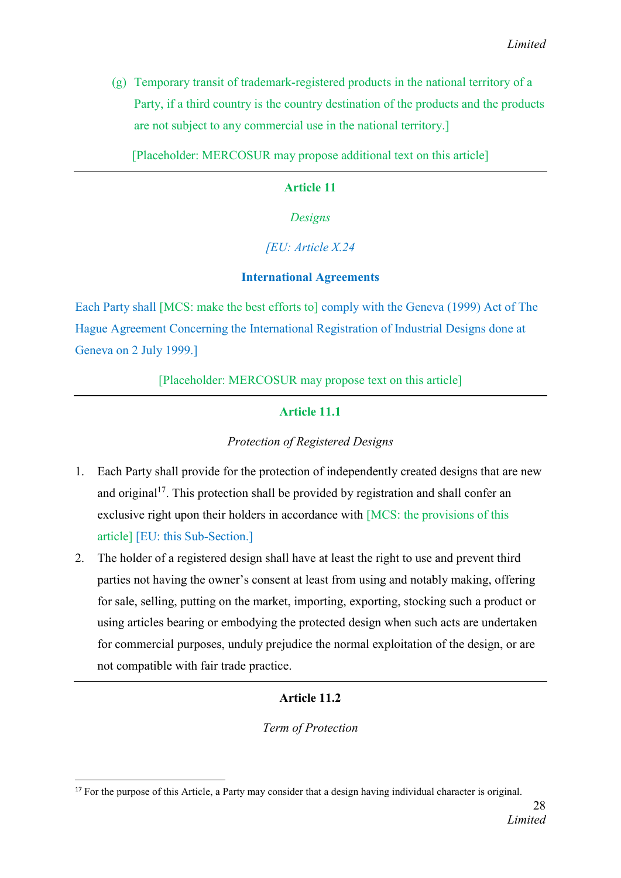(g) Temporary transit of trademark-registered products in the national territory of a Party, if a third country is the country destination of the products and the products are not subject to any commercial use in the national territory.]

[Placeholder: MERCOSUR may propose additional text on this article]

---

**Article 11**

*Designs*

*[EU: Article X.24*

**International Agreements**

Each Party shall [MCS: make the best efforts to] comply with the Geneva (1999) Act of The Hague Agreement Concerning the International Registration of Industrial Designs done at Geneva on 2 July 1999.]

[Placeholder: MERCOSUR may propose text on this article]

---

**Article 11.1**

*Protection of Registered Designs*

1. Each Party shall provide for the protection of independently created designs that are new and original[17]. This protection shall be provided by registration and shall confer an exclusive right upon their holders in accordance with [MCS: the provisions of this article] [EU: this Sub-Section.]
2. The holder of a registered design shall have at least the right to use and prevent third parties not having the owner's consent at least from using and notably making, offering for sale, selling, putting on the market, importing, exporting, stocking such a product or using articles bearing or embodying the protected design when such acts are undertaken for commercial purposes, unduly prejudice the normal exploitation of the design, or are not compatible with fair trade practice.

---

**Article 11.2**

*Term of Protection*

[17] For the purpose of this Article, a Party may consider that a design having individual character is original.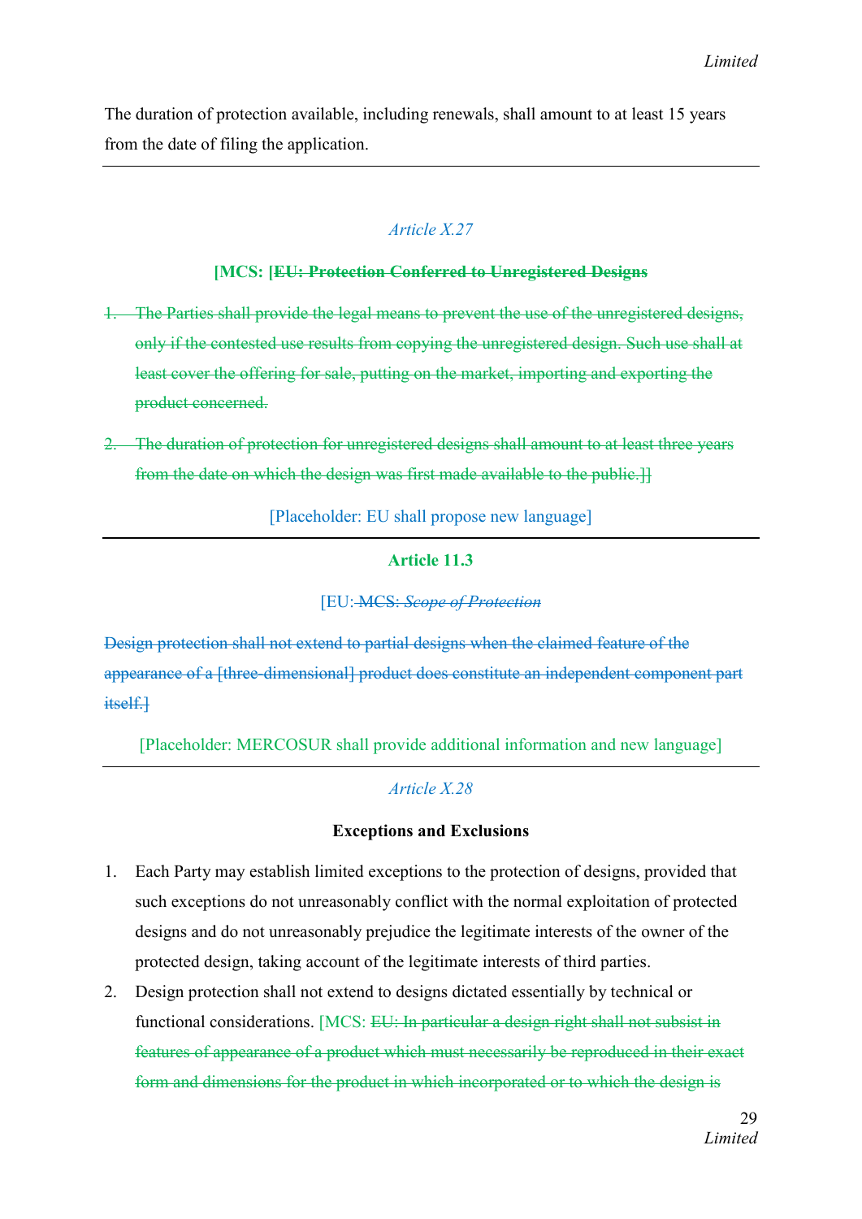The duration of protection available, including renewals, shall amount to at least 15 years from the date of filing the application.

---

*Article X.27*

**[MCS: [~~EU: Protection Conferred to Unregistered Designs~~**

1. ~~The Parties shall provide the legal means to prevent the use of the unregistered designs, only if the contested use results from copying the unregistered design. Such use shall at least cover the offering for sale, putting on the market, importing and exporting the product concerned.~~

2. ~~The duration of protection for unregistered designs shall amount to at least three years from the date on which the design was first made available to the public.]]~~

[Placeholder: EU shall propose new language]

---

**Article 11.3**

[EU: ~~MCS:~~ ~~*Scope of Protection*~~

~~Design protection shall not extend to partial designs when the claimed feature of the appearance of a [three-dimensional] product does constitute an independent component part itself.]~~

[Placeholder: MERCOSUR shall provide additional information and new language]

---

*Article X.28*

**Exceptions and Exclusions**

1. Each Party may establish limited exceptions to the protection of designs, provided that such exceptions do not unreasonably conflict with the normal exploitation of protected designs and do not unreasonably prejudice the legitimate interests of the owner of the protected design, taking account of the legitimate interests of third parties.
2. Design protection shall not extend to designs dictated essentially by technical or functional considerations. [MCS: ~~EU: In particular a design right shall not subsist in features of appearance of a product which must necessarily be reproduced in their exact form and dimensions for the product in which incorporated or to which the design is~~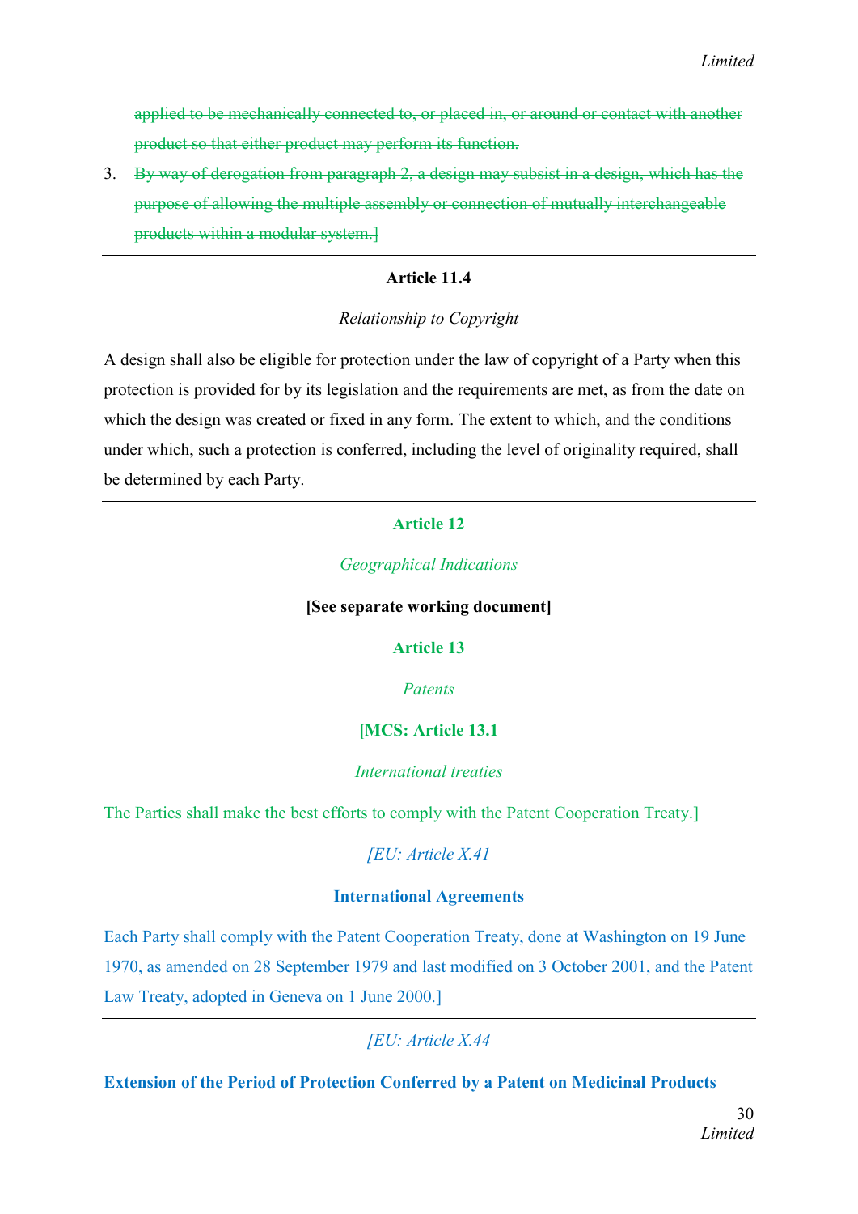~~applied to be mechanically connected to, or placed in, or around or contact with another product so that either product may perform its function.~~

3. ~~By way of derogation from paragraph 2, a design may subsist in a design, which has the purpose of allowing the multiple assembly or connection of mutually interchangeable products within a modular system.]~~

---

**Article 11.4**

*Relationship to Copyright*

A design shall also be eligible for protection under the law of copyright of a Party when this protection is provided for by its legislation and the requirements are met, as from the date on which the design was created or fixed in any form. The extent to which, and the conditions under which, such a protection is conferred, including the level of originality required, shall be determined by each Party.

---

**Article 12**

*Geographical Indications*

**[See separate working document]**

**Article 13**

*Patents*

**[MCS: Article 13.1**

*International treaties*

The Parties shall make the best efforts to comply with the Patent Cooperation Treaty.]

*[EU: Article X.41*

**International Agreements**

Each Party shall comply with the Patent Cooperation Treaty, done at Washington on 19 June 1970, as amended on 28 September 1979 and last modified on 3 October 2001, and the Patent Law Treaty, adopted in Geneva on 1 June 2000.]

---

*[EU: Article X.44*

**Extension of the Period of Protection Conferred by a Patent on Medicinal Products**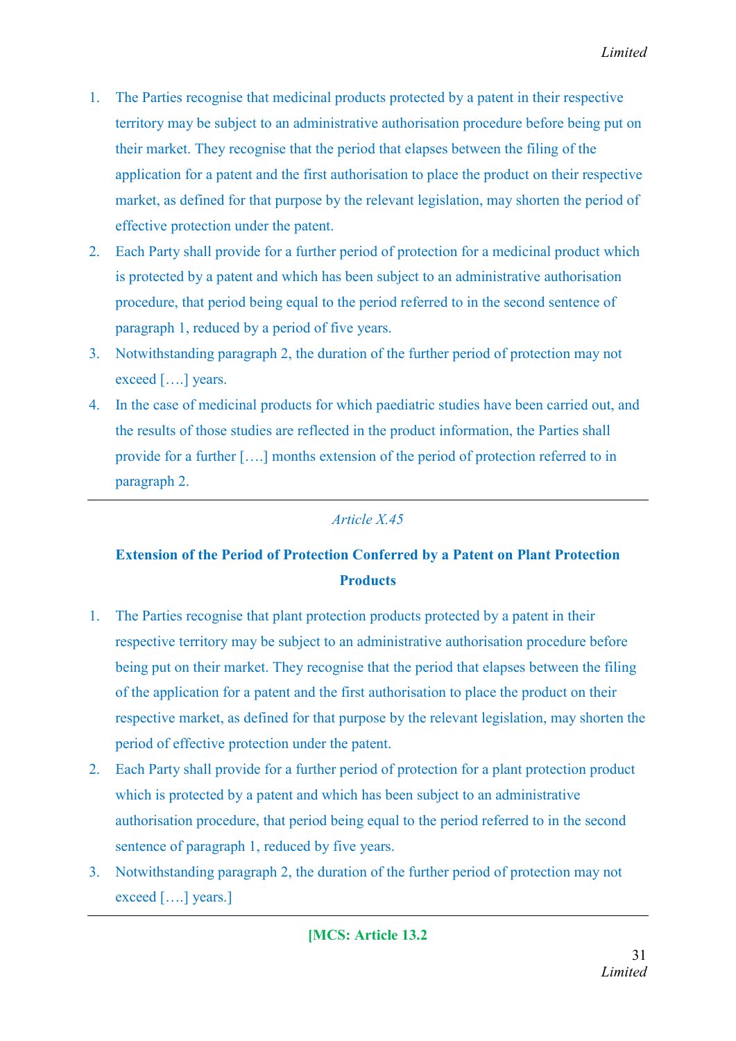1. The Parties recognise that medicinal products protected by a patent in their respective territory may be subject to an administrative authorisation procedure before being put on their market. They recognise that the period that elapses between the filing of the application for a patent and the first authorisation to place the product on their respective market, as defined for that purpose by the relevant legislation, may shorten the period of effective protection under the patent.
2. Each Party shall provide for a further period of protection for a medicinal product which is protected by a patent and which has been subject to an administrative authorisation procedure, that period being equal to the period referred to in the second sentence of paragraph 1, reduced by a period of five years.
3. Notwithstanding paragraph 2, the duration of the further period of protection may not exceed [….] years.
4. In the case of medicinal products for which paediatric studies have been carried out, and the results of those studies are reflected in the product information, the Parties shall provide for a further [….] months extension of the period of protection referred to in paragraph 2.

---

*Article X.45*

**Extension of the Period of Protection Conferred by a Patent on Plant Protection Products**

1. The Parties recognise that plant protection products protected by a patent in their respective territory may be subject to an administrative authorisation procedure before being put on their market. They recognise that the period that elapses between the filing of the application for a patent and the first authorisation to place the product on their respective market, as defined for that purpose by the relevant legislation, may shorten the period of effective protection under the patent.
2. Each Party shall provide for a further period of protection for a plant protection product which is protected by a patent and which has been subject to an administrative authorisation procedure, that period being equal to the period referred to in the second sentence of paragraph 1, reduced by five years.
3. Notwithstanding paragraph 2, the duration of the further period of protection may not exceed [….] years.]

---

**[MCS: Article 13.2**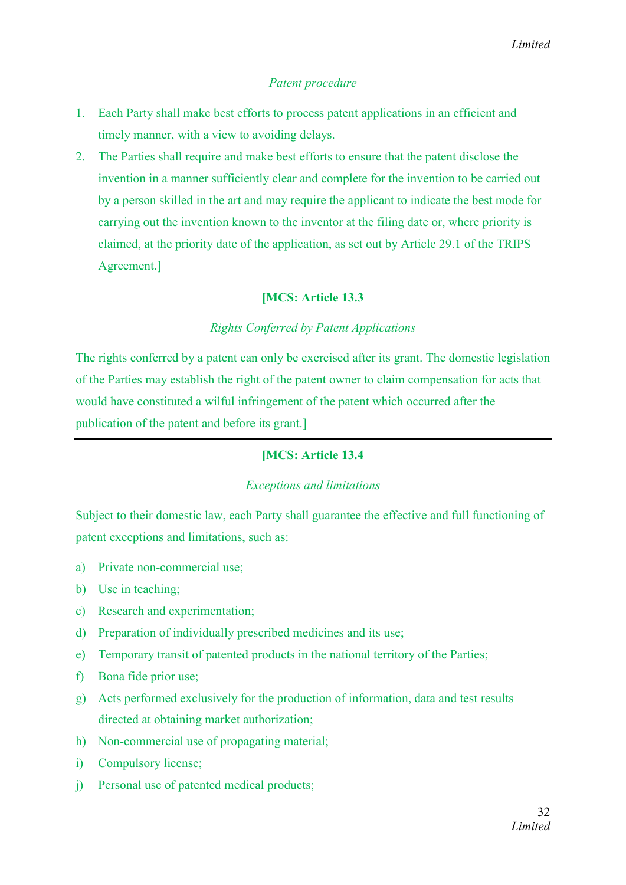*Patent procedure*

1. Each Party shall make best efforts to process patent applications in an efficient and timely manner, with a view to avoiding delays.
2. The Parties shall require and make best efforts to ensure that the patent disclose the invention in a manner sufficiently clear and complete for the invention to be carried out by a person skilled in the art and may require the applicant to indicate the best mode for carrying out the invention known to the inventor at the filing date or, where priority is claimed, at the priority date of the application, as set out by Article 29.1 of the TRIPS Agreement.]

---

**[MCS: Article 13.3**

*Rights Conferred by Patent Applications*

The rights conferred by a patent can only be exercised after its grant. The domestic legislation of the Parties may establish the right of the patent owner to claim compensation for acts that would have constituted a wilful infringement of the patent which occurred after the publication of the patent and before its grant.]

---

**[MCS: Article 13.4**

*Exceptions and limitations*

Subject to their domestic law, each Party shall guarantee the effective and full functioning of patent exceptions and limitations, such as:

a) Private non-commercial use;
b) Use in teaching;
c) Research and experimentation;
d) Preparation of individually prescribed medicines and its use;
e) Temporary transit of patented products in the national territory of the Parties;
f) Bona fide prior use;
g) Acts performed exclusively for the production of information, data and test results directed at obtaining market authorization;
h) Non-commercial use of propagating material;
i) Compulsory license;
j) Personal use of patented medical products;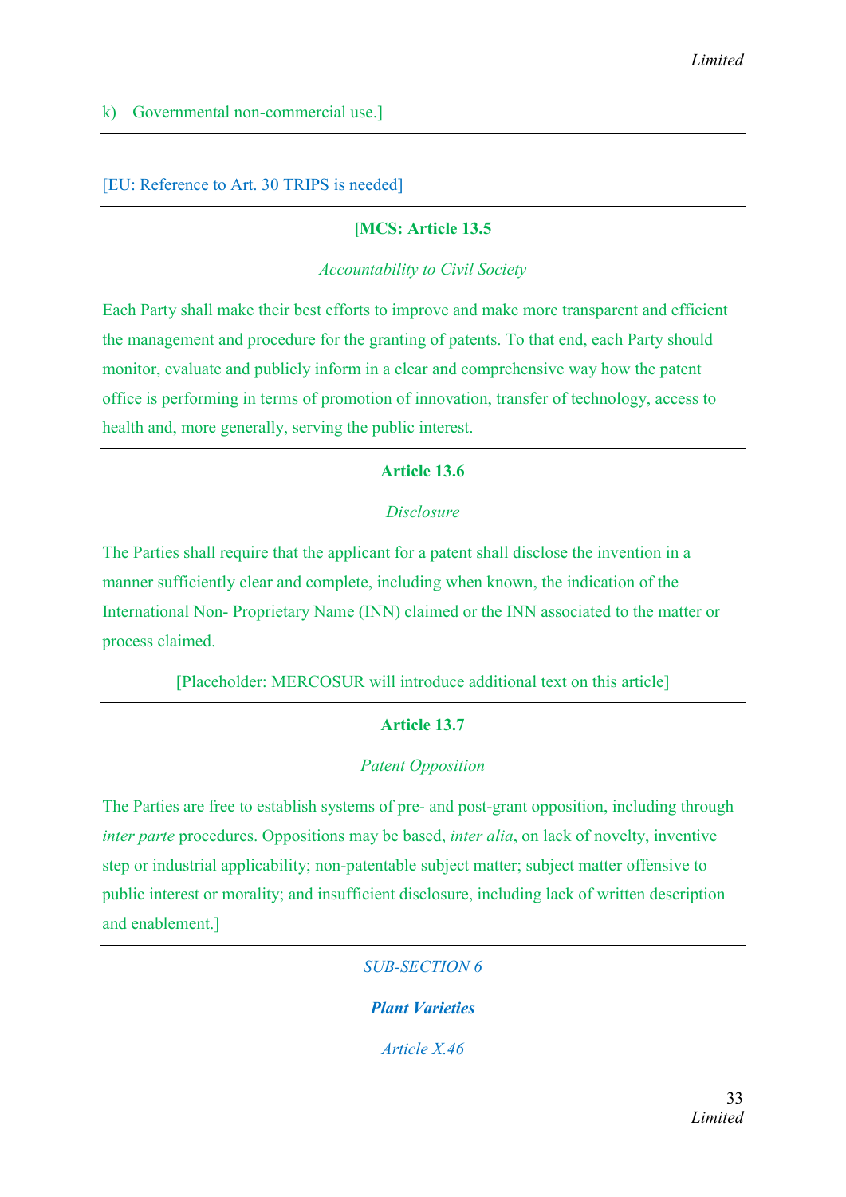k) Governmental non-commercial use.]

---

[EU: Reference to Art. 30 TRIPS is needed]

---

**[MCS: Article 13.5**

*Accountability to Civil Society*

Each Party shall make their best efforts to improve and make more transparent and efficient the management and procedure for the granting of patents. To that end, each Party should monitor, evaluate and publicly inform in a clear and comprehensive way how the patent office is performing in terms of promotion of innovation, transfer of technology, access to health and, more generally, serving the public interest.

---

**Article 13.6**

*Disclosure*

The Parties shall require that the applicant for a patent shall disclose the invention in a manner sufficiently clear and complete, including when known, the indication of the International Non- Proprietary Name (INN) claimed or the INN associated to the matter or process claimed.

[Placeholder: MERCOSUR will introduce additional text on this article]

---

**Article 13.7**

*Patent Opposition*

The Parties are free to establish systems of pre- and post-grant opposition, including through *inter parte* procedures. Oppositions may be based, *inter alia*, on lack of novelty, inventive step or industrial applicability; non-patentable subject matter; subject matter offensive to public interest or morality; and insufficient disclosure, including lack of written description and enablement.]

---

*SUB-SECTION 6*

***Plant Varieties***

*Article X.46*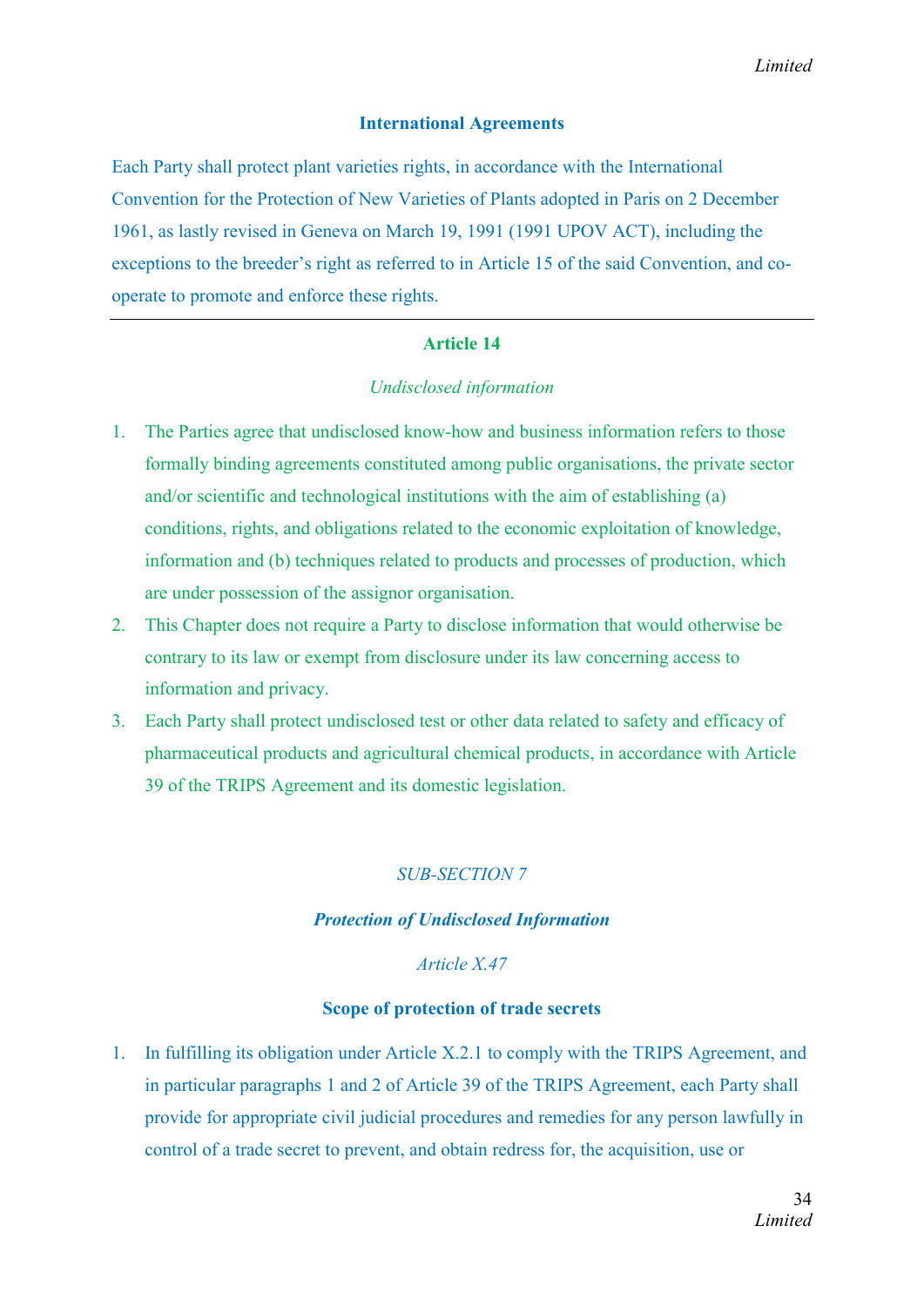**International Agreements**

Each Party shall protect plant varieties rights, in accordance with the International Convention for the Protection of New Varieties of Plants adopted in Paris on 2 December 1961, as lastly revised in Geneva on March 19, 1991 (1991 UPOV ACT), including the exceptions to the breeder's right as referred to in Article 15 of the said Convention, and co-operate to promote and enforce these rights.

---

**Article 14**

*Undisclosed information*

1. The Parties agree that undisclosed know-how and business information refers to those formally binding agreements constituted among public organisations, the private sector and/or scientific and technological institutions with the aim of establishing (a) conditions, rights, and obligations related to the economic exploitation of knowledge, information and (b) techniques related to products and processes of production, which are under possession of the assignor organisation.
2. This Chapter does not require a Party to disclose information that would otherwise be contrary to its law or exempt from disclosure under its law concerning access to information and privacy.
3. Each Party shall protect undisclosed test or other data related to safety and efficacy of pharmaceutical products and agricultural chemical products, in accordance with Article 39 of the TRIPS Agreement and its domestic legislation.

*SUB-SECTION 7*

***Protection of Undisclosed Information***

*Article X.47*

**Scope of protection of trade secrets**

1. In fulfilling its obligation under Article X.2.1 to comply with the TRIPS Agreement, and in particular paragraphs 1 and 2 of Article 39 of the TRIPS Agreement, each Party shall provide for appropriate civil judicial procedures and remedies for any person lawfully in control of a trade secret to prevent, and obtain redress for, the acquisition, use or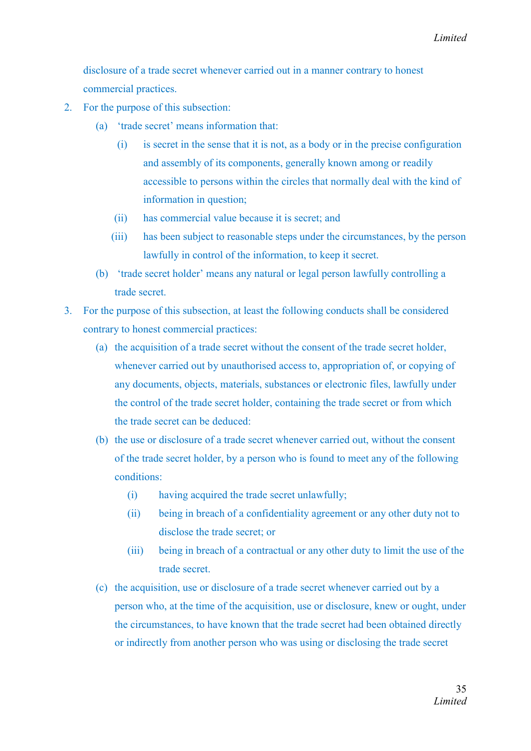disclosure of a trade secret whenever carried out in a manner contrary to honest commercial practices.

2. For the purpose of this subsection:
   (a) 'trade secret' means information that:
      (i) is secret in the sense that it is not, as a body or in the precise configuration and assembly of its components, generally known among or readily accessible to persons within the circles that normally deal with the kind of information in question;
      (ii) has commercial value because it is secret; and
      (iii) has been subject to reasonable steps under the circumstances, by the person lawfully in control of the information, to keep it secret.
   (b) 'trade secret holder' means any natural or legal person lawfully controlling a trade secret.

3. For the purpose of this subsection, at least the following conducts shall be considered contrary to honest commercial practices:
   (a) the acquisition of a trade secret without the consent of the trade secret holder, whenever carried out by unauthorised access to, appropriation of, or copying of any documents, objects, materials, substances or electronic files, lawfully under the control of the trade secret holder, containing the trade secret or from which the trade secret can be deduced:
   (b) the use or disclosure of a trade secret whenever carried out, without the consent of the trade secret holder, by a person who is found to meet any of the following conditions:
      (i) having acquired the trade secret unlawfully;
      (ii) being in breach of a confidentiality agreement or any other duty not to disclose the trade secret; or
      (iii) being in breach of a contractual or any other duty to limit the use of the trade secret.
   (c) the acquisition, use or disclosure of a trade secret whenever carried out by a person who, at the time of the acquisition, use or disclosure, knew or ought, under the circumstances, to have known that the trade secret had been obtained directly or indirectly from another person who was using or disclosing the trade secret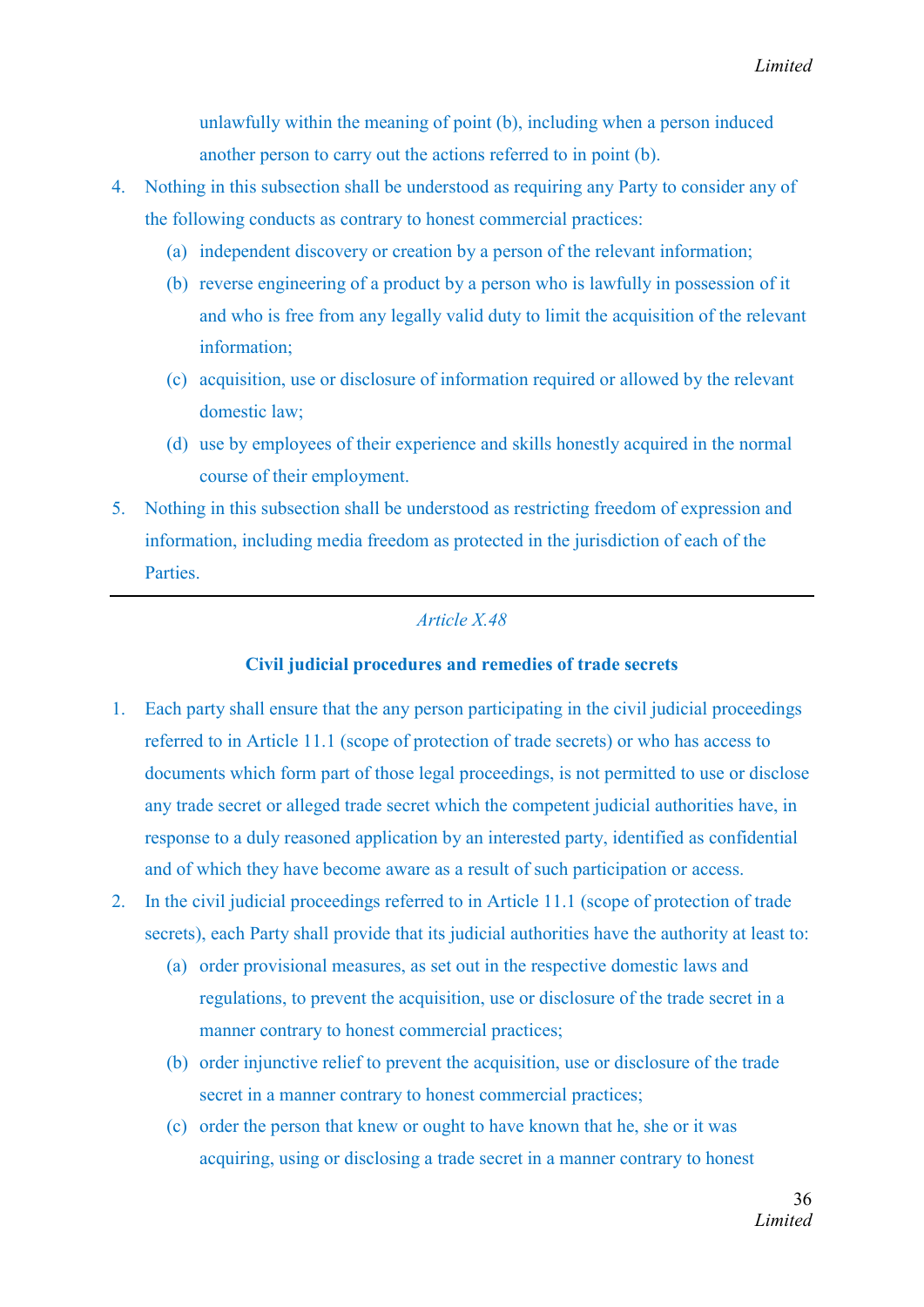unlawfully within the meaning of point (b), including when a person induced another person to carry out the actions referred to in point (b).

4. Nothing in this subsection shall be understood as requiring any Party to consider any of the following conducts as contrary to honest commercial practices:
   (a) independent discovery or creation by a person of the relevant information;
   (b) reverse engineering of a product by a person who is lawfully in possession of it and who is free from any legally valid duty to limit the acquisition of the relevant information;
   (c) acquisition, use or disclosure of information required or allowed by the relevant domestic law;
   (d) use by employees of their experience and skills honestly acquired in the normal course of their employment.
5. Nothing in this subsection shall be understood as restricting freedom of expression and information, including media freedom as protected in the jurisdiction of each of the Parties.

---

*Article X.48*

**Civil judicial procedures and remedies of trade secrets**

1. Each party shall ensure that the any person participating in the civil judicial proceedings referred to in Article 11.1 (scope of protection of trade secrets) or who has access to documents which form part of those legal proceedings, is not permitted to use or disclose any trade secret or alleged trade secret which the competent judicial authorities have, in response to a duly reasoned application by an interested party, identified as confidential and of which they have become aware as a result of such participation or access.
2. In the civil judicial proceedings referred to in Article 11.1 (scope of protection of trade secrets), each Party shall provide that its judicial authorities have the authority at least to:
   (a) order provisional measures, as set out in the respective domestic laws and regulations, to prevent the acquisition, use or disclosure of the trade secret in a manner contrary to honest commercial practices;
   (b) order injunctive relief to prevent the acquisition, use or disclosure of the trade secret in a manner contrary to honest commercial practices;
   (c) order the person that knew or ought to have known that he, she or it was acquiring, using or disclosing a trade secret in a manner contrary to honest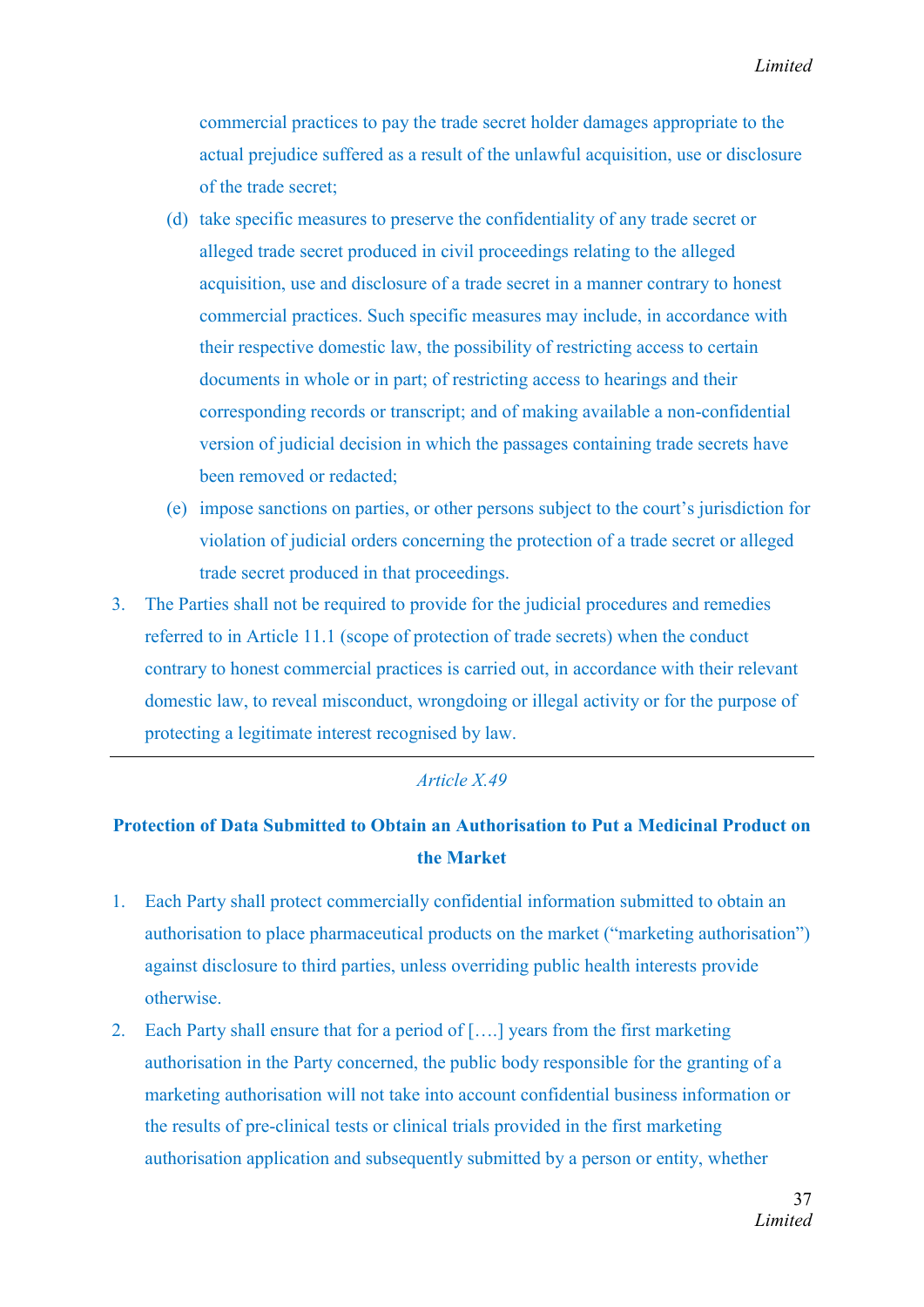commercial practices to pay the trade secret holder damages appropriate to the actual prejudice suffered as a result of the unlawful acquisition, use or disclosure of the trade secret;

(d) take specific measures to preserve the confidentiality of any trade secret or alleged trade secret produced in civil proceedings relating to the alleged acquisition, use and disclosure of a trade secret in a manner contrary to honest commercial practices. Such specific measures may include, in accordance with their respective domestic law, the possibility of restricting access to certain documents in whole or in part; of restricting access to hearings and their corresponding records or transcript; and of making available a non-confidential version of judicial decision in which the passages containing trade secrets have been removed or redacted;

(e) impose sanctions on parties, or other persons subject to the court's jurisdiction for violation of judicial orders concerning the protection of a trade secret or alleged trade secret produced in that proceedings.

3. The Parties shall not be required to provide for the judicial procedures and remedies referred to in Article 11.1 (scope of protection of trade secrets) when the conduct contrary to honest commercial practices is carried out, in accordance with their relevant domestic law, to reveal misconduct, wrongdoing or illegal activity or for the purpose of protecting a legitimate interest recognised by law.

---

*Article X.49*

**Protection of Data Submitted to Obtain an Authorisation to Put a Medicinal Product on the Market**

1. Each Party shall protect commercially confidential information submitted to obtain an authorisation to place pharmaceutical products on the market ("marketing authorisation") against disclosure to third parties, unless overriding public health interests provide otherwise.

2. Each Party shall ensure that for a period of [….] years from the first marketing authorisation in the Party concerned, the public body responsible for the granting of a marketing authorisation will not take into account confidential business information or the results of pre-clinical tests or clinical trials provided in the first marketing authorisation application and subsequently submitted by a person or entity, whether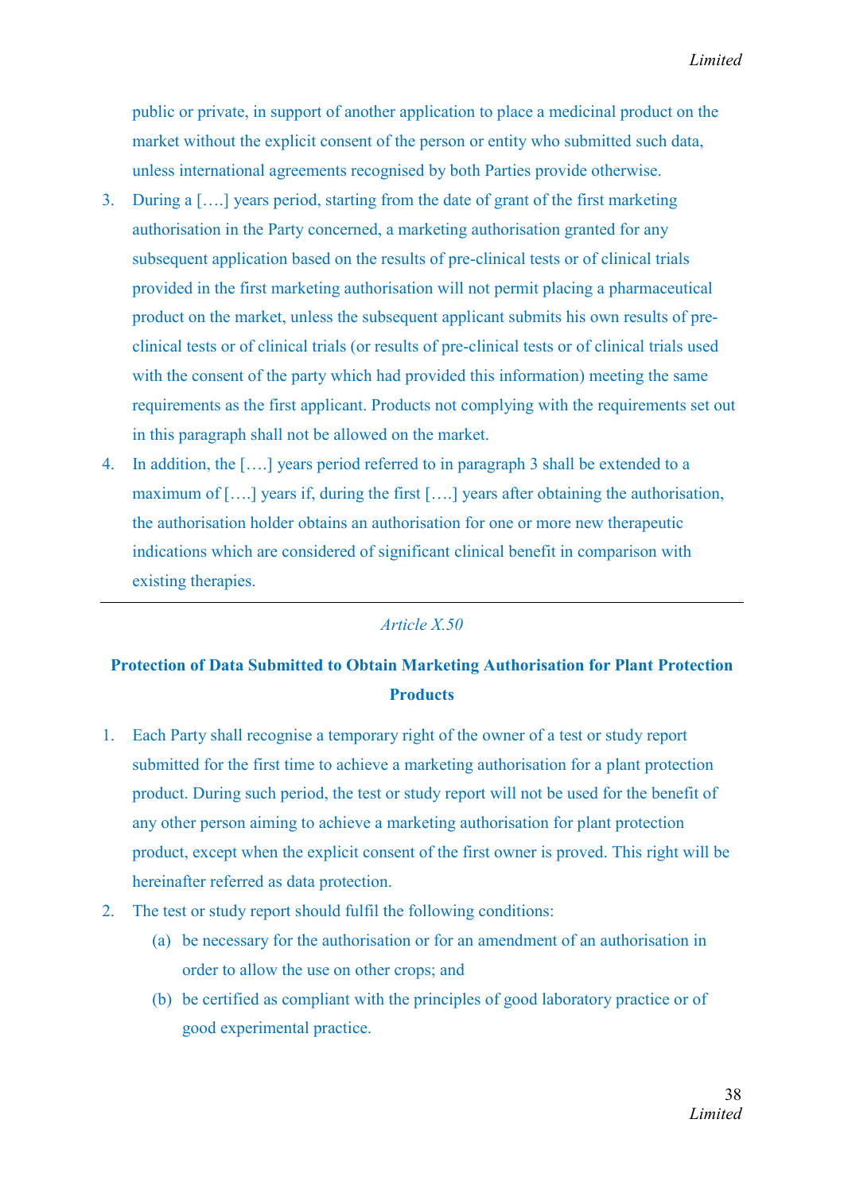public or private, in support of another application to place a medicinal product on the market without the explicit consent of the person or entity who submitted such data, unless international agreements recognised by both Parties provide otherwise.

3. During a [….] years period, starting from the date of grant of the first marketing authorisation in the Party concerned, a marketing authorisation granted for any subsequent application based on the results of pre-clinical tests or of clinical trials provided in the first marketing authorisation will not permit placing a pharmaceutical product on the market, unless the subsequent applicant submits his own results of pre-clinical tests or of clinical trials (or results of pre-clinical tests or of clinical trials used with the consent of the party which had provided this information) meeting the same requirements as the first applicant. Products not complying with the requirements set out in this paragraph shall not be allowed on the market.
4. In addition, the [….] years period referred to in paragraph 3 shall be extended to a maximum of [….] years if, during the first [….] years after obtaining the authorisation, the authorisation holder obtains an authorisation for one or more new therapeutic indications which are considered of significant clinical benefit in comparison with existing therapies.

---

*Article X.50*

**Protection of Data Submitted to Obtain Marketing Authorisation for Plant Protection Products**

1. Each Party shall recognise a temporary right of the owner of a test or study report submitted for the first time to achieve a marketing authorisation for a plant protection product. During such period, the test or study report will not be used for the benefit of any other person aiming to achieve a marketing authorisation for plant protection product, except when the explicit consent of the first owner is proved. This right will be hereinafter referred as data protection.
2. The test or study report should fulfil the following conditions:
   (a) be necessary for the authorisation or for an amendment of an authorisation in order to allow the use on other crops; and
   (b) be certified as compliant with the principles of good laboratory practice or of good experimental practice.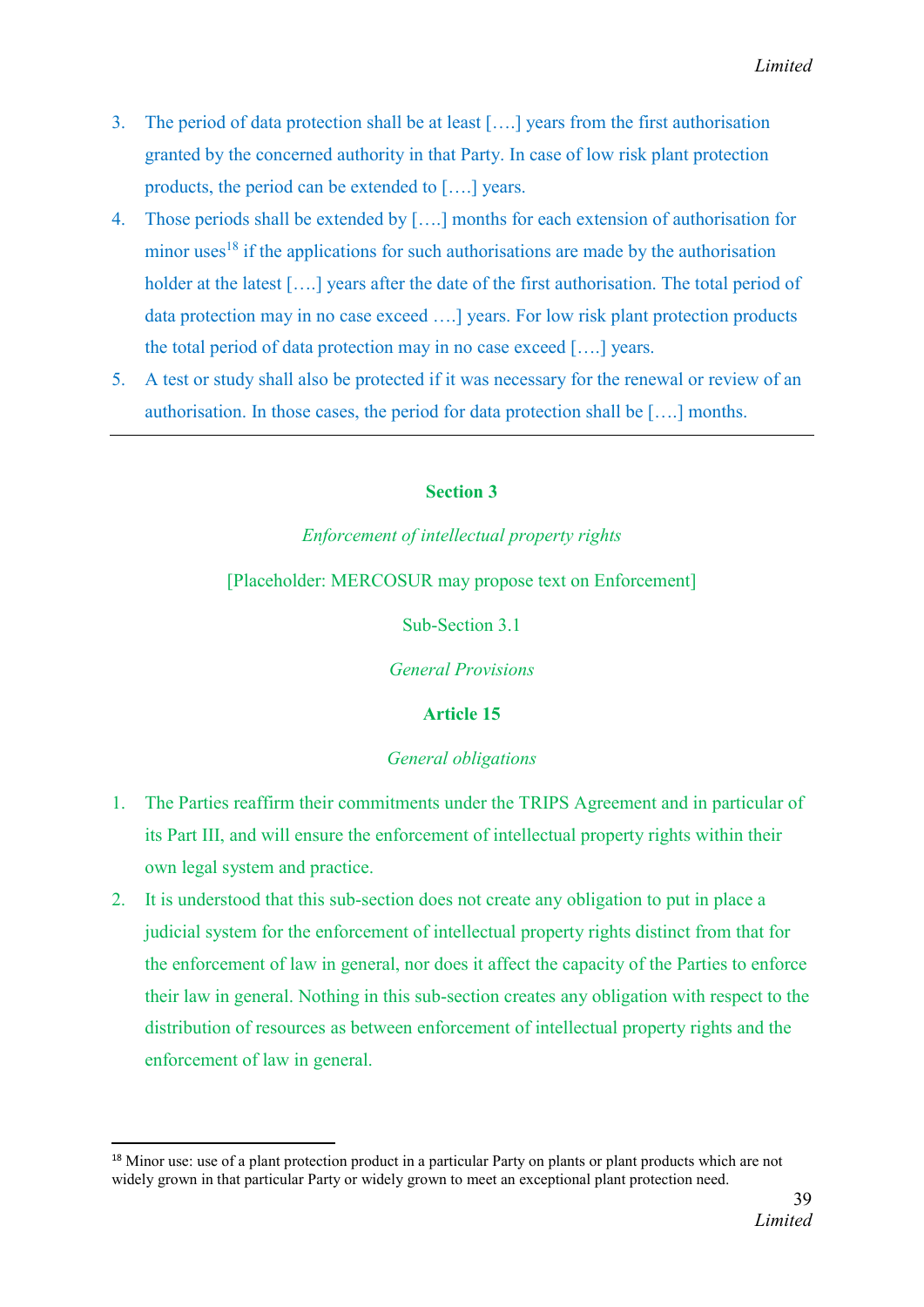3. The period of data protection shall be at least [….] years from the first authorisation granted by the concerned authority in that Party. In case of low risk plant protection products, the period can be extended to [….] years.
4. Those periods shall be extended by [….] months for each extension of authorisation for minor uses[18] if the applications for such authorisations are made by the authorisation holder at the latest [….] years after the date of the first authorisation. The total period of data protection may in no case exceed ….] years. For low risk plant protection products the total period of data protection may in no case exceed [….] years.
5. A test or study shall also be protected if it was necessary for the renewal or review of an authorisation. In those cases, the period for data protection shall be [….] months.

---

## Section 3

*Enforcement of intellectual property rights*

[Placeholder: MERCOSUR may propose text on Enforcement]

### Sub-Section 3.1

*General Provisions*

### Article 15

*General obligations*

1. The Parties reaffirm their commitments under the TRIPS Agreement and in particular of its Part III, and will ensure the enforcement of intellectual property rights within their own legal system and practice.
2. It is understood that this sub-section does not create any obligation to put in place a judicial system for the enforcement of intellectual property rights distinct from that for the enforcement of law in general, nor does it affect the capacity of the Parties to enforce their law in general. Nothing in this sub-section creates any obligation with respect to the distribution of resources as between enforcement of intellectual property rights and the enforcement of law in general.

---

[18] Minor use: use of a plant protection product in a particular Party on plants or plant products which are not widely grown in that particular Party or widely grown to meet an exceptional plant protection need.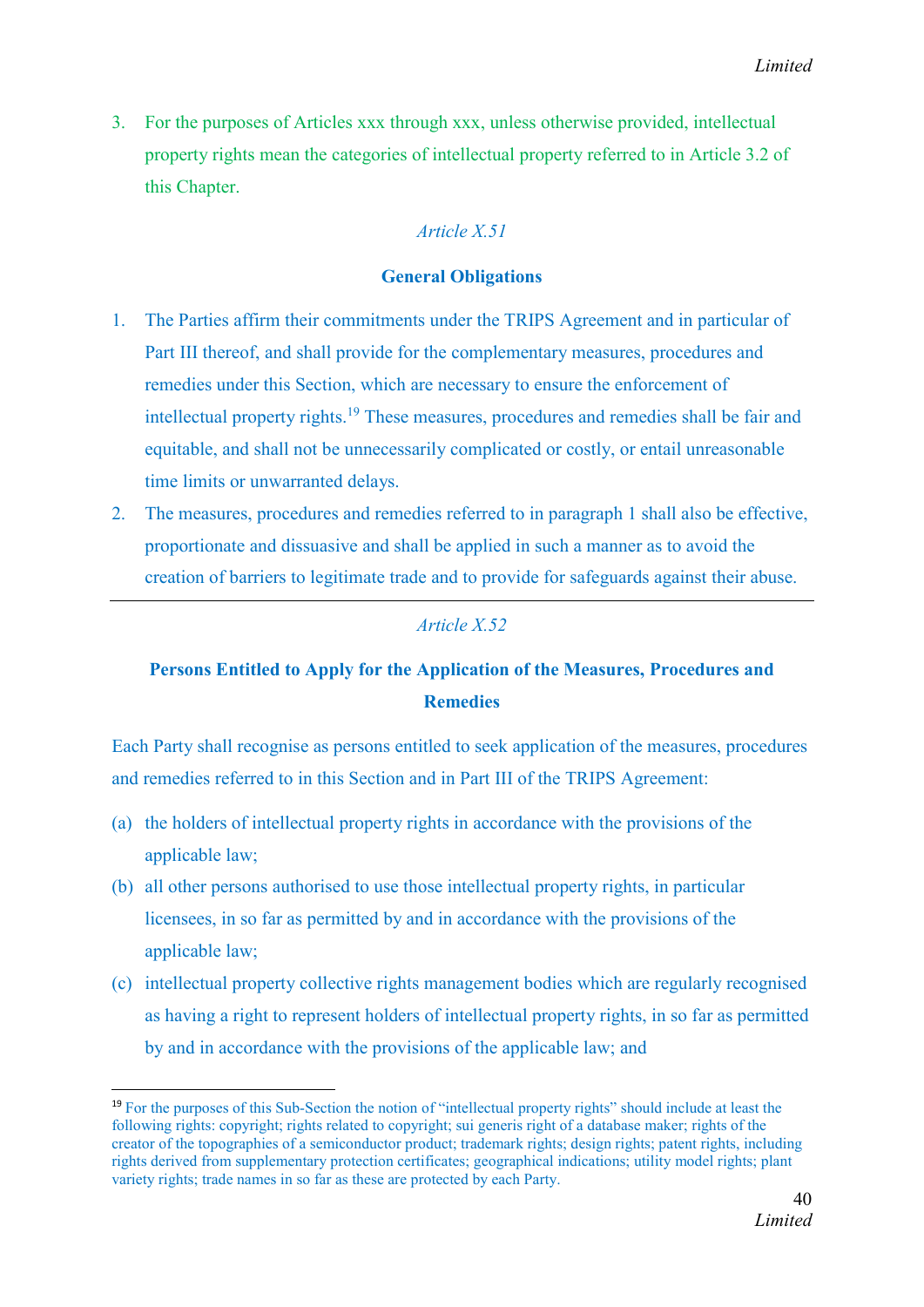3. For the purposes of Articles xxx through xxx, unless otherwise provided, intellectual property rights mean the categories of intellectual property referred to in Article 3.2 of this Chapter.

*Article X.51*

**General Obligations**

1. The Parties affirm their commitments under the TRIPS Agreement and in particular of Part III thereof, and shall provide for the complementary measures, procedures and remedies under this Section, which are necessary to ensure the enforcement of intellectual property rights.[19] These measures, procedures and remedies shall be fair and equitable, and shall not be unnecessarily complicated or costly, or entail unreasonable time limits or unwarranted delays.
2. The measures, procedures and remedies referred to in paragraph 1 shall also be effective, proportionate and dissuasive and shall be applied in such a manner as to avoid the creation of barriers to legitimate trade and to provide for safeguards against their abuse.

---

*Article X.52*

**Persons Entitled to Apply for the Application of the Measures, Procedures and Remedies**

Each Party shall recognise as persons entitled to seek application of the measures, procedures and remedies referred to in this Section and in Part III of the TRIPS Agreement:

(a) the holders of intellectual property rights in accordance with the provisions of the applicable law;

(b) all other persons authorised to use those intellectual property rights, in particular licensees, in so far as permitted by and in accordance with the provisions of the applicable law;

(c) intellectual property collective rights management bodies which are regularly recognised as having a right to represent holders of intellectual property rights, in so far as permitted by and in accordance with the provisions of the applicable law; and

---

[19] For the purposes of this Sub-Section the notion of "intellectual property rights" should include at least the following rights: copyright; rights related to copyright; sui generis right of a database maker; rights of the creator of the topographies of a semiconductor product; trademark rights; design rights; patent rights, including rights derived from supplementary protection certificates; geographical indications; utility model rights; plant variety rights; trade names in so far as these are protected by each Party.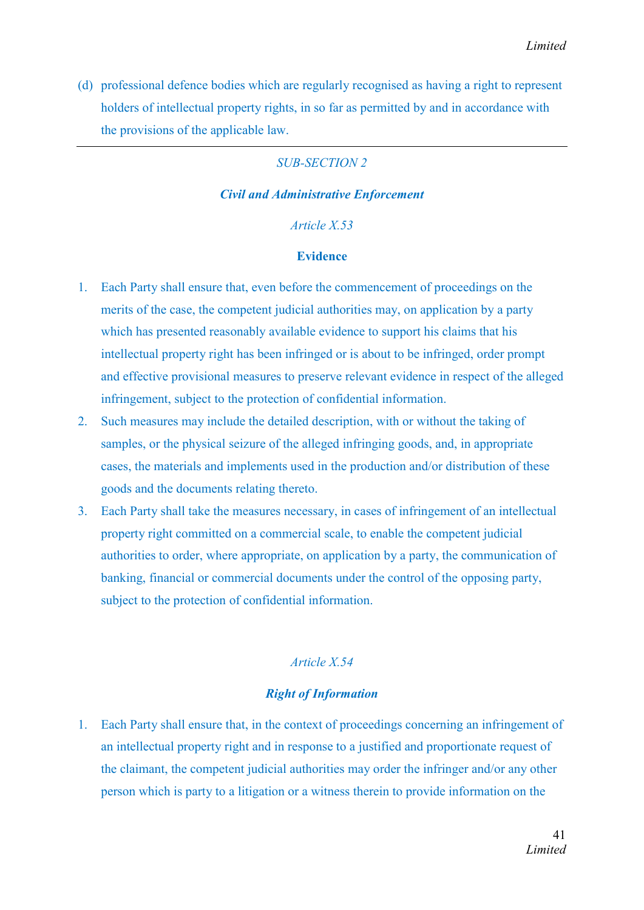(d) professional defence bodies which are regularly recognised as having a right to represent holders of intellectual property rights, in so far as permitted by and in accordance with the provisions of the applicable law.

---

*SUB-SECTION 2*

***Civil and Administrative Enforcement***

*Article X.53*

**Evidence**

1. Each Party shall ensure that, even before the commencement of proceedings on the merits of the case, the competent judicial authorities may, on application by a party which has presented reasonably available evidence to support his claims that his intellectual property right has been infringed or is about to be infringed, order prompt and effective provisional measures to preserve relevant evidence in respect of the alleged infringement, subject to the protection of confidential information.
2. Such measures may include the detailed description, with or without the taking of samples, or the physical seizure of the alleged infringing goods, and, in appropriate cases, the materials and implements used in the production and/or distribution of these goods and the documents relating thereto.
3. Each Party shall take the measures necessary, in cases of infringement of an intellectual property right committed on a commercial scale, to enable the competent judicial authorities to order, where appropriate, on application by a party, the communication of banking, financial or commercial documents under the control of the opposing party, subject to the protection of confidential information.

*Article X.54*

***Right of Information***

1. Each Party shall ensure that, in the context of proceedings concerning an infringement of an intellectual property right and in response to a justified and proportionate request of the claimant, the competent judicial authorities may order the infringer and/or any other person which is party to a litigation or a witness therein to provide information on the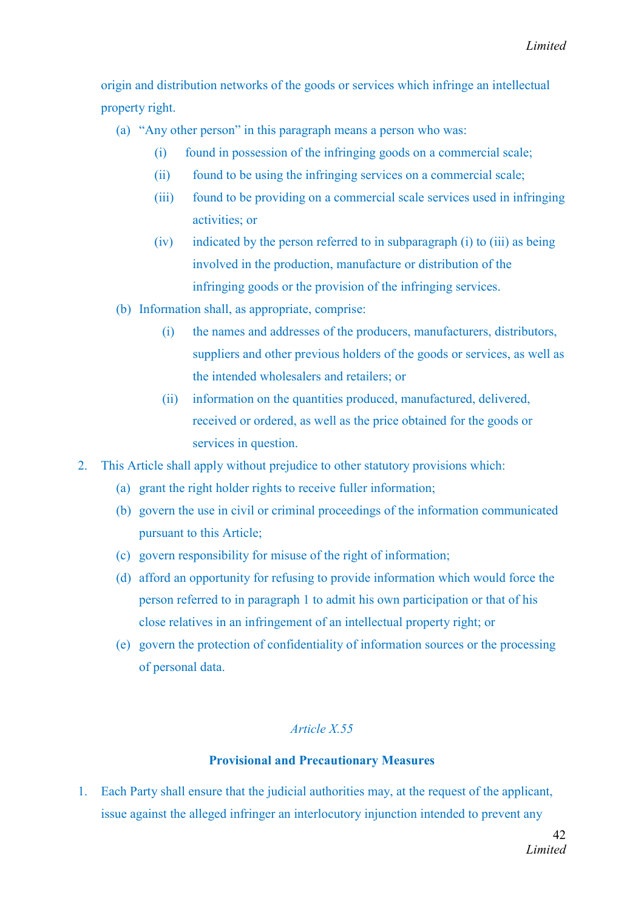origin and distribution networks of the goods or services which infringe an intellectual property right.

(a) "Any other person" in this paragraph means a person who was:

  (i) found in possession of the infringing goods on a commercial scale;

  (ii) found to be using the infringing services on a commercial scale;

  (iii) found to be providing on a commercial scale services used in infringing activities; or

  (iv) indicated by the person referred to in subparagraph (i) to (iii) as being involved in the production, manufacture or distribution of the infringing goods or the provision of the infringing services.

(b) Information shall, as appropriate, comprise:

  (i) the names and addresses of the producers, manufacturers, distributors, suppliers and other previous holders of the goods or services, as well as the intended wholesalers and retailers; or

  (ii) information on the quantities produced, manufactured, delivered, received or ordered, as well as the price obtained for the goods or services in question.

2. This Article shall apply without prejudice to other statutory provisions which:

  (a) grant the right holder rights to receive fuller information;

  (b) govern the use in civil or criminal proceedings of the information communicated pursuant to this Article;

  (c) govern responsibility for misuse of the right of information;

  (d) afford an opportunity for refusing to provide information which would force the person referred to in paragraph 1 to admit his own participation or that of his close relatives in an infringement of an intellectual property right; or

  (e) govern the protection of confidentiality of information sources or the processing of personal data.

*Article X.55*

**Provisional and Precautionary Measures**

1. Each Party shall ensure that the judicial authorities may, at the request of the applicant, issue against the alleged infringer an interlocutory injunction intended to prevent any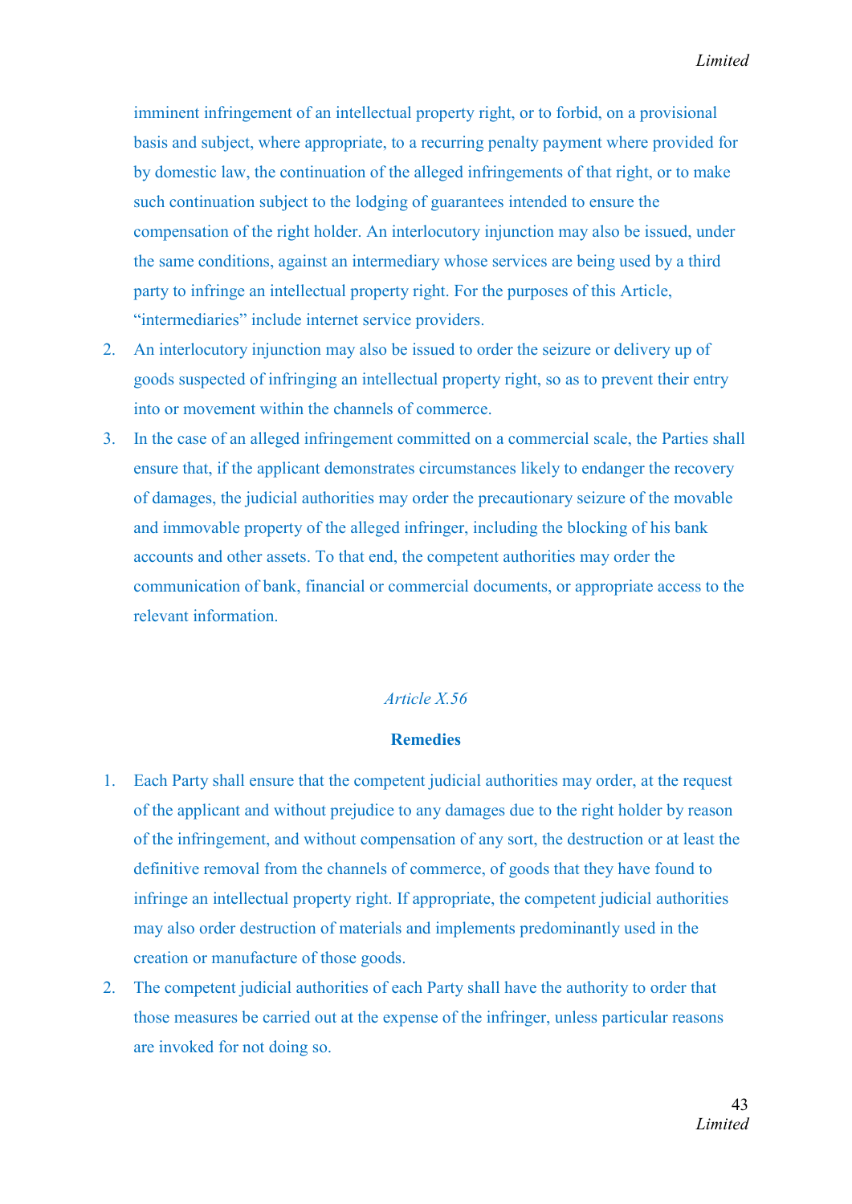imminent infringement of an intellectual property right, or to forbid, on a provisional basis and subject, where appropriate, to a recurring penalty payment where provided for by domestic law, the continuation of the alleged infringements of that right, or to make such continuation subject to the lodging of guarantees intended to ensure the compensation of the right holder. An interlocutory injunction may also be issued, under the same conditions, against an intermediary whose services are being used by a third party to infringe an intellectual property right. For the purposes of this Article, "intermediaries" include internet service providers.

2. An interlocutory injunction may also be issued to order the seizure or delivery up of goods suspected of infringing an intellectual property right, so as to prevent their entry into or movement within the channels of commerce.
3. In the case of an alleged infringement committed on a commercial scale, the Parties shall ensure that, if the applicant demonstrates circumstances likely to endanger the recovery of damages, the judicial authorities may order the precautionary seizure of the movable and immovable property of the alleged infringer, including the blocking of his bank accounts and other assets. To that end, the competent authorities may order the communication of bank, financial or commercial documents, or appropriate access to the relevant information.

*Article X.56*

**Remedies**

1. Each Party shall ensure that the competent judicial authorities may order, at the request of the applicant and without prejudice to any damages due to the right holder by reason of the infringement, and without compensation of any sort, the destruction or at least the definitive removal from the channels of commerce, of goods that they have found to infringe an intellectual property right. If appropriate, the competent judicial authorities may also order destruction of materials and implements predominantly used in the creation or manufacture of those goods.
2. The competent judicial authorities of each Party shall have the authority to order that those measures be carried out at the expense of the infringer, unless particular reasons are invoked for not doing so.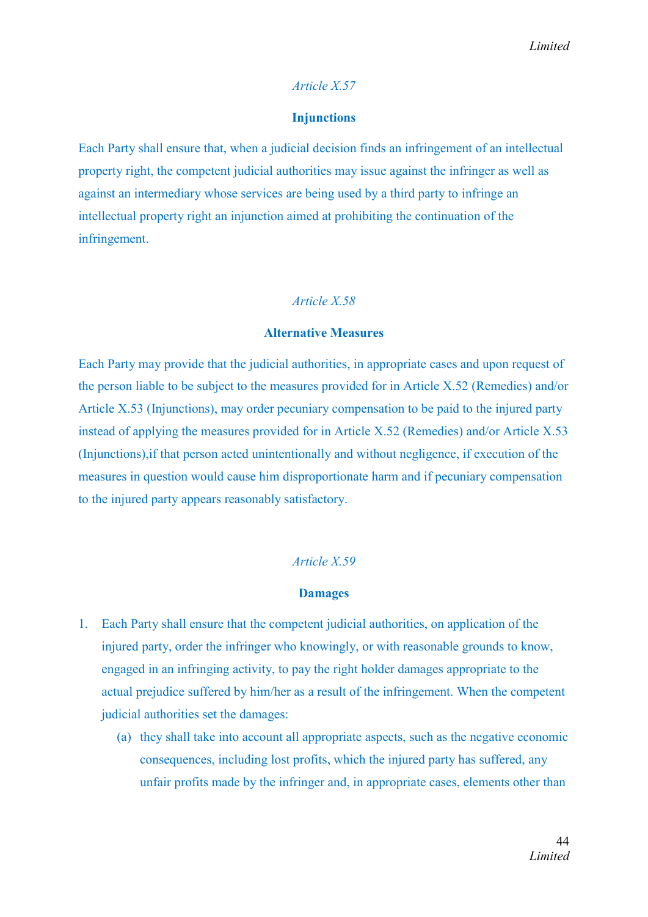*Article X.57*

**Injunctions**

Each Party shall ensure that, when a judicial decision finds an infringement of an intellectual property right, the competent judicial authorities may issue against the infringer as well as against an intermediary whose services are being used by a third party to infringe an intellectual property right an injunction aimed at prohibiting the continuation of the infringement.

*Article X.58*

**Alternative Measures**

Each Party may provide that the judicial authorities, in appropriate cases and upon request of the person liable to be subject to the measures provided for in Article X.52 (Remedies) and/or Article X.53 (Injunctions), may order pecuniary compensation to be paid to the injured party instead of applying the measures provided for in Article X.52 (Remedies) and/or Article X.53 (Injunctions),if that person acted unintentionally and without negligence, if execution of the measures in question would cause him disproportionate harm and if pecuniary compensation to the injured party appears reasonably satisfactory.

*Article X.59*

**Damages**

1. Each Party shall ensure that the competent judicial authorities, on application of the injured party, order the infringer who knowingly, or with reasonable grounds to know, engaged in an infringing activity, to pay the right holder damages appropriate to the actual prejudice suffered by him/her as a result of the infringement. When the competent judicial authorities set the damages:
   (a) they shall take into account all appropriate aspects, such as the negative economic consequences, including lost profits, which the injured party has suffered, any unfair profits made by the infringer and, in appropriate cases, elements other than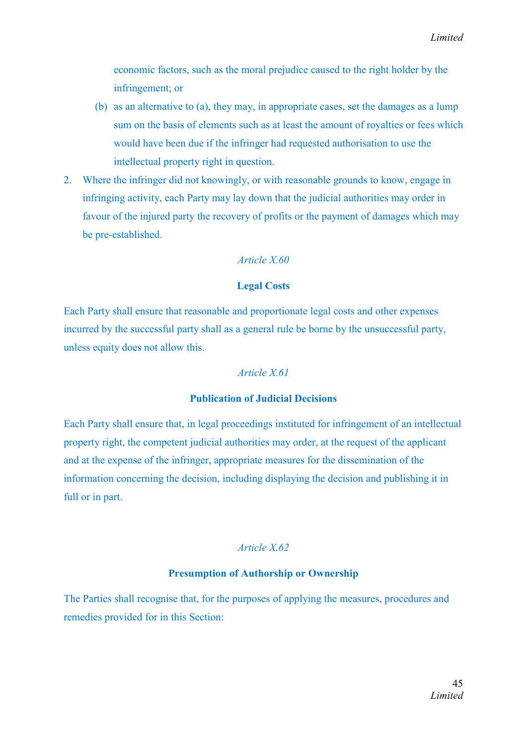economic factors, such as the moral prejudice caused to the right holder by the infringement; or

(b) as an alternative to (a), they may, in appropriate cases, set the damages as a lump sum on the basis of elements such as at least the amount of royalties or fees which would have been due if the infringer had requested authorisation to use the intellectual property right in question.

2. Where the infringer did not knowingly, or with reasonable grounds to know, engage in infringing activity, each Party may lay down that the judicial authorities may order in favour of the injured party the recovery of profits or the payment of damages which may be pre-established.

*Article X.60*

**Legal Costs**

Each Party shall ensure that reasonable and proportionate legal costs and other expenses incurred by the successful party shall as a general rule be borne by the unsuccessful party, unless equity does not allow this.

*Article X.61*

**Publication of Judicial Decisions**

Each Party shall ensure that, in legal proceedings instituted for infringement of an intellectual property right, the competent judicial authorities may order, at the request of the applicant and at the expense of the infringer, appropriate measures for the dissemination of the information concerning the decision, including displaying the decision and publishing it in full or in part.

*Article X.62*

**Presumption of Authorship or Ownership**

The Parties shall recognise that, for the purposes of applying the measures, procedures and remedies provided for in this Section: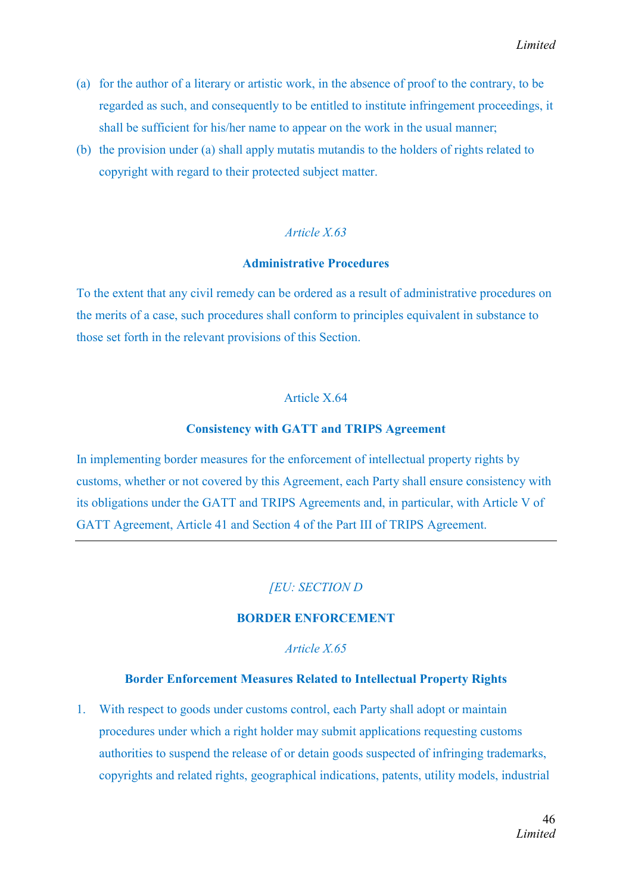(a) for the author of a literary or artistic work, in the absence of proof to the contrary, to be regarded as such, and consequently to be entitled to institute infringement proceedings, it shall be sufficient for his/her name to appear on the work in the usual manner;

(b) the provision under (a) shall apply mutatis mutandis to the holders of rights related to copyright with regard to their protected subject matter.

*Article X.63*

**Administrative Procedures**

To the extent that any civil remedy can be ordered as a result of administrative procedures on the merits of a case, such procedures shall conform to principles equivalent in substance to those set forth in the relevant provisions of this Section.

Article X.64

**Consistency with GATT and TRIPS Agreement**

In implementing border measures for the enforcement of intellectual property rights by customs, whether or not covered by this Agreement, each Party shall ensure consistency with its obligations under the GATT and TRIPS Agreements and, in particular, with Article V of GATT Agreement, Article 41 and Section 4 of the Part III of TRIPS Agreement.

---

*[EU: SECTION D*

**BORDER ENFORCEMENT**

*Article X.65*

**Border Enforcement Measures Related to Intellectual Property Rights**

1. With respect to goods under customs control, each Party shall adopt or maintain procedures under which a right holder may submit applications requesting customs authorities to suspend the release of or detain goods suspected of infringing trademarks, copyrights and related rights, geographical indications, patents, utility models, industrial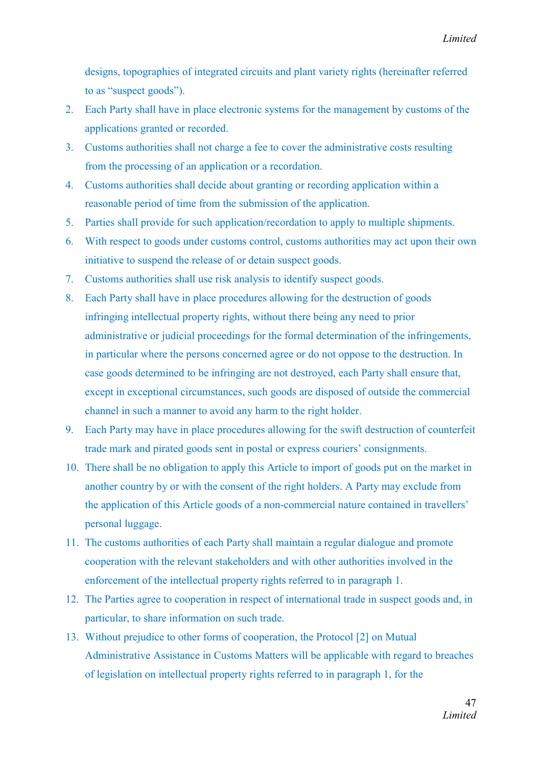designs, topographies of integrated circuits and plant variety rights (hereinafter referred to as "suspect goods").

2. Each Party shall have in place electronic systems for the management by customs of the applications granted or recorded.
3. Customs authorities shall not charge a fee to cover the administrative costs resulting from the processing of an application or a recordation.
4. Customs authorities shall decide about granting or recording application within a reasonable period of time from the submission of the application.
5. Parties shall provide for such application/recordation to apply to multiple shipments.
6. With respect to goods under customs control, customs authorities may act upon their own initiative to suspend the release of or detain suspect goods.
7. Customs authorities shall use risk analysis to identify suspect goods.
8. Each Party shall have in place procedures allowing for the destruction of goods infringing intellectual property rights, without there being any need to prior administrative or judicial proceedings for the formal determination of the infringements, in particular where the persons concerned agree or do not oppose to the destruction. In case goods determined to be infringing are not destroyed, each Party shall ensure that, except in exceptional circumstances, such goods are disposed of outside the commercial channel in such a manner to avoid any harm to the right holder.
9. Each Party may have in place procedures allowing for the swift destruction of counterfeit trade mark and pirated goods sent in postal or express couriers' consignments.
10. There shall be no obligation to apply this Article to import of goods put on the market in another country by or with the consent of the right holders. A Party may exclude from the application of this Article goods of a non-commercial nature contained in travellers' personal luggage.
11. The customs authorities of each Party shall maintain a regular dialogue and promote cooperation with the relevant stakeholders and with other authorities involved in the enforcement of the intellectual property rights referred to in paragraph 1.
12. The Parties agree to cooperation in respect of international trade in suspect goods and, in particular, to share information on such trade.
13. Without prejudice to other forms of cooperation, the Protocol [2] on Mutual Administrative Assistance in Customs Matters will be applicable with regard to breaches of legislation on intellectual property rights referred to in paragraph 1, for the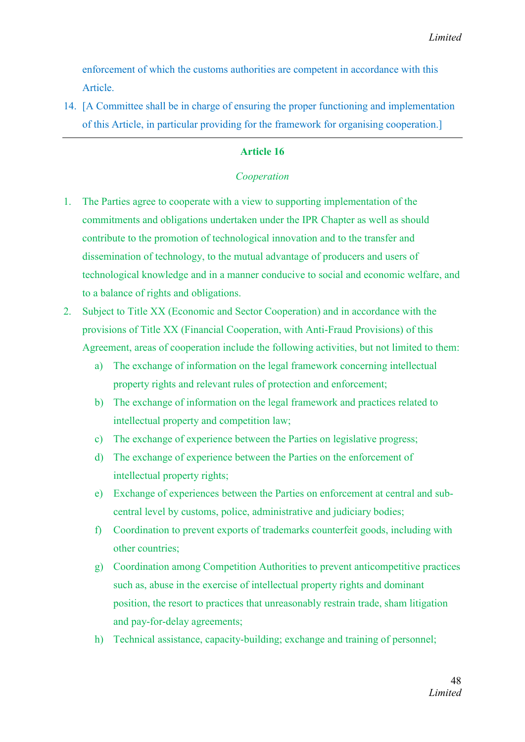enforcement of which the customs authorities are competent in accordance with this Article.

14. [A Committee shall be in charge of ensuring the proper functioning and implementation of this Article, in particular providing for the framework for organising cooperation.]

---

**Article 16**

*Cooperation*

1. The Parties agree to cooperate with a view to supporting implementation of the commitments and obligations undertaken under the IPR Chapter as well as should contribute to the promotion of technological innovation and to the transfer and dissemination of technology, to the mutual advantage of producers and users of technological knowledge and in a manner conducive to social and economic welfare, and to a balance of rights and obligations.
2. Subject to Title XX (Economic and Sector Cooperation) and in accordance with the provisions of Title XX (Financial Cooperation, with Anti-Fraud Provisions) of this Agreement, areas of cooperation include the following activities, but not limited to them:
   a) The exchange of information on the legal framework concerning intellectual property rights and relevant rules of protection and enforcement;
   b) The exchange of information on the legal framework and practices related to intellectual property and competition law;
   c) The exchange of experience between the Parties on legislative progress;
   d) The exchange of experience between the Parties on the enforcement of intellectual property rights;
   e) Exchange of experiences between the Parties on enforcement at central and sub-central level by customs, police, administrative and judiciary bodies;
   f) Coordination to prevent exports of trademarks counterfeit goods, including with other countries;
   g) Coordination among Competition Authorities to prevent anticompetitive practices such as, abuse in the exercise of intellectual property rights and dominant position, the resort to practices that unreasonably restrain trade, sham litigation and pay-for-delay agreements;
   h) Technical assistance, capacity-building; exchange and training of personnel;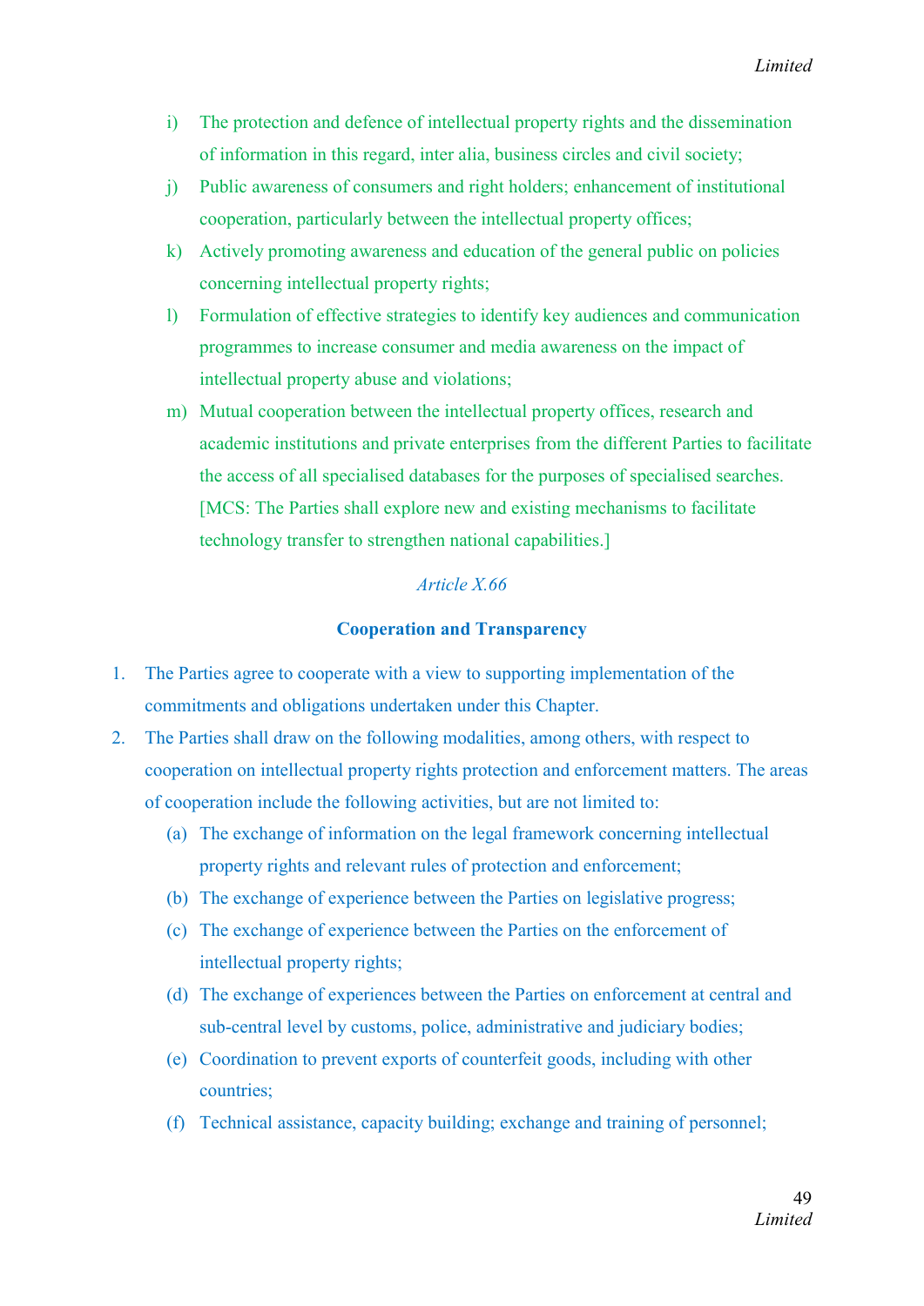i) The protection and defence of intellectual property rights and the dissemination of information in this regard, inter alia, business circles and civil society;
j) Public awareness of consumers and right holders; enhancement of institutional cooperation, particularly between the intellectual property offices;
k) Actively promoting awareness and education of the general public on policies concerning intellectual property rights;
l) Formulation of effective strategies to identify key audiences and communication programmes to increase consumer and media awareness on the impact of intellectual property abuse and violations;
m) Mutual cooperation between the intellectual property offices, research and academic institutions and private enterprises from the different Parties to facilitate the access of all specialised databases for the purposes of specialised searches. [MCS: The Parties shall explore new and existing mechanisms to facilitate technology transfer to strengthen national capabilities.]

*Article X.66*

**Cooperation and Transparency**

1. The Parties agree to cooperate with a view to supporting implementation of the commitments and obligations undertaken under this Chapter.
2. The Parties shall draw on the following modalities, among others, with respect to cooperation on intellectual property rights protection and enforcement matters. The areas of cooperation include the following activities, but are not limited to:
   (a) The exchange of information on the legal framework concerning intellectual property rights and relevant rules of protection and enforcement;
   (b) The exchange of experience between the Parties on legislative progress;
   (c) The exchange of experience between the Parties on the enforcement of intellectual property rights;
   (d) The exchange of experiences between the Parties on enforcement at central and sub-central level by customs, police, administrative and judiciary bodies;
   (e) Coordination to prevent exports of counterfeit goods, including with other countries;
   (f) Technical assistance, capacity building; exchange and training of personnel;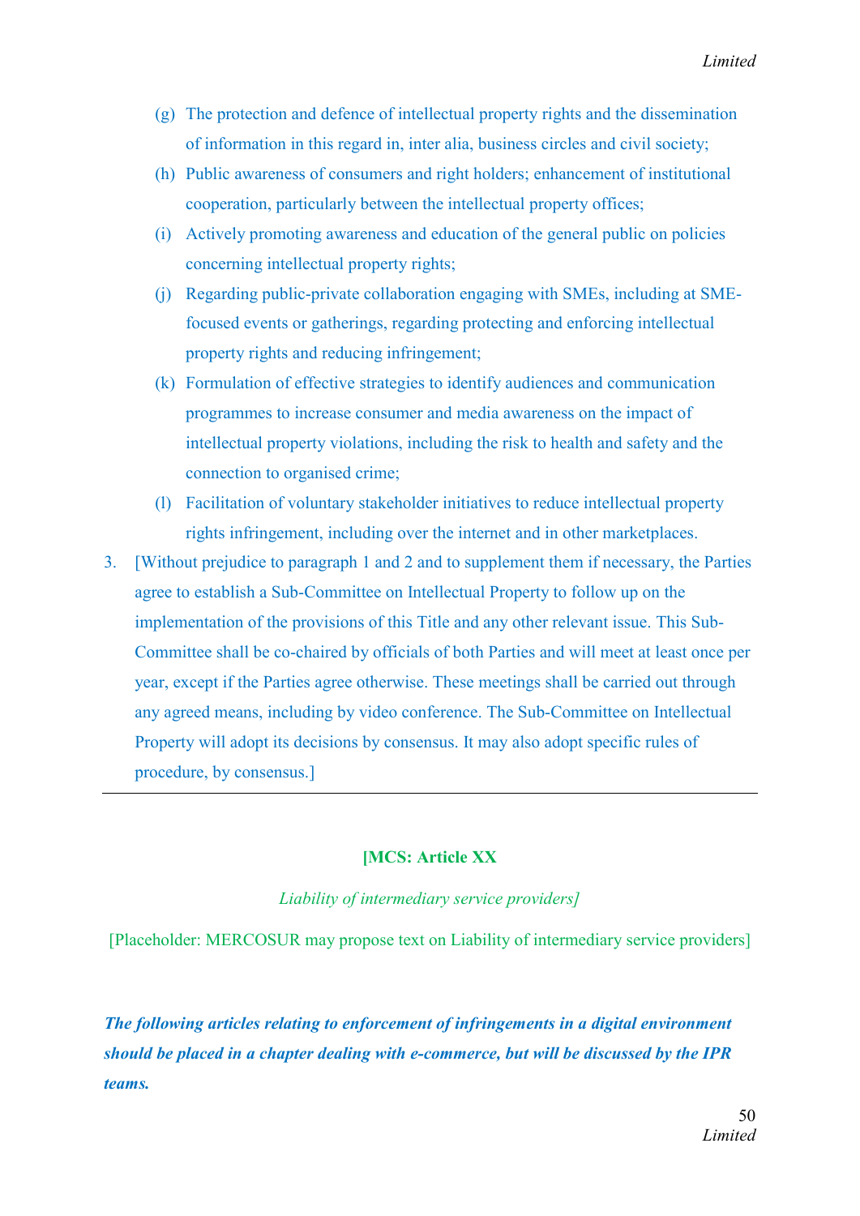(g) The protection and defence of intellectual property rights and the dissemination of information in this regard in, inter alia, business circles and civil society;

(h) Public awareness of consumers and right holders; enhancement of institutional cooperation, particularly between the intellectual property offices;

(i) Actively promoting awareness and education of the general public on policies concerning intellectual property rights;

(j) Regarding public-private collaboration engaging with SMEs, including at SME-focused events or gatherings, regarding protecting and enforcing intellectual property rights and reducing infringement;

(k) Formulation of effective strategies to identify audiences and communication programmes to increase consumer and media awareness on the impact of intellectual property violations, including the risk to health and safety and the connection to organised crime;

(l) Facilitation of voluntary stakeholder initiatives to reduce intellectual property rights infringement, including over the internet and in other marketplaces.

3. [Without prejudice to paragraph 1 and 2 and to supplement them if necessary, the Parties agree to establish a Sub-Committee on Intellectual Property to follow up on the implementation of the provisions of this Title and any other relevant issue. This Sub-Committee shall be co-chaired by officials of both Parties and will meet at least once per year, except if the Parties agree otherwise. These meetings shall be carried out through any agreed means, including by video conference. The Sub-Committee on Intellectual Property will adopt its decisions by consensus. It may also adopt specific rules of procedure, by consensus.]

---

**[MCS: Article XX**

*Liability of intermediary service providers]*

[Placeholder: MERCOSUR may propose text on Liability of intermediary service providers]

***The following articles relating to enforcement of infringements in a digital environment should be placed in a chapter dealing with e-commerce, but will be discussed by the IPR teams.***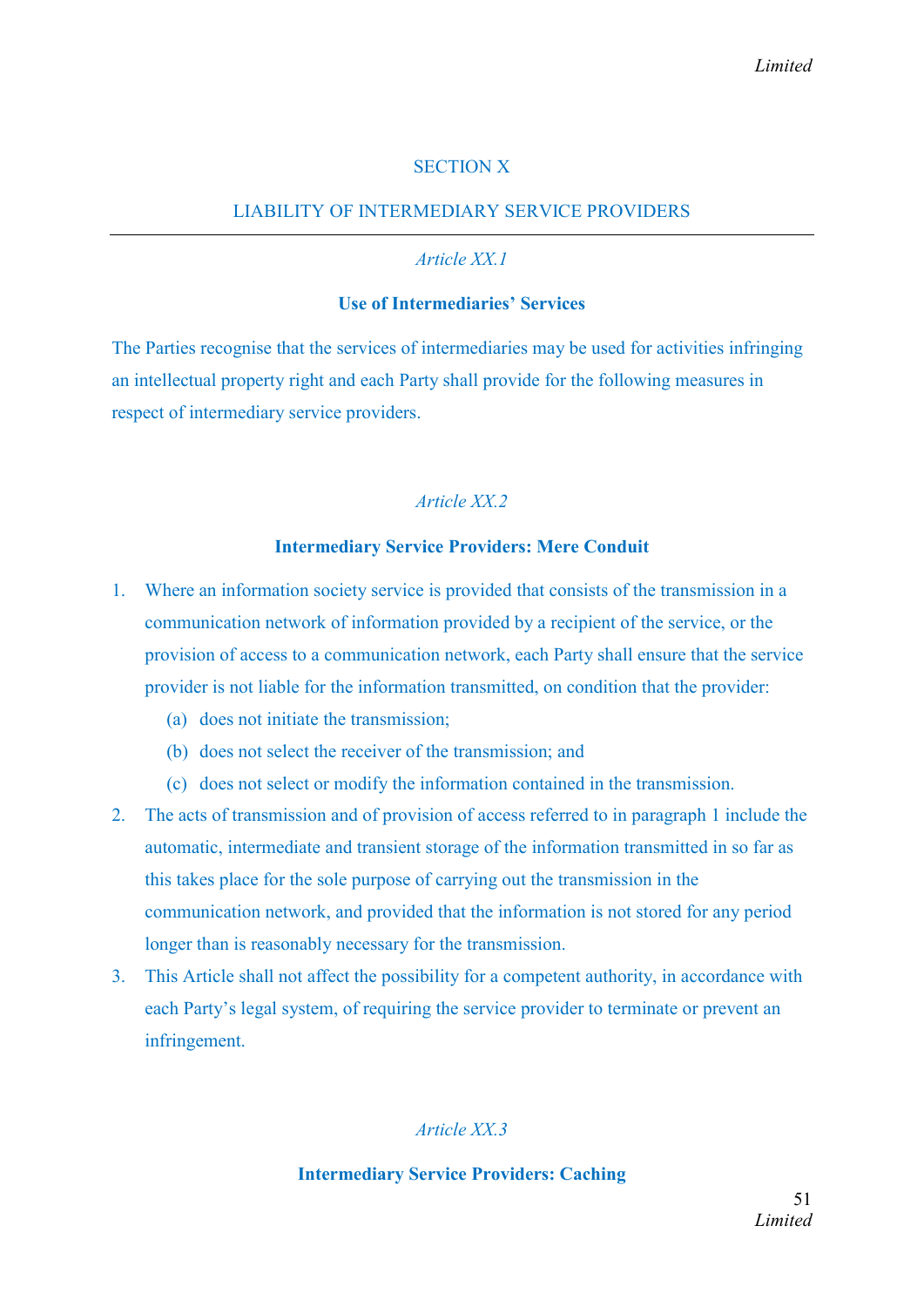## SECTION X

## LIABILITY OF INTERMEDIARY SERVICE PROVIDERS

---

*Article XX.1*

**Use of Intermediaries' Services**

The Parties recognise that the services of intermediaries may be used for activities infringing an intellectual property right and each Party shall provide for the following measures in respect of intermediary service providers.

*Article XX.2*

**Intermediary Service Providers: Mere Conduit**

1. Where an information society service is provided that consists of the transmission in a communication network of information provided by a recipient of the service, or the provision of access to a communication network, each Party shall ensure that the service provider is not liable for the information transmitted, on condition that the provider:
   (a) does not initiate the transmission;
   (b) does not select the receiver of the transmission; and
   (c) does not select or modify the information contained in the transmission.
2. The acts of transmission and of provision of access referred to in paragraph 1 include the automatic, intermediate and transient storage of the information transmitted in so far as this takes place for the sole purpose of carrying out the transmission in the communication network, and provided that the information is not stored for any period longer than is reasonably necessary for the transmission.
3. This Article shall not affect the possibility for a competent authority, in accordance with each Party's legal system, of requiring the service provider to terminate or prevent an infringement.

*Article XX.3*

**Intermediary Service Providers: Caching**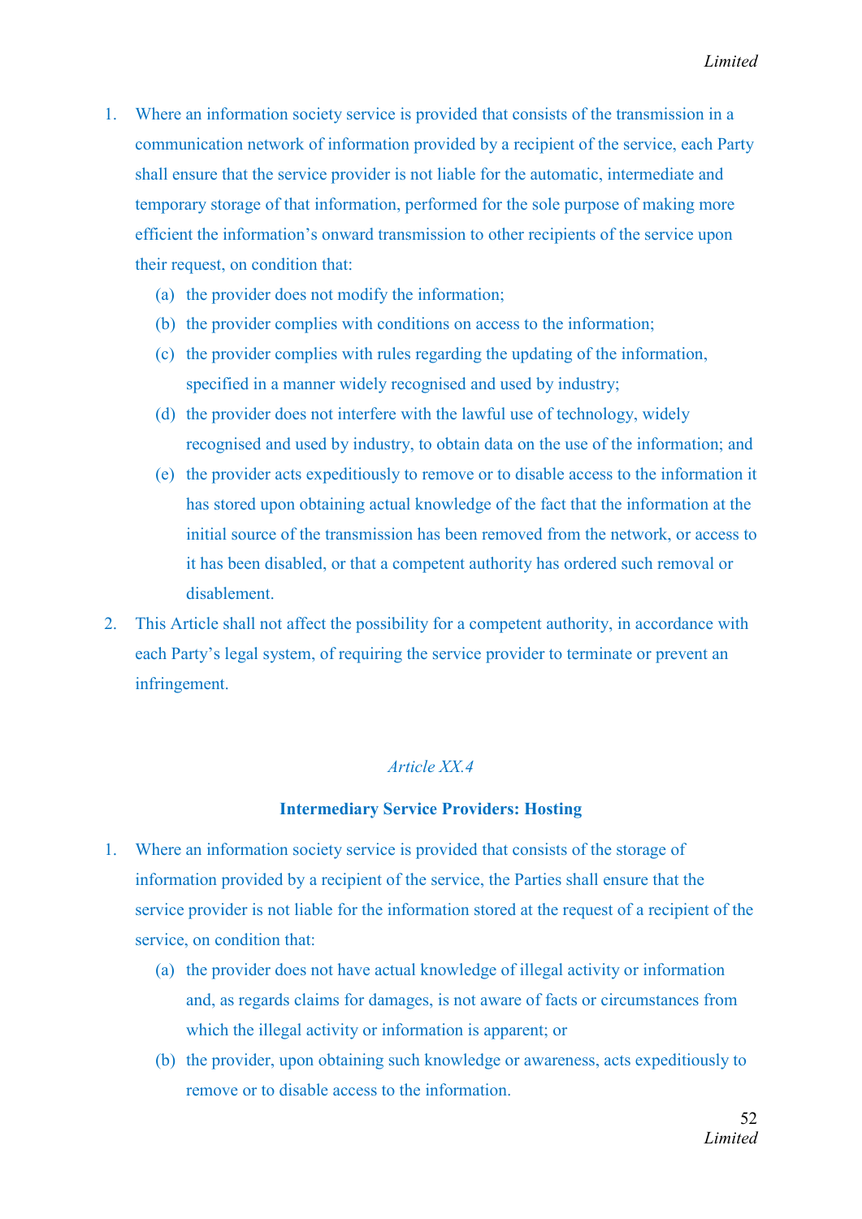1. Where an information society service is provided that consists of the transmission in a communication network of information provided by a recipient of the service, each Party shall ensure that the service provider is not liable for the automatic, intermediate and temporary storage of that information, performed for the sole purpose of making more efficient the information's onward transmission to other recipients of the service upon their request, on condition that:
   (a) the provider does not modify the information;
   (b) the provider complies with conditions on access to the information;
   (c) the provider complies with rules regarding the updating of the information, specified in a manner widely recognised and used by industry;
   (d) the provider does not interfere with the lawful use of technology, widely recognised and used by industry, to obtain data on the use of the information; and
   (e) the provider acts expeditiously to remove or to disable access to the information it has stored upon obtaining actual knowledge of the fact that the information at the initial source of the transmission has been removed from the network, or access to it has been disabled, or that a competent authority has ordered such removal or disablement.
2. This Article shall not affect the possibility for a competent authority, in accordance with each Party's legal system, of requiring the service provider to terminate or prevent an infringement.

*Article XX.4*

**Intermediary Service Providers: Hosting**

1. Where an information society service is provided that consists of the storage of information provided by a recipient of the service, the Parties shall ensure that the service provider is not liable for the information stored at the request of a recipient of the service, on condition that:
   (a) the provider does not have actual knowledge of illegal activity or information and, as regards claims for damages, is not aware of facts or circumstances from which the illegal activity or information is apparent; or
   (b) the provider, upon obtaining such knowledge or awareness, acts expeditiously to remove or to disable access to the information.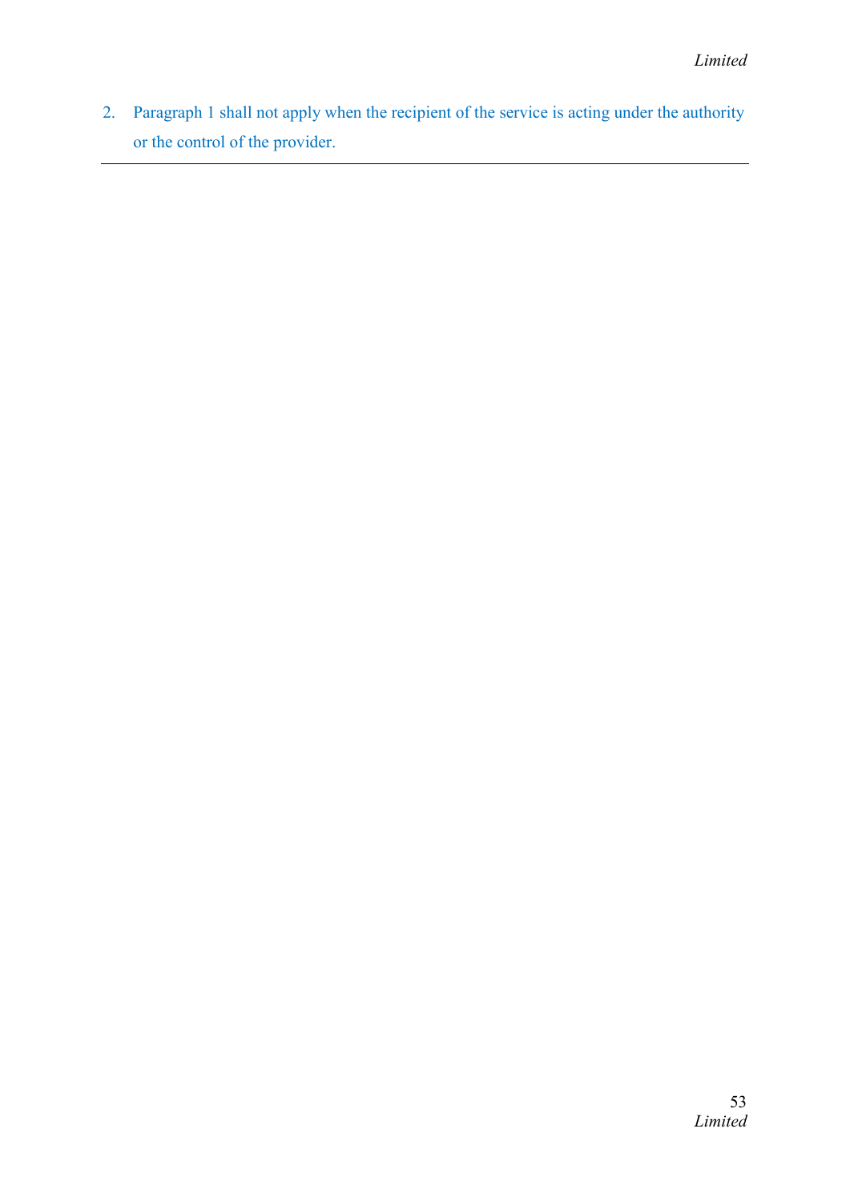2. Paragraph 1 shall not apply when the recipient of the service is acting under the authority or the control of the provider.

---